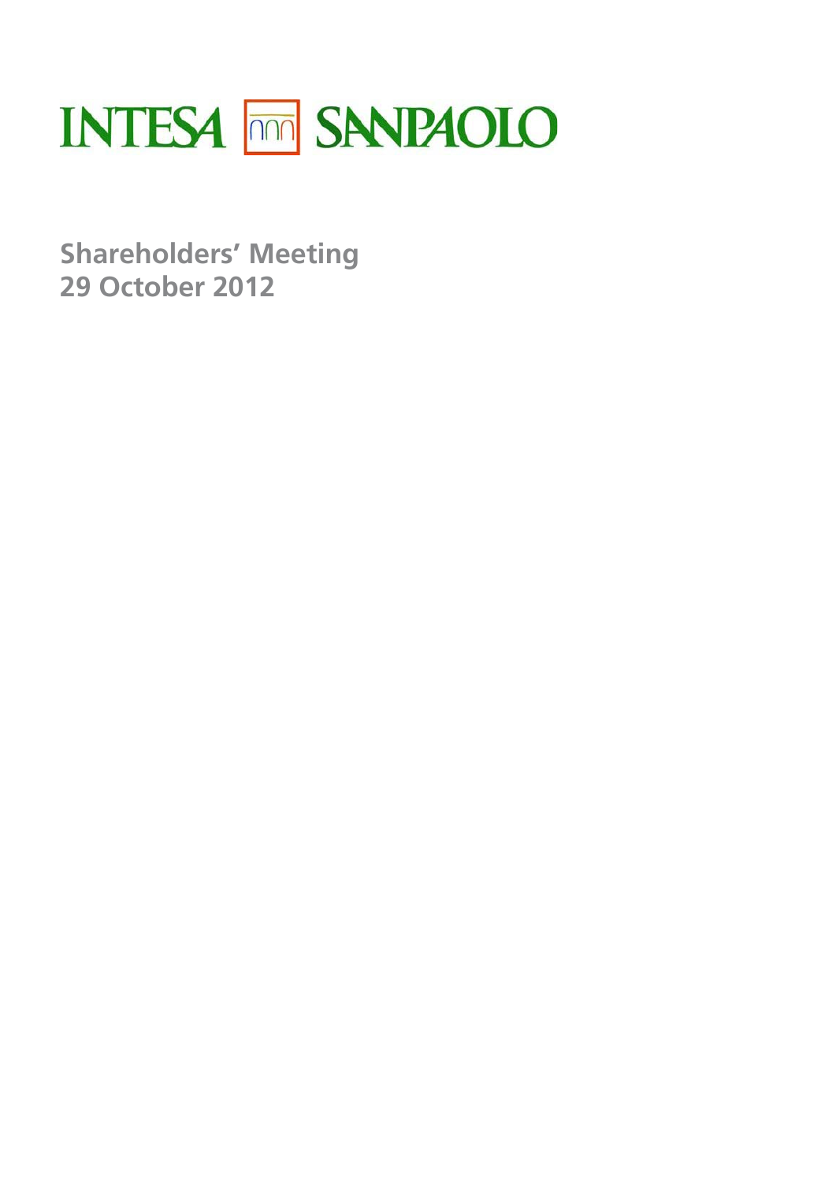# INTESA SANPAOLO

**Shareholders' Meeting**
**29 October 2012**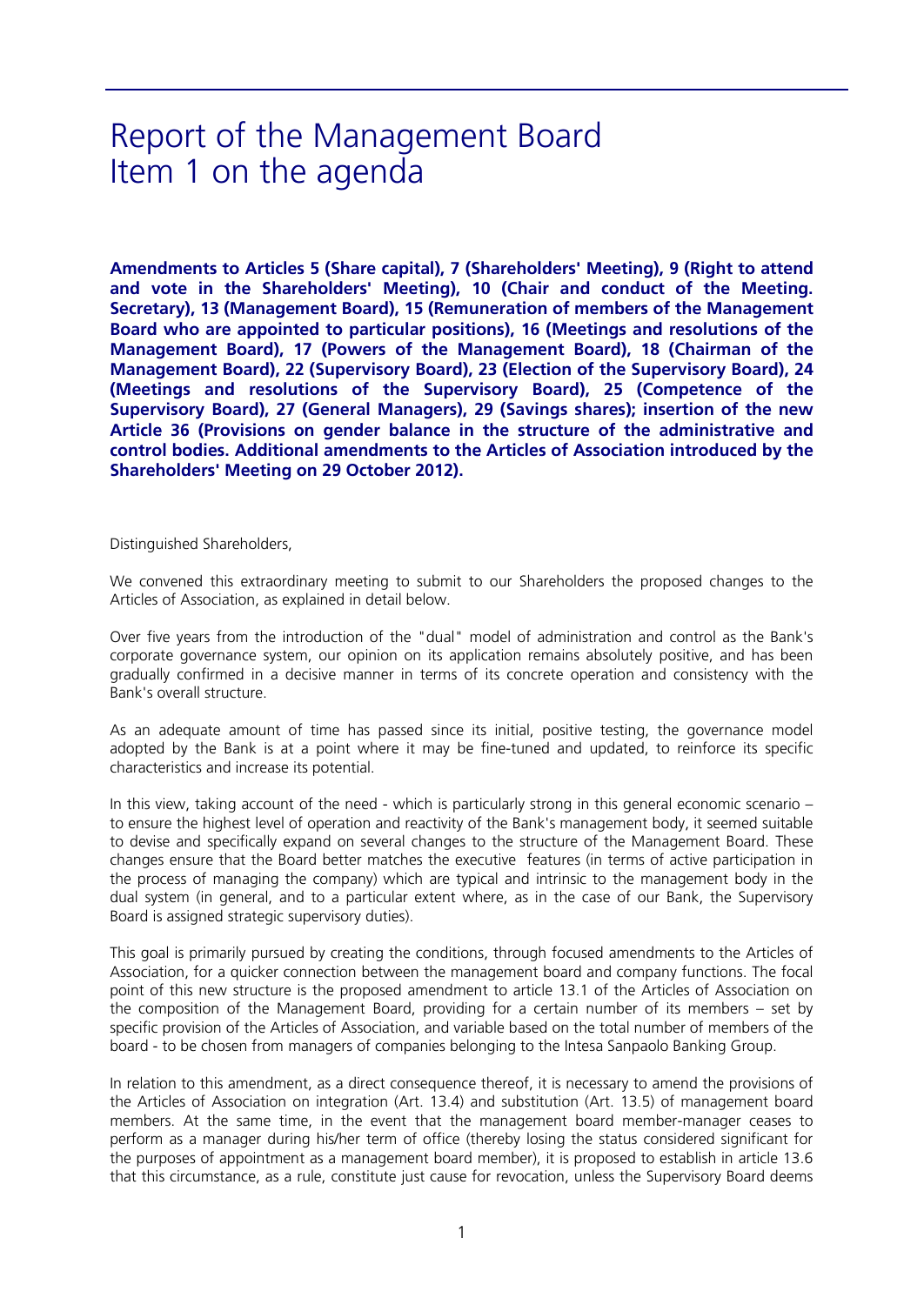# Report of the Management Board
# Item 1 on the agenda

**Amendments to Articles 5 (Share capital), 7 (Shareholders' Meeting), 9 (Right to attend and vote in the Shareholders' Meeting), 10 (Chair and conduct of the Meeting. Secretary), 13 (Management Board), 15 (Remuneration of members of the Management Board who are appointed to particular positions), 16 (Meetings and resolutions of the Management Board), 17 (Powers of the Management Board), 18 (Chairman of the Management Board), 22 (Supervisory Board), 23 (Election of the Supervisory Board), 24 (Meetings and resolutions of the Supervisory Board), 25 (Competence of the Supervisory Board), 27 (General Managers), 29 (Savings shares); insertion of the new Article 36 (Provisions on gender balance in the structure of the administrative and control bodies. Additional amendments to the Articles of Association introduced by the Shareholders' Meeting on 29 October 2012).**

Distinguished Shareholders,

We convened this extraordinary meeting to submit to our Shareholders the proposed changes to the Articles of Association, as explained in detail below.

Over five years from the introduction of the "dual" model of administration and control as the Bank's corporate governance system, our opinion on its application remains absolutely positive, and has been gradually confirmed in a decisive manner in terms of its concrete operation and consistency with the Bank's overall structure.

As an adequate amount of time has passed since its initial, positive testing, the governance model adopted by the Bank is at a point where it may be fine-tuned and updated, to reinforce its specific characteristics and increase its potential.

In this view, taking account of the need - which is particularly strong in this general economic scenario – to ensure the highest level of operation and reactivity of the Bank's management body, it seemed suitable to devise and specifically expand on several changes to the structure of the Management Board. These changes ensure that the Board better matches the executive features (in terms of active participation in the process of managing the company) which are typical and intrinsic to the management body in the dual system (in general, and to a particular extent where, as in the case of our Bank, the Supervisory Board is assigned strategic supervisory duties).

This goal is primarily pursued by creating the conditions, through focused amendments to the Articles of Association, for a quicker connection between the management board and company functions. The focal point of this new structure is the proposed amendment to article 13.1 of the Articles of Association on the composition of the Management Board, providing for a certain number of its members – set by specific provision of the Articles of Association, and variable based on the total number of members of the board - to be chosen from managers of companies belonging to the Intesa Sanpaolo Banking Group.

In relation to this amendment, as a direct consequence thereof, it is necessary to amend the provisions of the Articles of Association on integration (Art. 13.4) and substitution (Art. 13.5) of management board members. At the same time, in the event that the management board member-manager ceases to perform as a manager during his/her term of office (thereby losing the status considered significant for the purposes of appointment as a management board member), it is proposed to establish in article 13.6 that this circumstance, as a rule, constitute just cause for revocation, unless the Supervisory Board deems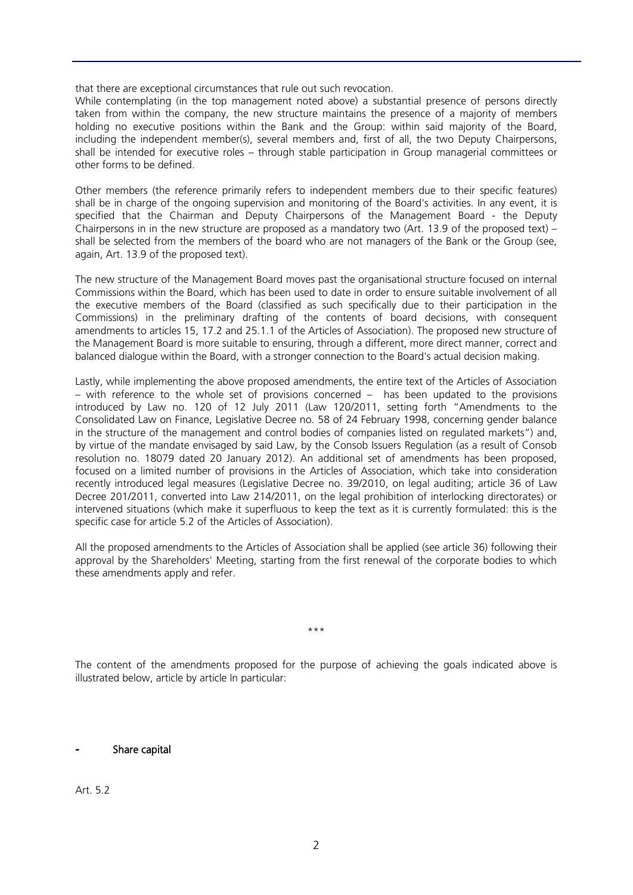that there are exceptional circumstances that rule out such revocation.

While contemplating (in the top management noted above) a substantial presence of persons directly taken from within the company, the new structure maintains the presence of a majority of members holding no executive positions within the Bank and the Group: within said majority of the Board, including the independent member(s), several members and, first of all, the two Deputy Chairpersons, shall be intended for executive roles – through stable participation in Group managerial committees or other forms to be defined.

Other members (the reference primarily refers to independent members due to their specific features) shall be in charge of the ongoing supervision and monitoring of the Board's activities. In any event, it is specified that the Chairman and Deputy Chairpersons of the Management Board - the Deputy Chairpersons in in the new structure are proposed as a mandatory two (Art. 13.9 of the proposed text) – shall be selected from the members of the board who are not managers of the Bank or the Group (see, again, Art. 13.9 of the proposed text).

The new structure of the Management Board moves past the organisational structure focused on internal Commissions within the Board, which has been used to date in order to ensure suitable involvement of all the executive members of the Board (classified as such specifically due to their participation in the Commissions) in the preliminary drafting of the contents of board decisions, with consequent amendments to articles 15, 17.2 and 25.1.1 of the Articles of Association). The proposed new structure of the Management Board is more suitable to ensuring, through a different, more direct manner, correct and balanced dialogue within the Board, with a stronger connection to the Board's actual decision making.

Lastly, while implementing the above proposed amendments, the entire text of the Articles of Association – with reference to the whole set of provisions concerned – has been updated to the provisions introduced by Law no. 120 of 12 July 2011 (Law 120/2011, setting forth "Amendments to the Consolidated Law on Finance, Legislative Decree no. 58 of 24 February 1998, concerning gender balance in the structure of the management and control bodies of companies listed on regulated markets") and, by virtue of the mandate envisaged by said Law, by the Consob Issuers Regulation (as a result of Consob resolution no. 18079 dated 20 January 2012). An additional set of amendments has been proposed, focused on a limited number of provisions in the Articles of Association, which take into consideration recently introduced legal measures (Legislative Decree no. 39/2010, on legal auditing; article 36 of Law Decree 201/2011, converted into Law 214/2011, on the legal prohibition of interlocking directorates) or intervened situations (which make it superfluous to keep the text as it is currently formulated: this is the specific case for article 5.2 of the Articles of Association).

All the proposed amendments to the Articles of Association shall be applied (see article 36) following their approval by the Shareholders' Meeting, starting from the first renewal of the corporate bodies to which these amendments apply and refer.

\*\*\*

The content of the amendments proposed for the purpose of achieving the goals indicated above is illustrated below, article by article In particular:

- Share capital

Art. 5.2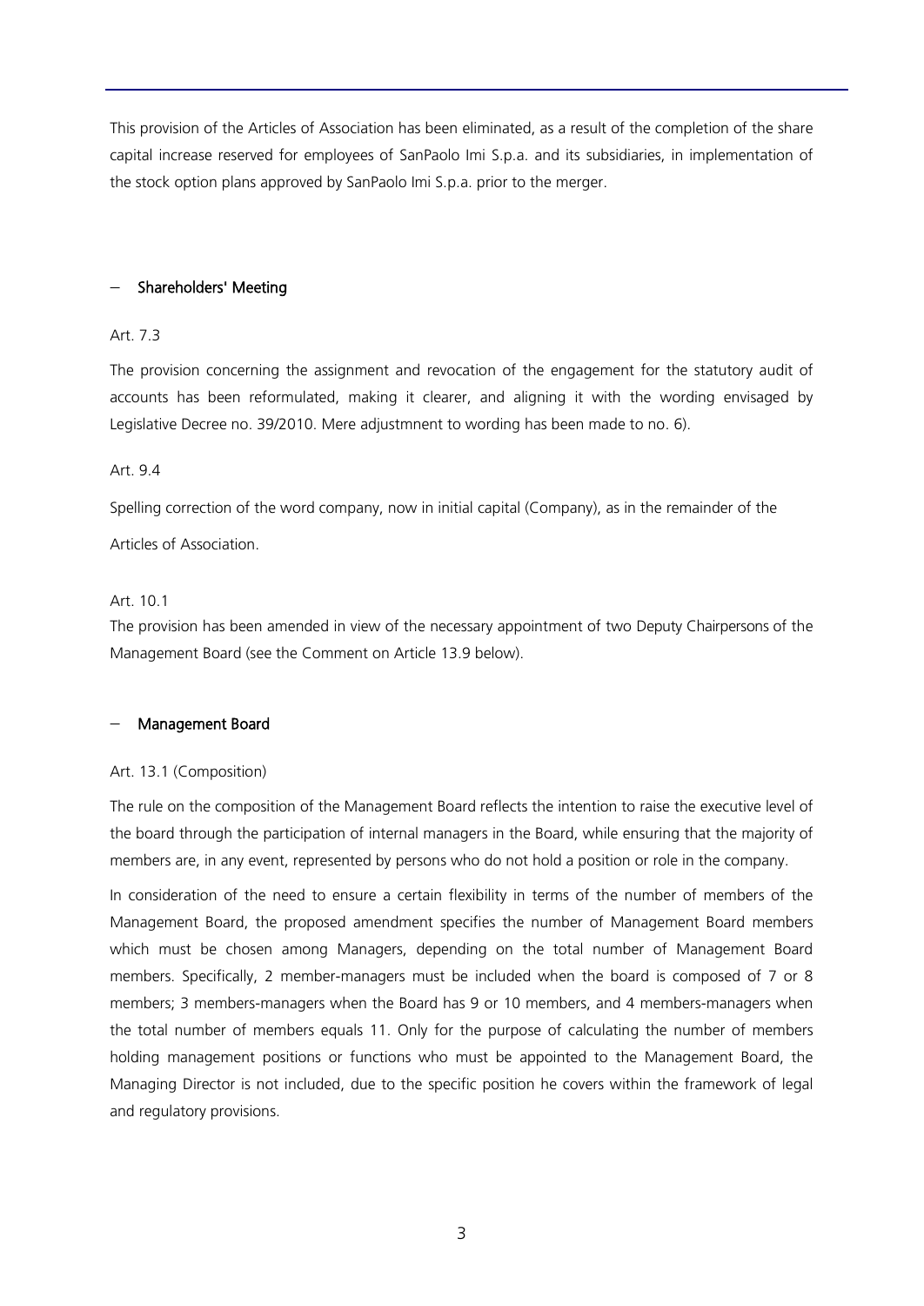This provision of the Articles of Association has been eliminated, as a result of the completion of the share capital increase reserved for employees of SanPaolo Imi S.p.a. and its subsidiaries, in implementation of the stock option plans approved by SanPaolo Imi S.p.a. prior to the merger.

- **Shareholders' Meeting**

Art. 7.3

The provision concerning the assignment and revocation of the engagement for the statutory audit of accounts has been reformulated, making it clearer, and aligning it with the wording envisaged by Legislative Decree no. 39/2010. Mere adjustmnent to wording has been made to no. 6).

Art. 9.4

Spelling correction of the word company, now in initial capital (Company), as in the remainder of the Articles of Association.

Art. 10.1

The provision has been amended in view of the necessary appointment of two Deputy Chairpersons of the Management Board (see the Comment on Article 13.9 below).

- **Management Board**

Art. 13.1 (Composition)

The rule on the composition of the Management Board reflects the intention to raise the executive level of the board through the participation of internal managers in the Board, while ensuring that the majority of members are, in any event, represented by persons who do not hold a position or role in the company.

In consideration of the need to ensure a certain flexibility in terms of the number of members of the Management Board, the proposed amendment specifies the number of Management Board members which must be chosen among Managers, depending on the total number of Management Board members. Specifically, 2 member-managers must be included when the board is composed of 7 or 8 members; 3 members-managers when the Board has 9 or 10 members, and 4 members-managers when the total number of members equals 11. Only for the purpose of calculating the number of members holding management positions or functions who must be appointed to the Management Board, the Managing Director is not included, due to the specific position he covers within the framework of legal and regulatory provisions.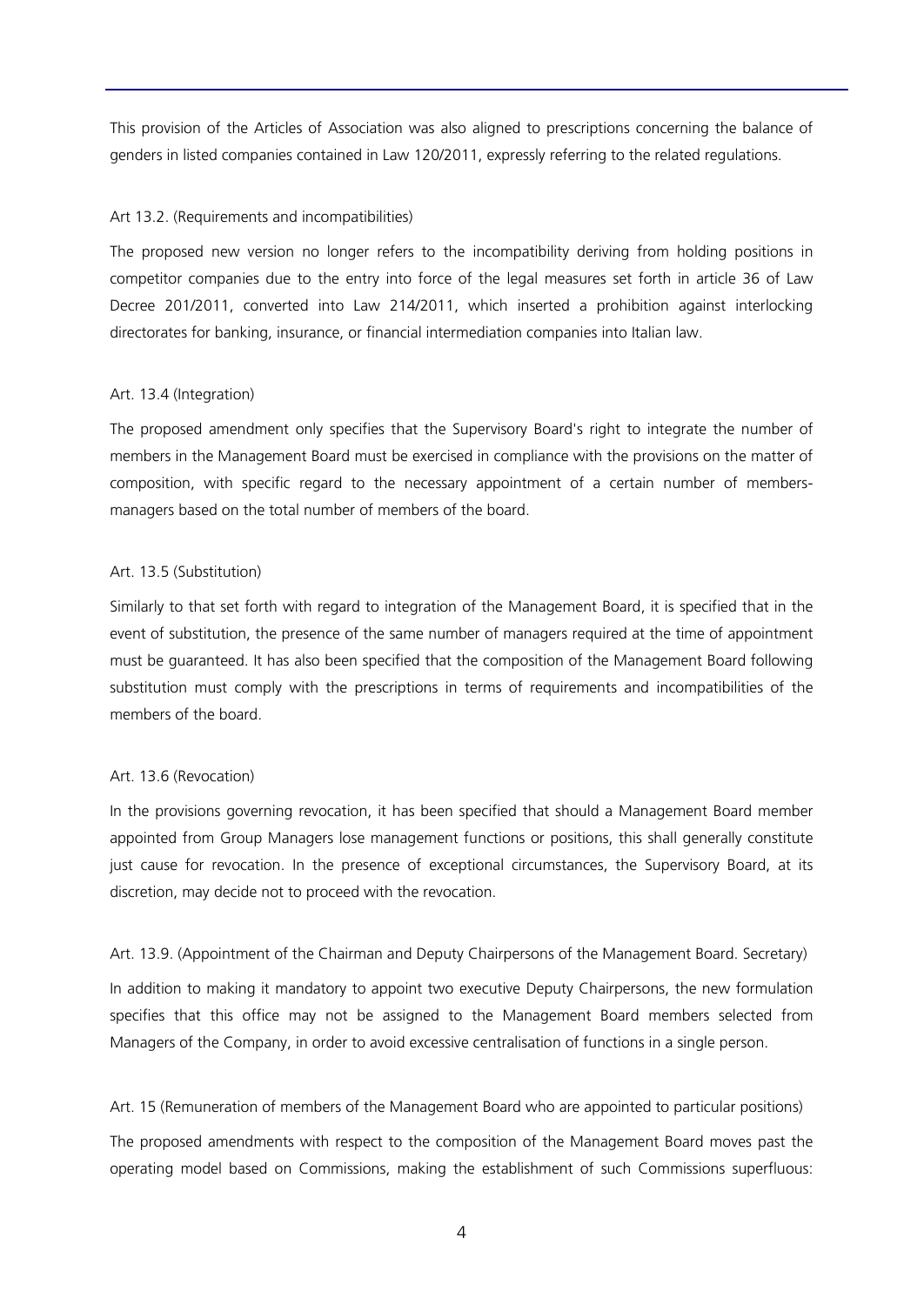This provision of the Articles of Association was also aligned to prescriptions concerning the balance of genders in listed companies contained in Law 120/2011, expressly referring to the related regulations.

Art 13.2. (Requirements and incompatibilities)

The proposed new version no longer refers to the incompatibility deriving from holding positions in competitor companies due to the entry into force of the legal measures set forth in article 36 of Law Decree 201/2011, converted into Law 214/2011, which inserted a prohibition against interlocking directorates for banking, insurance, or financial intermediation companies into Italian law.

Art. 13.4 (Integration)

The proposed amendment only specifies that the Supervisory Board's right to integrate the number of members in the Management Board must be exercised in compliance with the provisions on the matter of composition, with specific regard to the necessary appointment of a certain number of members-managers based on the total number of members of the board.

Art. 13.5 (Substitution)

Similarly to that set forth with regard to integration of the Management Board, it is specified that in the event of substitution, the presence of the same number of managers required at the time of appointment must be guaranteed. It has also been specified that the composition of the Management Board following substitution must comply with the prescriptions in terms of requirements and incompatibilities of the members of the board.

Art. 13.6 (Revocation)

In the provisions governing revocation, it has been specified that should a Management Board member appointed from Group Managers lose management functions or positions, this shall generally constitute just cause for revocation. In the presence of exceptional circumstances, the Supervisory Board, at its discretion, may decide not to proceed with the revocation.

Art. 13.9. (Appointment of the Chairman and Deputy Chairpersons of the Management Board. Secretary)

In addition to making it mandatory to appoint two executive Deputy Chairpersons, the new formulation specifies that this office may not be assigned to the Management Board members selected from Managers of the Company, in order to avoid excessive centralisation of functions in a single person.

Art. 15 (Remuneration of members of the Management Board who are appointed to particular positions)

The proposed amendments with respect to the composition of the Management Board moves past the operating model based on Commissions, making the establishment of such Commissions superfluous: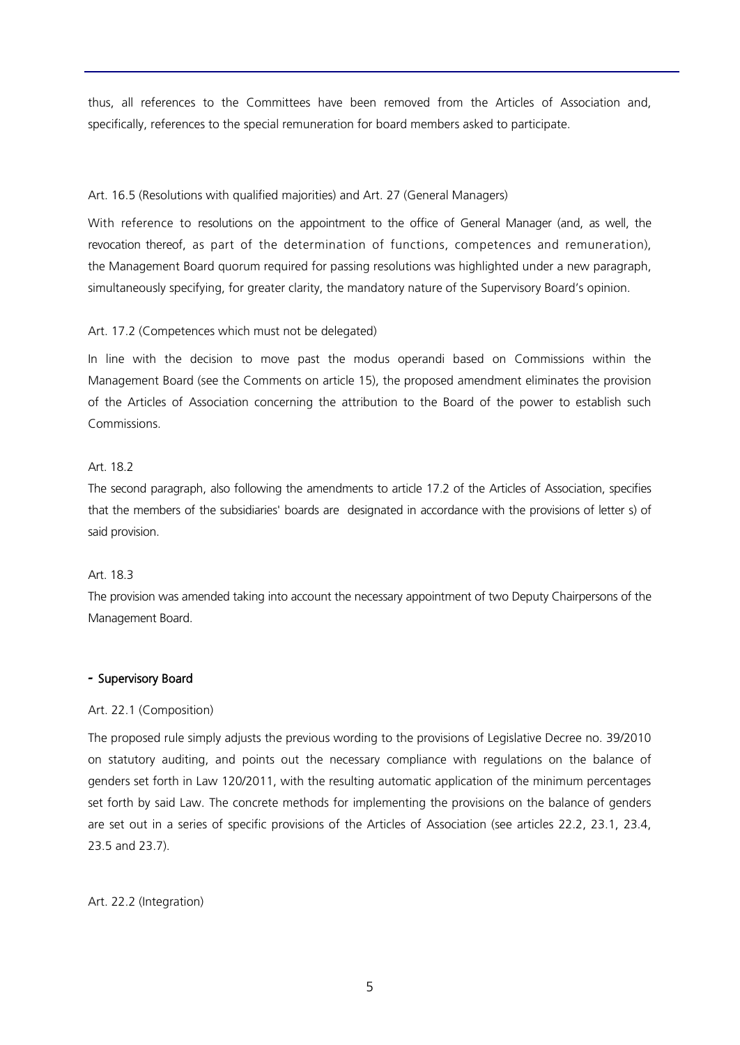thus, all references to the Committees have been removed from the Articles of Association and, specifically, references to the special remuneration for board members asked to participate.

Art. 16.5 (Resolutions with qualified majorities) and Art. 27 (General Managers)

With reference to resolutions on the appointment to the office of General Manager (and, as well, the revocation thereof, as part of the determination of functions, competences and remuneration), the Management Board quorum required for passing resolutions was highlighted under a new paragraph, simultaneously specifying, for greater clarity, the mandatory nature of the Supervisory Board's opinion.

Art. 17.2 (Competences which must not be delegated)

In line with the decision to move past the modus operandi based on Commissions within the Management Board (see the Comments on article 15), the proposed amendment eliminates the provision of the Articles of Association concerning the attribution to the Board of the power to establish such Commissions.

Art. 18.2

The second paragraph, also following the amendments to article 17.2 of the Articles of Association, specifies that the members of the subsidiaries' boards are designated in accordance with the provisions of letter s) of said provision.

Art. 18.3

The provision was amended taking into account the necessary appointment of two Deputy Chairpersons of the Management Board.

## - Supervisory Board

Art. 22.1 (Composition)

The proposed rule simply adjusts the previous wording to the provisions of Legislative Decree no. 39/2010 on statutory auditing, and points out the necessary compliance with regulations on the balance of genders set forth in Law 120/2011, with the resulting automatic application of the minimum percentages set forth by said Law. The concrete methods for implementing the provisions on the balance of genders are set out in a series of specific provisions of the Articles of Association (see articles 22.2, 23.1, 23.4, 23.5 and 23.7).

Art. 22.2 (Integration)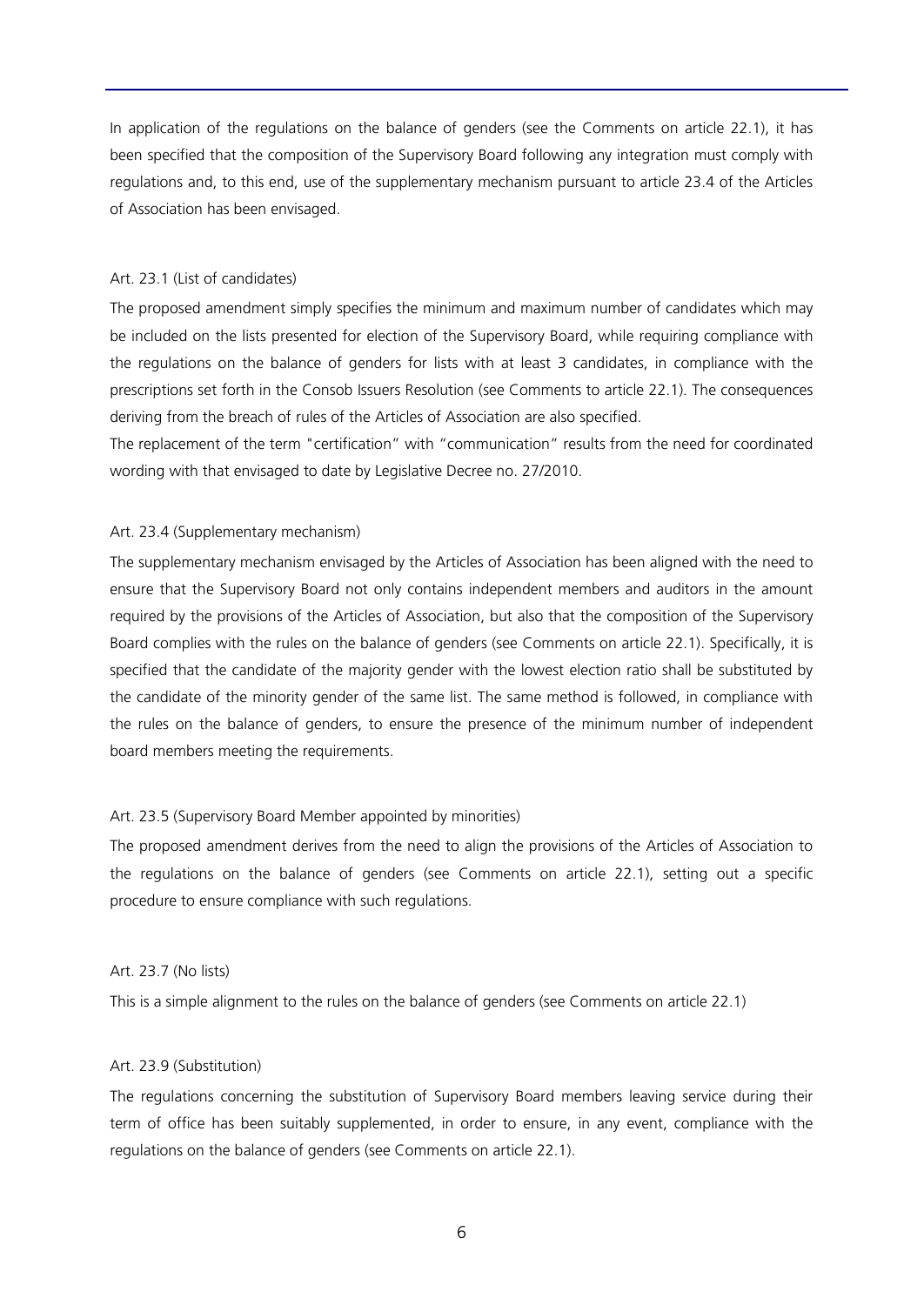In application of the regulations on the balance of genders (see the Comments on article 22.1), it has been specified that the composition of the Supervisory Board following any integration must comply with regulations and, to this end, use of the supplementary mechanism pursuant to article 23.4 of the Articles of Association has been envisaged.

Art. 23.1 (List of candidates)

The proposed amendment simply specifies the minimum and maximum number of candidates which may be included on the lists presented for election of the Supervisory Board, while requiring compliance with the regulations on the balance of genders for lists with at least 3 candidates, in compliance with the prescriptions set forth in the Consob Issuers Resolution (see Comments to article 22.1). The consequences deriving from the breach of rules of the Articles of Association are also specified.

The replacement of the term "certification" with "communication" results from the need for coordinated wording with that envisaged to date by Legislative Decree no. 27/2010.

Art. 23.4 (Supplementary mechanism)

The supplementary mechanism envisaged by the Articles of Association has been aligned with the need to ensure that the Supervisory Board not only contains independent members and auditors in the amount required by the provisions of the Articles of Association, but also that the composition of the Supervisory Board complies with the rules on the balance of genders (see Comments on article 22.1). Specifically, it is specified that the candidate of the majority gender with the lowest election ratio shall be substituted by the candidate of the minority gender of the same list. The same method is followed, in compliance with the rules on the balance of genders, to ensure the presence of the minimum number of independent board members meeting the requirements.

Art. 23.5 (Supervisory Board Member appointed by minorities)

The proposed amendment derives from the need to align the provisions of the Articles of Association to the regulations on the balance of genders (see Comments on article 22.1), setting out a specific procedure to ensure compliance with such regulations.

Art. 23.7 (No lists)

This is a simple alignment to the rules on the balance of genders (see Comments on article 22.1)

Art. 23.9 (Substitution)

The regulations concerning the substitution of Supervisory Board members leaving service during their term of office has been suitably supplemented, in order to ensure, in any event, compliance with the regulations on the balance of genders (see Comments on article 22.1).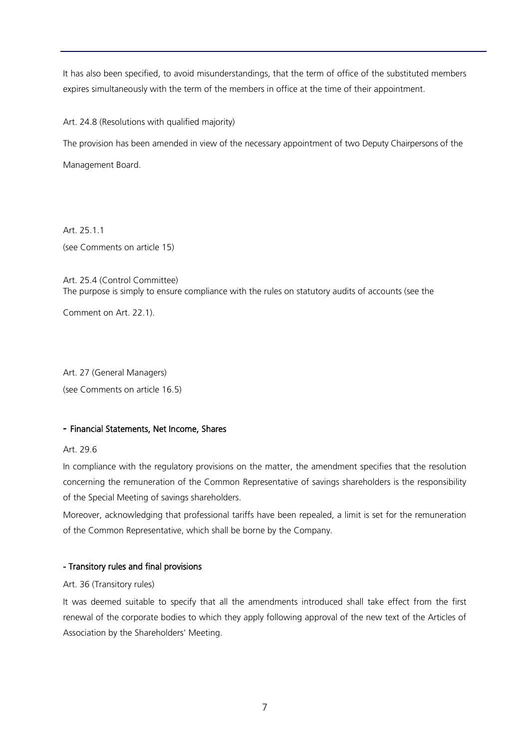It has also been specified, to avoid misunderstandings, that the term of office of the substituted members expires simultaneously with the term of the members in office at the time of their appointment.

Art. 24.8 (Resolutions with qualified majority)

The provision has been amended in view of the necessary appointment of two Deputy Chairpersons of the Management Board.

Art. 25.1.1

(see Comments on article 15)

Art. 25.4 (Control Committee)

The purpose is simply to ensure compliance with the rules on statutory audits of accounts (see the Comment on Art. 22.1).

Art. 27 (General Managers)

(see Comments on article 16.5)

## - Financial Statements, Net Income, Shares

Art. 29.6

In compliance with the regulatory provisions on the matter, the amendment specifies that the resolution concerning the remuneration of the Common Representative of savings shareholders is the responsibility of the Special Meeting of savings shareholders.

Moreover, acknowledging that professional tariffs have been repealed, a limit is set for the remuneration of the Common Representative, which shall be borne by the Company.

## - Transitory rules and final provisions

Art. 36 (Transitory rules)

It was deemed suitable to specify that all the amendments introduced shall take effect from the first renewal of the corporate bodies to which they apply following approval of the new text of the Articles of Association by the Shareholders' Meeting.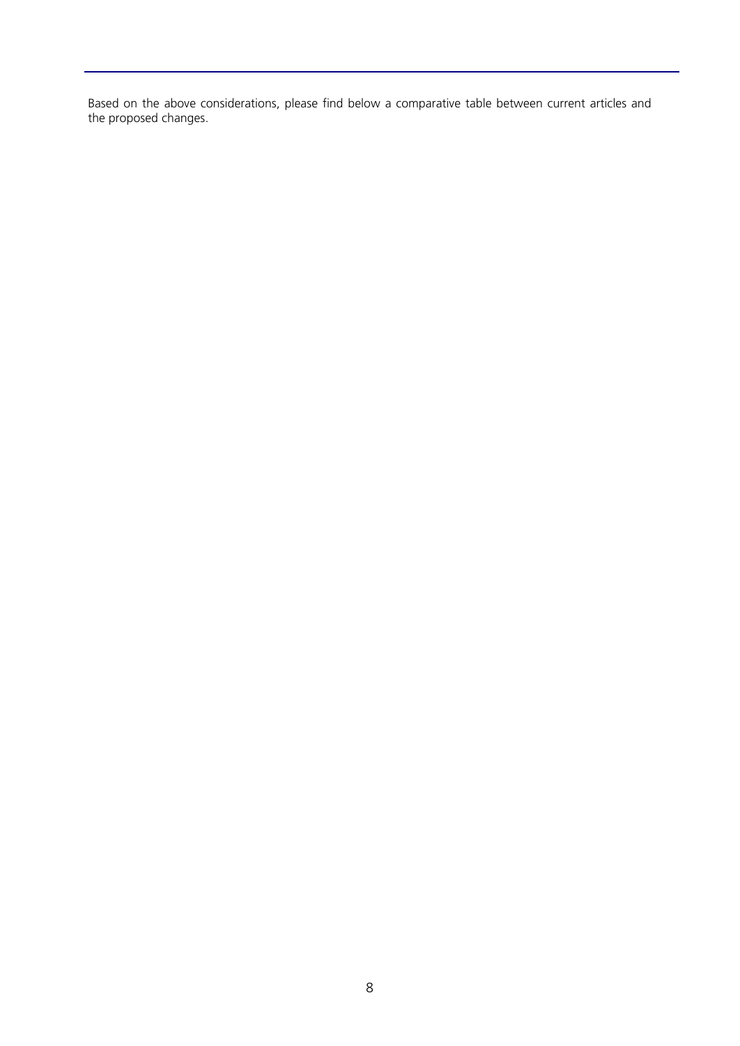Based on the above considerations, please find below a comparative table between current articles and the proposed changes.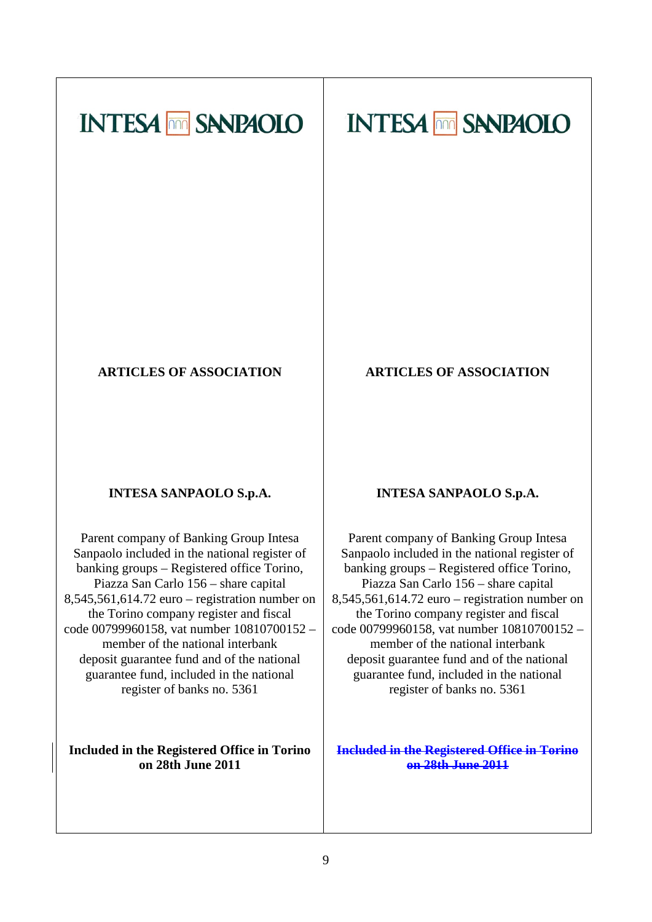| INTESA SANPAOLO | INTESA SANPAOLO |
| --- | --- |
| **ARTICLES OF ASSOCIATION** | **ARTICLES OF ASSOCIATION** |
| **INTESA SANPAOLO S.p.A.** | **INTESA SANPAOLO S.p.A.** |
| Parent company of Banking Group Intesa Sanpaolo included in the national register of banking groups – Registered office Torino, Piazza San Carlo 156 – share capital 8,545,561,614.72 euro – registration number on the Torino company register and fiscal code 00799960158, vat number 10810700152 – member of the national interbank deposit guarantee fund and of the national guarantee fund, included in the national register of banks no. 5361 | Parent company of Banking Group Intesa Sanpaolo included in the national register of banking groups – Registered office Torino, Piazza San Carlo 156 – share capital 8,545,561,614.72 euro – registration number on the Torino company register and fiscal code 00799960158, vat number 10810700152 – member of the national interbank deposit guarantee fund and of the national guarantee fund, included in the national register of banks no. 5361 |
| **Included in the Registered Office in Torino on 28th June 2011** | ~~**Included in the Registered Office in Torino on 28th June 2011**~~ |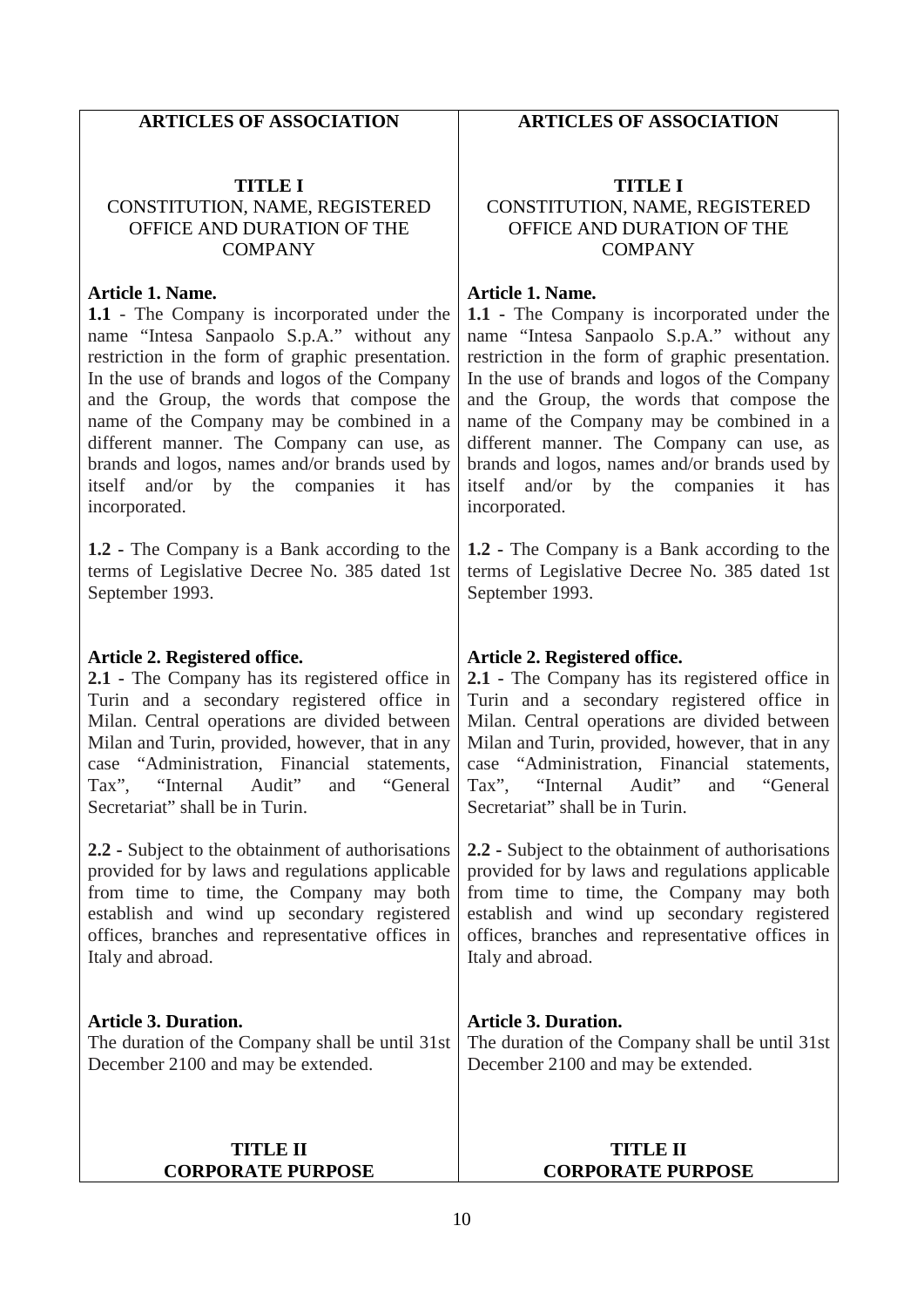| ARTICLES OF ASSOCIATION | ARTICLES OF ASSOCIATION |
|---|---|
| **TITLE I**<br>CONSTITUTION, NAME, REGISTERED OFFICE AND DURATION OF THE COMPANY | **TITLE I**<br>CONSTITUTION, NAME, REGISTERED OFFICE AND DURATION OF THE COMPANY |
| **Article 1. Name.**<br>**1.1** - The Company is incorporated under the name "Intesa Sanpaolo S.p.A." without any restriction in the form of graphic presentation. In the use of brands and logos of the Company and the Group, the words that compose the name of the Company may be combined in a different manner. The Company can use, as brands and logos, names and/or brands used by itself and/or by the companies it has incorporated. | **Article 1. Name.**<br>**1.1** - The Company is incorporated under the name "Intesa Sanpaolo S.p.A." without any restriction in the form of graphic presentation. In the use of brands and logos of the Company and the Group, the words that compose the name of the Company may be combined in a different manner. The Company can use, as brands and logos, names and/or brands used by itself and/or by the companies it has incorporated. |
| **1.2** - The Company is a Bank according to the terms of Legislative Decree No. 385 dated 1st September 1993. | **1.2** - The Company is a Bank according to the terms of Legislative Decree No. 385 dated 1st September 1993. |
| **Article 2. Registered office.**<br>**2.1** - The Company has its registered office in Turin and a secondary registered office in Milan. Central operations are divided between Milan and Turin, provided, however, that in any case "Administration, Financial statements, Tax", "Internal Audit" and "General Secretariat" shall be in Turin. | **Article 2. Registered office.**<br>**2.1** - The Company has its registered office in Turin and a secondary registered office in Milan. Central operations are divided between Milan and Turin, provided, however, that in any case "Administration, Financial statements, Tax", "Internal Audit" and "General Secretariat" shall be in Turin. |
| **2.2** - Subject to the obtainment of authorisations provided for by laws and regulations applicable from time to time, the Company may both establish and wind up secondary registered offices, branches and representative offices in Italy and abroad. | **2.2** - Subject to the obtainment of authorisations provided for by laws and regulations applicable from time to time, the Company may both establish and wind up secondary registered offices, branches and representative offices in Italy and abroad. |
| **Article 3. Duration.**<br>The duration of the Company shall be until 31st December 2100 and may be extended. | **Article 3. Duration.**<br>The duration of the Company shall be until 31st December 2100 and may be extended. |
| **TITLE II**<br>**CORPORATE PURPOSE** | **TITLE II**<br>**CORPORATE PURPOSE** |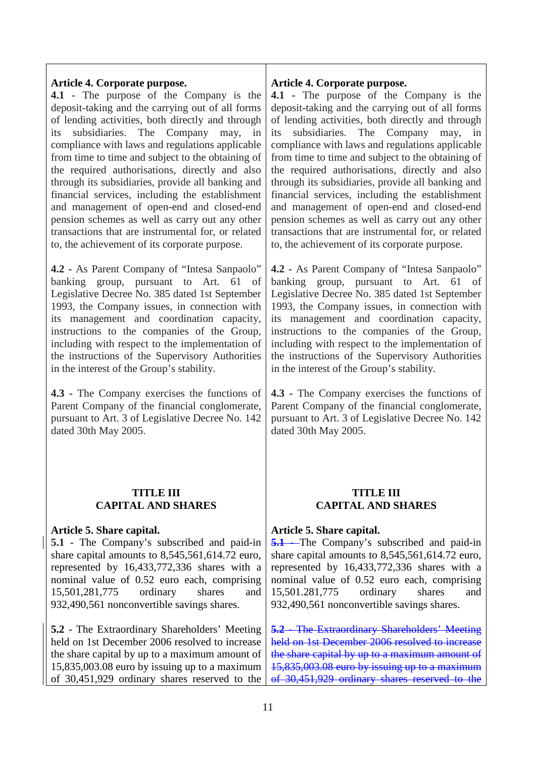| | |
|---|---|
| **Article 4. Corporate purpose.**<br>**4.1** - The purpose of the Company is the deposit-taking and the carrying out of all forms of lending activities, both directly and through its subsidiaries. The Company may, in compliance with laws and regulations applicable from time to time and subject to the obtaining of the required authorisations, directly and also through its subsidiaries, provide all banking and financial services, including the establishment and management of open-end and closed-end pension schemes as well as carry out any other transactions that are instrumental for, or related to, the achievement of its corporate purpose. | **Article 4. Corporate purpose.**<br>**4.1** - The purpose of the Company is the deposit-taking and the carrying out of all forms of lending activities, both directly and through its subsidiaries. The Company may, in compliance with laws and regulations applicable from time to time and subject to the obtaining of the required authorisations, directly and also through its subsidiaries, provide all banking and financial services, including the establishment and management of open-end and closed-end pension schemes as well as carry out any other transactions that are instrumental for, or related to, the achievement of its corporate purpose. |
| **4.2** - As Parent Company of "Intesa Sanpaolo" banking group, pursuant to Art. 61 of Legislative Decree No. 385 dated 1st September 1993, the Company issues, in connection with its management and coordination capacity, instructions to the companies of the Group, including with respect to the implementation of the instructions of the Supervisory Authorities in the interest of the Group's stability. | **4.2** - As Parent Company of "Intesa Sanpaolo" banking group, pursuant to Art. 61 of Legislative Decree No. 385 dated 1st September 1993, the Company issues, in connection with its management and coordination capacity, instructions to the companies of the Group, including with respect to the implementation of the instructions of the Supervisory Authorities in the interest of the Group's stability. |
| **4.3** - The Company exercises the functions of Parent Company of the financial conglomerate, pursuant to Art. 3 of Legislative Decree No. 142 dated 30th May 2005. | **4.3** - The Company exercises the functions of Parent Company of the financial conglomerate, pursuant to Art. 3 of Legislative Decree No. 142 dated 30th May 2005. |
| **TITLE III**<br>**CAPITAL AND SHARES** | **TITLE III**<br>**CAPITAL AND SHARES** |
| **Article 5. Share capital.**<br>**5.1** - The Company's subscribed and paid-in share capital amounts to 8,545,561,614.72 euro, represented by 16,433,772,336 shares with a nominal value of 0.52 euro each, comprising 15,501,281,775 ordinary shares and 932,490,561 nonconvertible savings shares. | **Article 5. Share capital.**<br>~~**5.1** -~~ The Company's subscribed and paid-in share capital amounts to 8,545,561,614.72 euro, represented by 16,433,772,336 shares with a nominal value of 0.52 euro each, comprising 15.501.281,775 ordinary shares and 932,490,561 nonconvertible savings shares. |
| **5.2** - The Extraordinary Shareholders' Meeting held on 1st December 2006 resolved to increase the share capital by up to a maximum amount of 15,835,003.08 euro by issuing up to a maximum of 30,451,929 ordinary shares reserved to the | ~~**5.2** - The Extraordinary Shareholders' Meeting held on 1st December 2006 resolved to increase the share capital by up to a maximum amount of 15,835,003.08 euro by issuing up to a maximum of 30,451,929 ordinary shares reserved to the~~ |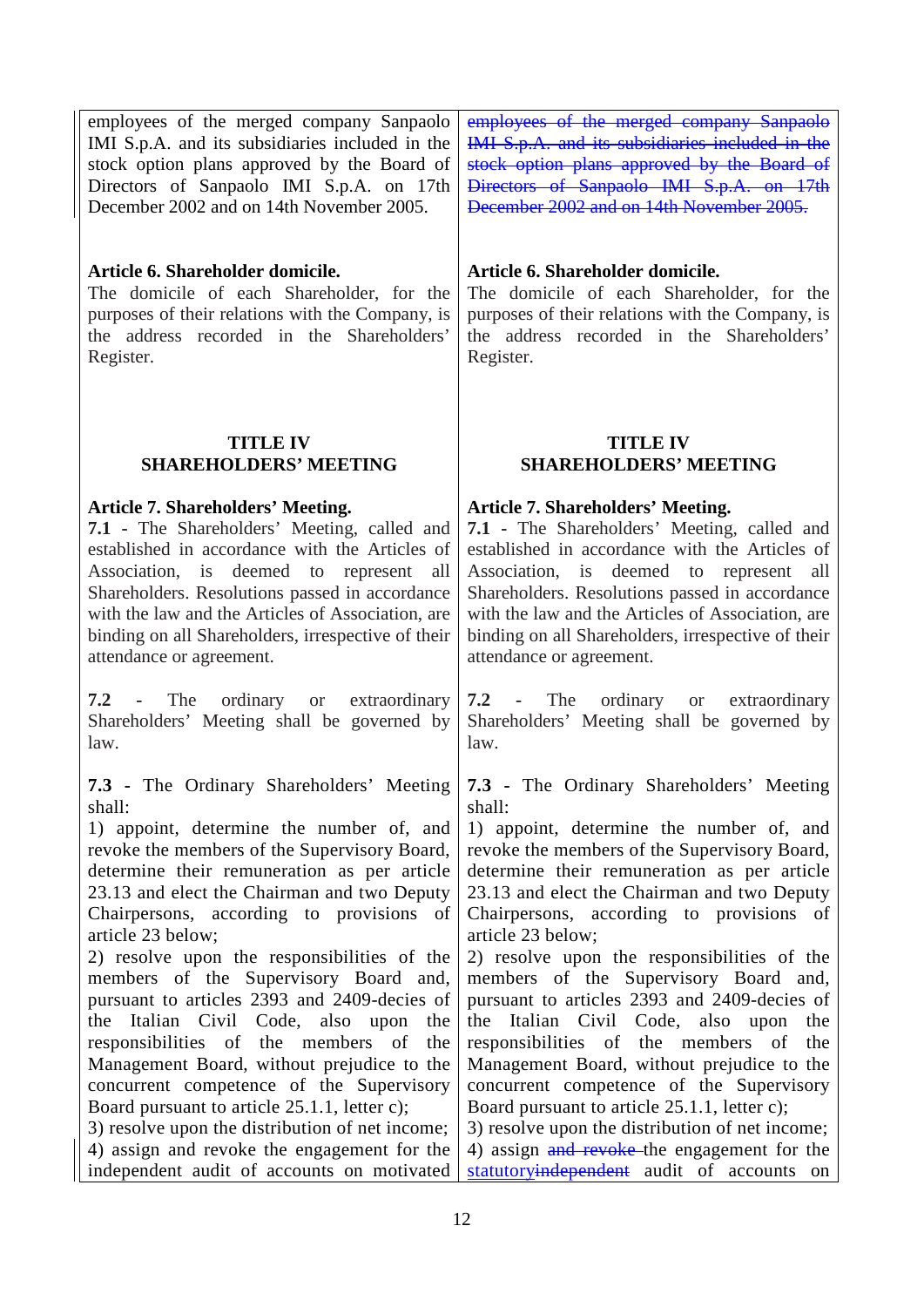| | |
|---|---|
| employees of the merged company Sanpaolo IMI S.p.A. and its subsidiaries included in the stock option plans approved by the Board of Directors of Sanpaolo IMI S.p.A. on 17th December 2002 and on 14th November 2005. | ~~employees of the merged company Sanpaolo IMI S.p.A. and its subsidiaries included in the stock option plans approved by the Board of Directors of Sanpaolo IMI S.p.A. on 17th December 2002 and on 14th November 2005.~~ |
| **Article 6. Shareholder domicile.** The domicile of each Shareholder, for the purposes of their relations with the Company, is the address recorded in the Shareholders' Register. | **Article 6. Shareholder domicile.** The domicile of each Shareholder, for the purposes of their relations with the Company, is the address recorded in the Shareholders' Register. |
| **TITLE IV SHAREHOLDERS' MEETING** | **TITLE IV SHAREHOLDERS' MEETING** |
| **Article 7. Shareholders' Meeting.** **7.1** - The Shareholders' Meeting, called and established in accordance with the Articles of Association, is deemed to represent all Shareholders. Resolutions passed in accordance with the law and the Articles of Association, are binding on all Shareholders, irrespective of their attendance or agreement. | **Article 7. Shareholders' Meeting.** **7.1** - The Shareholders' Meeting, called and established in accordance with the Articles of Association, is deemed to represent all Shareholders. Resolutions passed in accordance with the law and the Articles of Association, are binding on all Shareholders, irrespective of their attendance or agreement. |
| **7.2** - The ordinary or extraordinary Shareholders' Meeting shall be governed by law. | **7.2** - The ordinary or extraordinary Shareholders' Meeting shall be governed by law. |
| **7.3** - The Ordinary Shareholders' Meeting shall:<br>1) appoint, determine the number of, and revoke the members of the Supervisory Board, determine their remuneration as per article 23.13 and elect the Chairman and two Deputy Chairpersons, according to provisions of article 23 below;<br>2) resolve upon the responsibilities of the members of the Supervisory Board and, pursuant to articles 2393 and 2409-decies of the Italian Civil Code, also upon the responsibilities of the members of the Management Board, without prejudice to the concurrent competence of the Supervisory Board pursuant to article 25.1.1, letter c);<br>3) resolve upon the distribution of net income;<br>4) assign and revoke the engagement for the independent audit of accounts on motivated | **7.3** - The Ordinary Shareholders' Meeting shall:<br>1) appoint, determine the number of, and revoke the members of the Supervisory Board, determine their remuneration as per article 23.13 and elect the Chairman and two Deputy Chairpersons, according to provisions of article 23 below;<br>2) resolve upon the responsibilities of the members of the Supervisory Board and, pursuant to articles 2393 and 2409-decies of the Italian Civil Code, also upon the responsibilities of the members of the Management Board, without prejudice to the concurrent competence of the Supervisory Board pursuant to article 25.1.1, letter c);<br>3) resolve upon the distribution of net income;<br>4) assign ~~and revoke~~ the engagement for the statutory~~independent~~ audit of accounts on |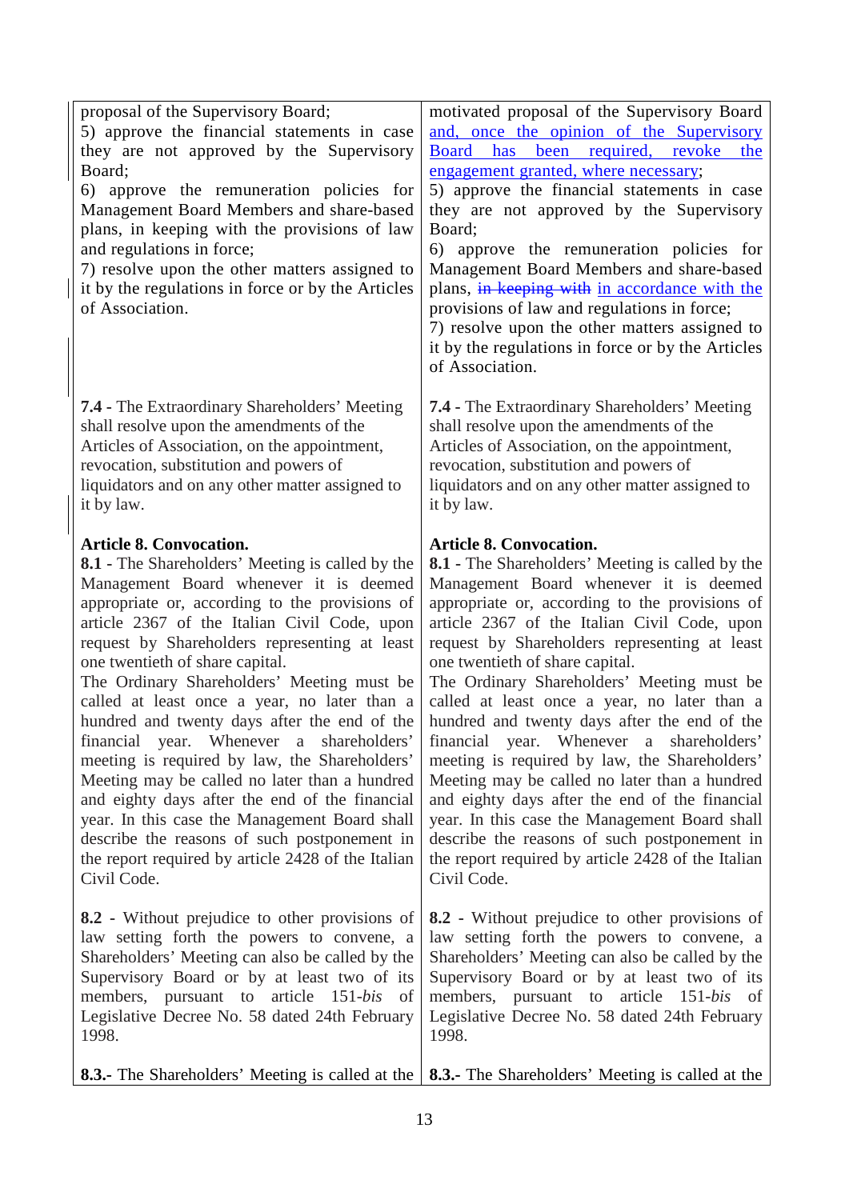| | |
|---|---|
| proposal of the Supervisory Board;<br>5) approve the financial statements in case they are not approved by the Supervisory Board;<br>6) approve the remuneration policies for Management Board Members and share-based plans, in keeping with the provisions of law and regulations in force;<br>7) resolve upon the other matters assigned to it by the regulations in force or by the Articles of Association. | motivated proposal of the Supervisory Board and, once the opinion of the Supervisory Board has been required, revoke the engagement granted, where necessary;<br>5) approve the financial statements in case they are not approved by the Supervisory Board;<br>6) approve the remuneration policies for Management Board Members and share-based plans, ~~in keeping with~~ in accordance with the provisions of law and regulations in force;<br>7) resolve upon the other matters assigned to it by the regulations in force or by the Articles of Association. |
| **7.4** - The Extraordinary Shareholders' Meeting shall resolve upon the amendments of the Articles of Association, on the appointment, revocation, substitution and powers of liquidators and on any other matter assigned to it by law. | **7.4** - The Extraordinary Shareholders' Meeting shall resolve upon the amendments of the Articles of Association, on the appointment, revocation, substitution and powers of liquidators and on any other matter assigned to it by law. |
| **Article 8. Convocation.**<br>**8.1** - The Shareholders' Meeting is called by the Management Board whenever it is deemed appropriate or, according to the provisions of article 2367 of the Italian Civil Code, upon request by Shareholders representing at least one twentieth of share capital.<br>The Ordinary Shareholders' Meeting must be called at least once a year, no later than a hundred and twenty days after the end of the financial year. Whenever a shareholders' meeting is required by law, the Shareholders' Meeting may be called no later than a hundred and eighty days after the end of the financial year. In this case the Management Board shall describe the reasons of such postponement in the report required by article 2428 of the Italian Civil Code. | **Article 8. Convocation.**<br>**8.1** - The Shareholders' Meeting is called by the Management Board whenever it is deemed appropriate or, according to the provisions of article 2367 of the Italian Civil Code, upon request by Shareholders representing at least one twentieth of share capital.<br>The Ordinary Shareholders' Meeting must be called at least once a year, no later than a hundred and twenty days after the end of the financial year. Whenever a shareholders' meeting is required by law, the Shareholders' Meeting may be called no later than a hundred and eighty days after the end of the financial year. In this case the Management Board shall describe the reasons of such postponement in the report required by article 2428 of the Italian Civil Code. |
| **8.2** - Without prejudice to other provisions of law setting forth the powers to convene, a Shareholders' Meeting can also be called by the Supervisory Board or by at least two of its members, pursuant to article 151-*bis* of Legislative Decree No. 58 dated 24th February 1998. | **8.2** - Without prejudice to other provisions of law setting forth the powers to convene, a Shareholders' Meeting can also be called by the Supervisory Board or by at least two of its members, pursuant to article 151-*bis* of Legislative Decree No. 58 dated 24th February 1998. |
| **8.3.**- The Shareholders' Meeting is called at the | **8.3.**- The Shareholders' Meeting is called at the |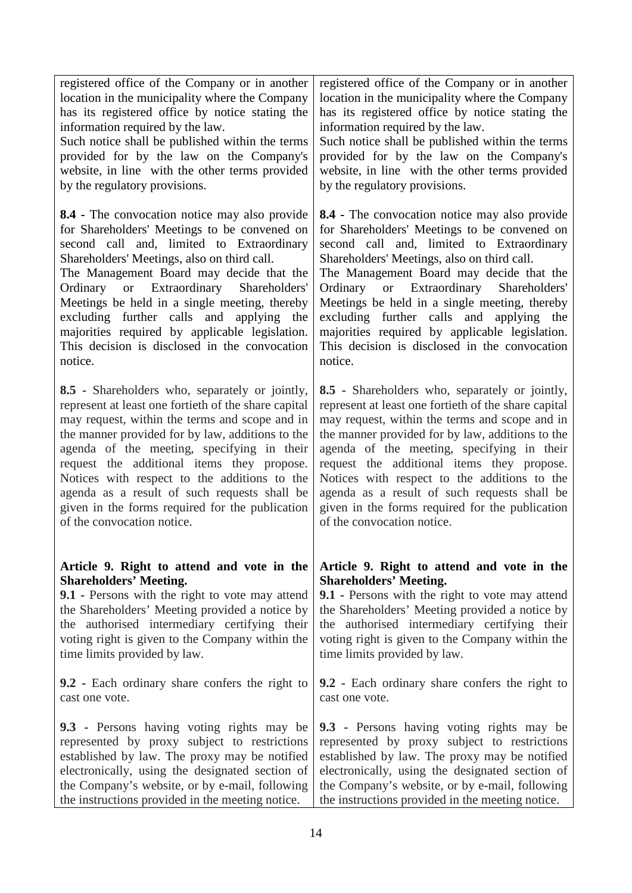| | |
|---|---|
| registered office of the Company or in another location in the municipality where the Company has its registered office by notice stating the information required by the law.<br>Such notice shall be published within the terms provided for by the law on the Company's website, in line with the other terms provided by the regulatory provisions. | registered office of the Company or in another location in the municipality where the Company has its registered office by notice stating the information required by the law.<br>Such notice shall be published within the terms provided for by the law on the Company's website, in line with the other terms provided by the regulatory provisions. |
| **8.4 -** The convocation notice may also provide for Shareholders' Meetings to be convened on second call and, limited to Extraordinary Shareholders' Meetings, also on third call.<br>The Management Board may decide that the Ordinary or Extraordinary Shareholders' Meetings be held in a single meeting, thereby excluding further calls and applying the majorities required by applicable legislation. This decision is disclosed in the convocation notice. | **8.4 -** The convocation notice may also provide for Shareholders' Meetings to be convened on second call and, limited to Extraordinary Shareholders' Meetings, also on third call.<br>The Management Board may decide that the Ordinary or Extraordinary Shareholders' Meetings be held in a single meeting, thereby excluding further calls and applying the majorities required by applicable legislation. This decision is disclosed in the convocation notice. |
| **8.5 -** Shareholders who, separately or jointly, represent at least one fortieth of the share capital may request, within the terms and scope and in the manner provided for by law, additions to the agenda of the meeting, specifying in their request the additional items they propose. Notices with respect to the additions to the agenda as a result of such requests shall be given in the forms required for the publication of the convocation notice. | **8.5 -** Shareholders who, separately or jointly, represent at least one fortieth of the share capital may request, within the terms and scope and in the manner provided for by law, additions to the agenda of the meeting, specifying in their request the additional items they propose. Notices with respect to the additions to the agenda as a result of such requests shall be given in the forms required for the publication of the convocation notice. |
| **Article 9. Right to attend and vote in the Shareholders' Meeting.**<br>**9.1 -** Persons with the right to vote may attend the Shareholders' Meeting provided a notice by the authorised intermediary certifying their voting right is given to the Company within the time limits provided by law. | **Article 9. Right to attend and vote in the Shareholders' Meeting.**<br>**9.1 -** Persons with the right to vote may attend the Shareholders' Meeting provided a notice by the authorised intermediary certifying their voting right is given to the Company within the time limits provided by law. |
| **9.2 -** Each ordinary share confers the right to cast one vote. | **9.2 -** Each ordinary share confers the right to cast one vote. |
| **9.3 -** Persons having voting rights may be represented by proxy subject to restrictions established by law. The proxy may be notified electronically, using the designated section of the Company's website, or by e-mail, following the instructions provided in the meeting notice. | **9.3 -** Persons having voting rights may be represented by proxy subject to restrictions established by law. The proxy may be notified electronically, using the designated section of the Company's website, or by e-mail, following the instructions provided in the meeting notice. |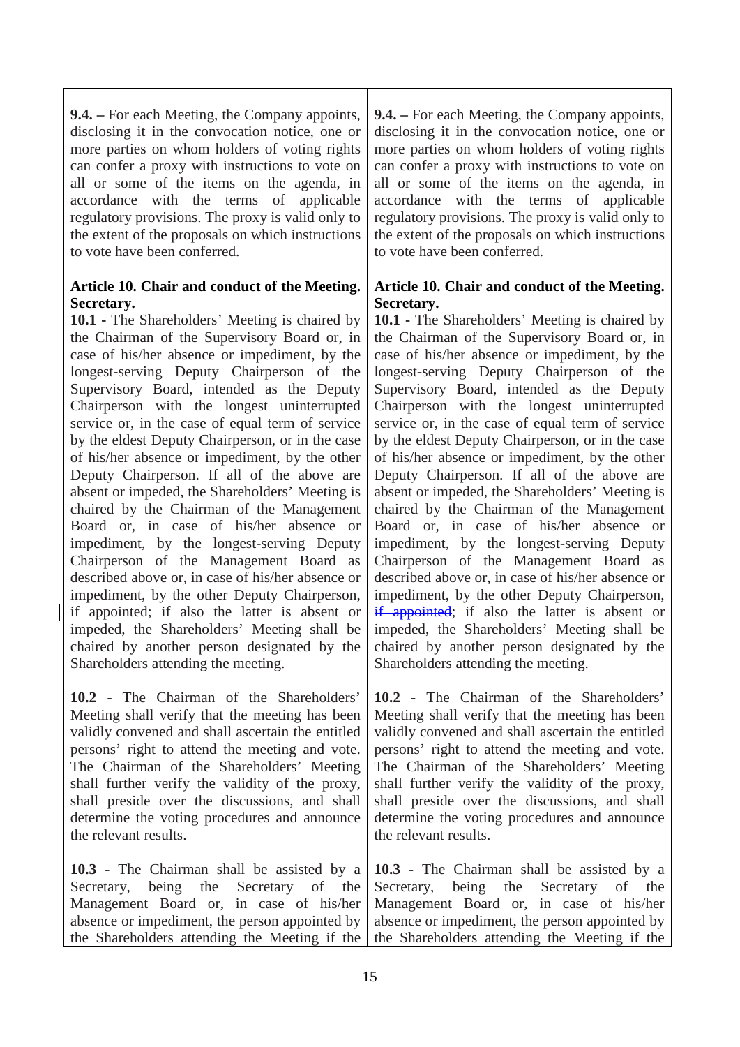| | |
|---|---|
| **9.4. –** For each Meeting, the Company appoints, disclosing it in the convocation notice, one or more parties on whom holders of voting rights can confer a proxy with instructions to vote on all or some of the items on the agenda, in accordance with the terms of applicable regulatory provisions. The proxy is valid only to the extent of the proposals on which instructions to vote have been conferred. | **9.4. –** For each Meeting, the Company appoints, disclosing it in the convocation notice, one or more parties on whom holders of voting rights can confer a proxy with instructions to vote on all or some of the items on the agenda, in accordance with the terms of applicable regulatory provisions. The proxy is valid only to the extent of the proposals on which instructions to vote have been conferred. |
| **Article 10. Chair and conduct of the Meeting. Secretary.**<br>**10.1** - The Shareholders' Meeting is chaired by the Chairman of the Supervisory Board or, in case of his/her absence or impediment, by the longest-serving Deputy Chairperson of the Supervisory Board, intended as the Deputy Chairperson with the longest uninterrupted service or, in the case of equal term of service by the eldest Deputy Chairperson, or in the case of his/her absence or impediment, by the other Deputy Chairperson. If all of the above are absent or impeded, the Shareholders' Meeting is chaired by the Chairman of the Management Board or, in case of his/her absence or impediment, by the longest-serving Deputy Chairperson of the Management Board as described above or, in case of his/her absence or impediment, by the other Deputy Chairperson, if appointed; if also the latter is absent or impeded, the Shareholders' Meeting shall be chaired by another person designated by the Shareholders attending the meeting. | **Article 10. Chair and conduct of the Meeting. Secretary.**<br>**10.1** - The Shareholders' Meeting is chaired by the Chairman of the Supervisory Board or, in case of his/her absence or impediment, by the longest-serving Deputy Chairperson of the Supervisory Board, intended as the Deputy Chairperson with the longest uninterrupted service or, in the case of equal term of service by the eldest Deputy Chairperson, or in the case of his/her absence or impediment, by the other Deputy Chairperson. If all of the above are absent or impeded, the Shareholders' Meeting is chaired by the Chairman of the Management Board or, in case of his/her absence or impediment, by the longest-serving Deputy Chairperson of the Management Board as described above or, in case of his/her absence or impediment, by the other Deputy Chairperson, ~~if appointed~~; if also the latter is absent or impeded, the Shareholders' Meeting shall be chaired by another person designated by the Shareholders attending the meeting. |
| **10.2** - The Chairman of the Shareholders' Meeting shall verify that the meeting has been validly convened and shall ascertain the entitled persons' right to attend the meeting and vote. The Chairman of the Shareholders' Meeting shall further verify the validity of the proxy, shall preside over the discussions, and shall determine the voting procedures and announce the relevant results. | **10.2** - The Chairman of the Shareholders' Meeting shall verify that the meeting has been validly convened and shall ascertain the entitled persons' right to attend the meeting and vote. The Chairman of the Shareholders' Meeting shall further verify the validity of the proxy, shall preside over the discussions, and shall determine the voting procedures and announce the relevant results. |
| **10.3** - The Chairman shall be assisted by a Secretary, being the Secretary of the Management Board or, in case of his/her absence or impediment, the person appointed by the Shareholders attending the Meeting if the | **10.3** - The Chairman shall be assisted by a Secretary, being the Secretary of the Management Board or, in case of his/her absence or impediment, the person appointed by the Shareholders attending the Meeting if the |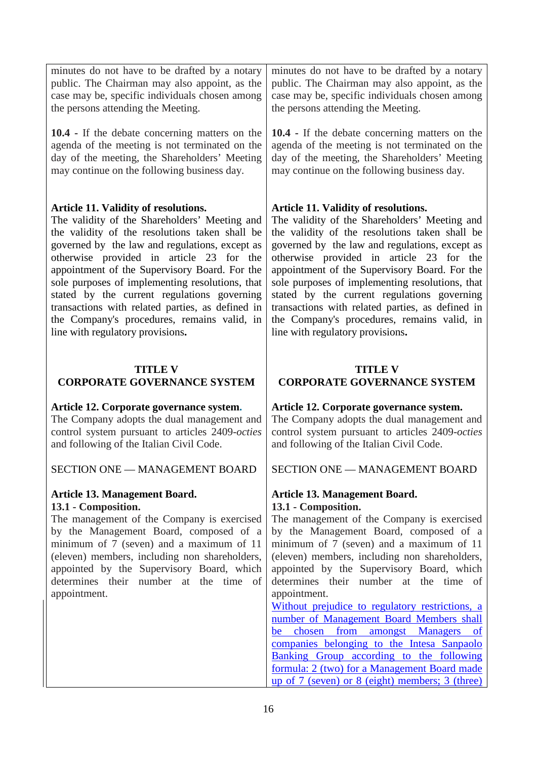| | |
|---|---|
| minutes do not have to be drafted by a notary public. The Chairman may also appoint, as the case may be, specific individuals chosen among the persons attending the Meeting. | minutes do not have to be drafted by a notary public. The Chairman may also appoint, as the case may be, specific individuals chosen among the persons attending the Meeting. |
| **10.4** - If the debate concerning matters on the agenda of the meeting is not terminated on the day of the meeting, the Shareholders' Meeting may continue on the following business day. | **10.4** - If the debate concerning matters on the agenda of the meeting is not terminated on the day of the meeting, the Shareholders' Meeting may continue on the following business day. |
| **Article 11. Validity of resolutions.** The validity of the Shareholders' Meeting and the validity of the resolutions taken shall be governed by the law and regulations, except as otherwise provided in article 23 for the appointment of the Supervisory Board. For the sole purposes of implementing resolutions, that stated by the current regulations governing transactions with related parties, as defined in the Company's procedures, remains valid, in line with regulatory provisions**.** | **Article 11. Validity of resolutions.** The validity of the Shareholders' Meeting and the validity of the resolutions taken shall be governed by the law and regulations, except as otherwise provided in article 23 for the appointment of the Supervisory Board. For the sole purposes of implementing resolutions, that stated by the current regulations governing transactions with related parties, as defined in the Company's procedures, remains valid, in line with regulatory provisions**.** |
| **TITLE V** **CORPORATE GOVERNANCE SYSTEM** | **TITLE V** **CORPORATE GOVERNANCE SYSTEM** |
| **Article 12. Corporate governance system.** The Company adopts the dual management and control system pursuant to articles 2409-*octies* and following of the Italian Civil Code. | **Article 12. Corporate governance system.** The Company adopts the dual management and control system pursuant to articles 2409-*octies* and following of the Italian Civil Code. |
| SECTION ONE — MANAGEMENT BOARD | SECTION ONE — MANAGEMENT BOARD |
| **Article 13. Management Board.** **13.1 - Composition.** The management of the Company is exercised by the Management Board, composed of a minimum of 7 (seven) and a maximum of 11 (eleven) members, including non shareholders, appointed by the Supervisory Board, which determines their number at the time of appointment. | **Article 13. Management Board.** **13.1 - Composition.** The management of the Company is exercised by the Management Board, composed of a minimum of 7 (seven) and a maximum of 11 (eleven) members, including non shareholders, appointed by the Supervisory Board, which determines their number at the time of appointment. Without prejudice to regulatory restrictions, a number of Management Board Members shall be chosen from amongst Managers of companies belonging to the Intesa Sanpaolo Banking Group according to the following formula: 2 (two) for a Management Board made up of 7 (seven) or 8 (eight) members; 3 (three) |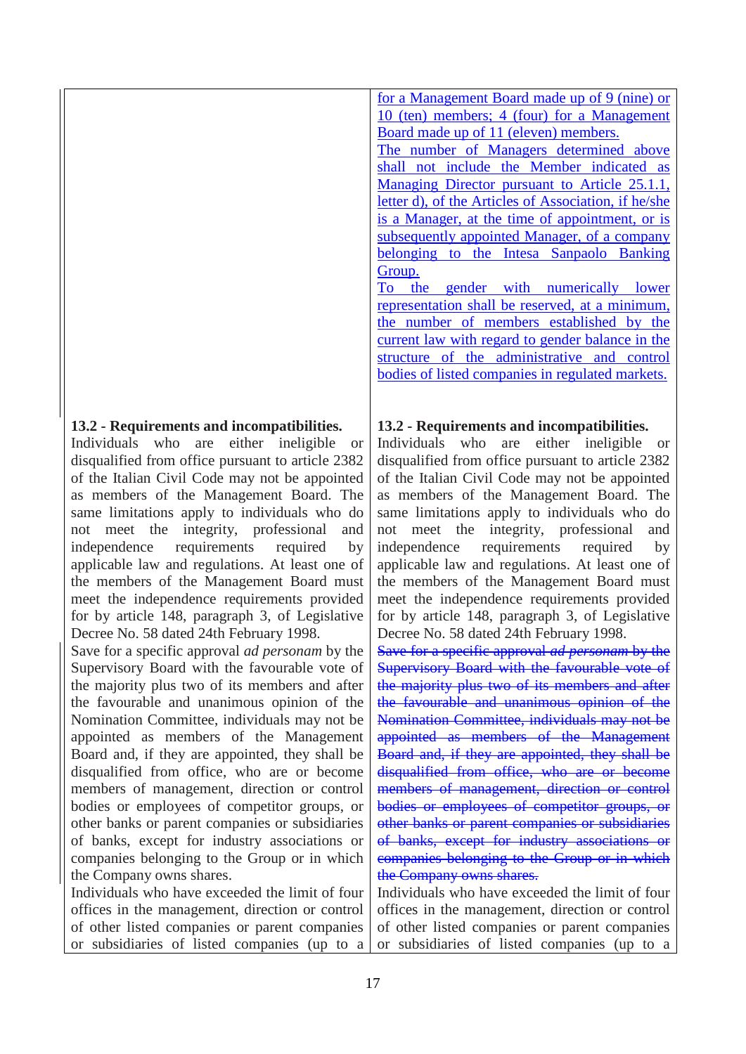| | |
|---|---|
| | <ins>for a Management Board made up of 9 (nine) or 10 (ten) members; 4 (four) for a Management Board made up of 11 (eleven) members.</ins><br><ins>The number of Managers determined above shall not include the Member indicated as Managing Director pursuant to Article 25.1.1, letter d), of the Articles of Association, if he/she is a Manager, at the time of appointment, or is subsequently appointed Manager, of a company belonging to the Intesa Sanpaolo Banking Group.</ins><br><ins>To the gender with numerically lower representation shall be reserved, at a minimum, the number of members established by the current law with regard to gender balance in the structure of the administrative and control bodies of listed companies in regulated markets.</ins> |
| **13.2 - Requirements and incompatibilities.**<br>Individuals who are either ineligible or disqualified from office pursuant to article 2382 of the Italian Civil Code may not be appointed as members of the Management Board. The same limitations apply to individuals who do not meet the integrity, professional and independence requirements required by applicable law and regulations. At least one of the members of the Management Board must meet the independence requirements provided for by article 148, paragraph 3, of Legislative Decree No. 58 dated 24th February 1998.<br>Save for a specific approval *ad personam* by the Supervisory Board with the favourable vote of the majority plus two of its members and after the favourable and unanimous opinion of the Nomination Committee, individuals may not be appointed as members of the Management Board and, if they are appointed, they shall be disqualified from office, who are or become members of management, direction or control bodies or employees of competitor groups, or other banks or parent companies or subsidiaries of banks, except for industry associations or companies belonging to the Group or in which the Company owns shares.<br>Individuals who have exceeded the limit of four offices in the management, direction or control of other listed companies or parent companies or subsidiaries of listed companies (up to a | **13.2 - Requirements and incompatibilities.**<br>Individuals who are either ineligible or disqualified from office pursuant to article 2382 of the Italian Civil Code may not be appointed as members of the Management Board. The same limitations apply to individuals who do not meet the integrity, professional and independence requirements required by applicable law and regulations. At least one of the members of the Management Board must meet the independence requirements provided for by article 148, paragraph 3, of Legislative Decree No. 58 dated 24th February 1998.<br>~~Save for a specific approval *ad personam* by the Supervisory Board with the favourable vote of the majority plus two of its members and after the favourable and unanimous opinion of the Nomination Committee, individuals may not be appointed as members of the Management Board and, if they are appointed, they shall be disqualified from office, who are or become members of management, direction or control bodies or employees of competitor groups, or other banks or parent companies or subsidiaries of banks, except for industry associations or companies belonging to the Group or in which the Company owns shares.~~<br>Individuals who have exceeded the limit of four offices in the management, direction or control of other listed companies or parent companies or subsidiaries of listed companies (up to a |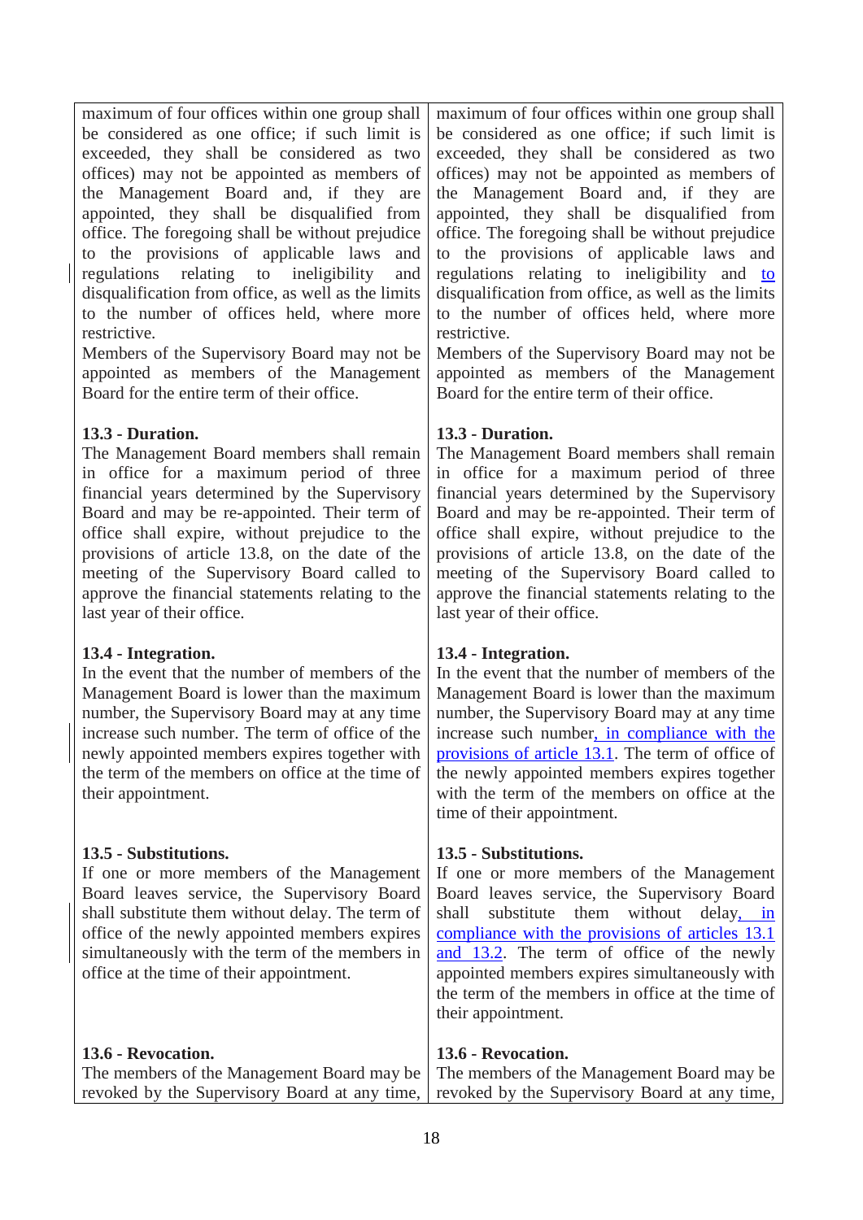| | |
|---|---|
| maximum of four offices within one group shall be considered as one office; if such limit is exceeded, they shall be considered as two offices) may not be appointed as members of the Management Board and, if they are appointed, they shall be disqualified from office. The foregoing shall be without prejudice to the provisions of applicable laws and regulations relating to ineligibility and disqualification from office, as well as the limits to the number of offices held, where more restrictive.<br>Members of the Supervisory Board may not be appointed as members of the Management Board for the entire term of their office. | maximum of four offices within one group shall be considered as one office; if such limit is exceeded, they shall be considered as two offices) may not be appointed as members of the Management Board and, if they are appointed, they shall be disqualified from office. The foregoing shall be without prejudice to the provisions of applicable laws and regulations relating to ineligibility and to disqualification from office, as well as the limits to the number of offices held, where more restrictive.<br>Members of the Supervisory Board may not be appointed as members of the Management Board for the entire term of their office. |
| **13.3 - Duration.**<br>The Management Board members shall remain in office for a maximum period of three financial years determined by the Supervisory Board and may be re-appointed. Their term of office shall expire, without prejudice to the provisions of article 13.8, on the date of the meeting of the Supervisory Board called to approve the financial statements relating to the last year of their office. | **13.3 - Duration.**<br>The Management Board members shall remain in office for a maximum period of three financial years determined by the Supervisory Board and may be re-appointed. Their term of office shall expire, without prejudice to the provisions of article 13.8, on the date of the meeting of the Supervisory Board called to approve the financial statements relating to the last year of their office. |
| **13.4 - Integration.**<br>In the event that the number of members of the Management Board is lower than the maximum number, the Supervisory Board may at any time increase such number. The term of office of the newly appointed members expires together with the term of the members on office at the time of their appointment. | **13.4 - Integration.**<br>In the event that the number of members of the Management Board is lower than the maximum number, the Supervisory Board may at any time increase such number, in compliance with the provisions of article 13.1. The term of office of the newly appointed members expires together with the term of the members on office at the time of their appointment. |
| **13.5 - Substitutions.**<br>If one or more members of the Management Board leaves service, the Supervisory Board shall substitute them without delay. The term of office of the newly appointed members expires simultaneously with the term of the members in office at the time of their appointment. | **13.5 - Substitutions.**<br>If one or more members of the Management Board leaves service, the Supervisory Board shall substitute them without delay, in compliance with the provisions of articles 13.1 and 13.2. The term of office of the newly appointed members expires simultaneously with the term of the members in office at the time of their appointment. |
| **13.6 - Revocation.**<br>The members of the Management Board may be revoked by the Supervisory Board at any time, | **13.6 - Revocation.**<br>The members of the Management Board may be revoked by the Supervisory Board at any time, |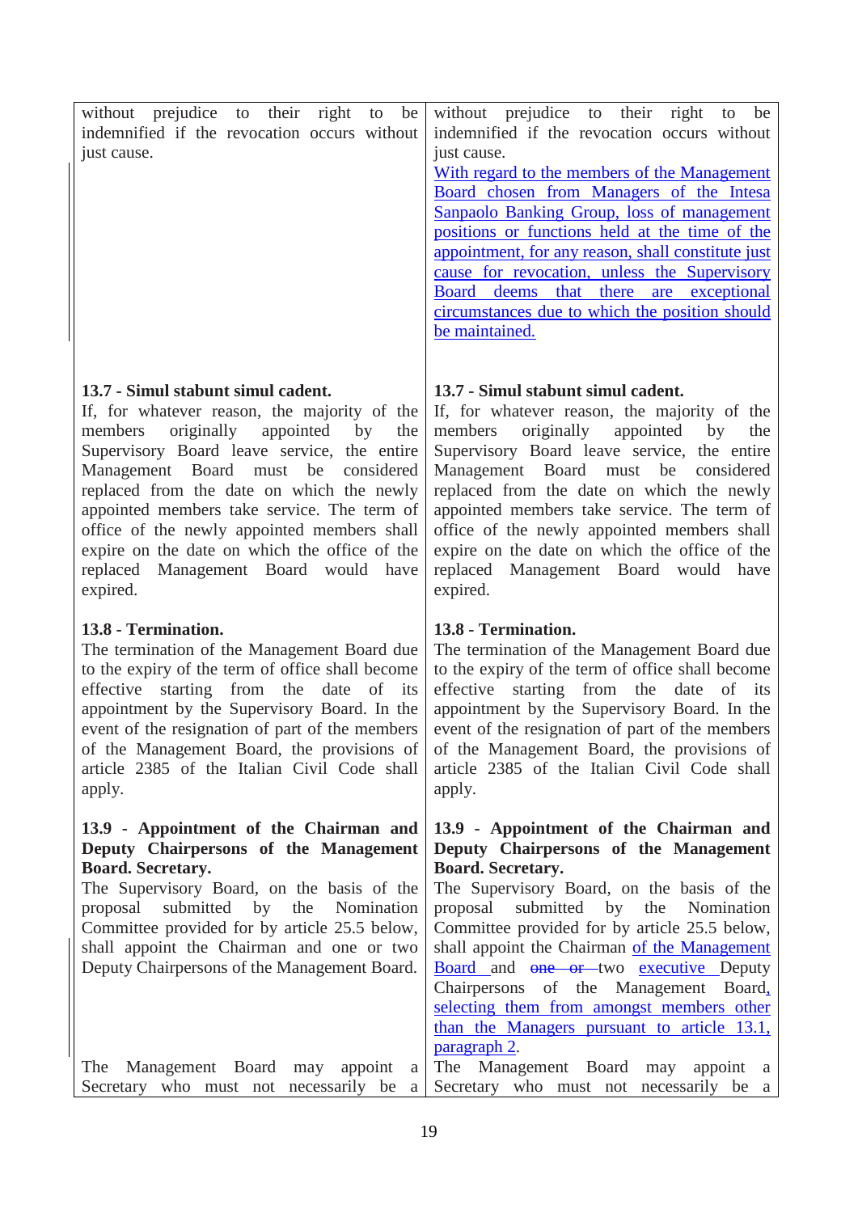| | |
|---|---|
| without prejudice to their right to be indemnified if the revocation occurs without just cause. | without prejudice to their right to be indemnified if the revocation occurs without just cause. With regard to the members of the Management Board chosen from Managers of the Intesa Sanpaolo Banking Group, loss of management positions or functions held at the time of the appointment, for any reason, shall constitute just cause for revocation, unless the Supervisory Board deems that there are exceptional circumstances due to which the position should be maintained. |
| **13.7 - Simul stabunt simul cadent.** If, for whatever reason, the majority of the members originally appointed by the Supervisory Board leave service, the entire Management Board must be considered replaced from the date on which the newly appointed members take service. The term of office of the newly appointed members shall expire on the date on which the office of the replaced Management Board would have expired. | **13.7 - Simul stabunt simul cadent.** If, for whatever reason, the majority of the members originally appointed by the Supervisory Board leave service, the entire Management Board must be considered replaced from the date on which the newly appointed members take service. The term of office of the newly appointed members shall expire on the date on which the office of the replaced Management Board would have expired. |
| **13.8 - Termination.** The termination of the Management Board due to the expiry of the term of office shall become effective starting from the date of its appointment by the Supervisory Board. In the event of the resignation of part of the members of the Management Board, the provisions of article 2385 of the Italian Civil Code shall apply. | **13.8 - Termination.** The termination of the Management Board due to the expiry of the term of office shall become effective starting from the date of its appointment by the Supervisory Board. In the event of the resignation of part of the members of the Management Board, the provisions of article 2385 of the Italian Civil Code shall apply. |
| **13.9 - Appointment of the Chairman and Deputy Chairpersons of the Management Board. Secretary.** The Supervisory Board, on the basis of the proposal submitted by the Nomination Committee provided for by article 25.5 below, shall appoint the Chairman and one or two Deputy Chairpersons of the Management Board. | **13.9 - Appointment of the Chairman and Deputy Chairpersons of the Management Board. Secretary.** The Supervisory Board, on the basis of the proposal submitted by the Nomination Committee provided for by article 25.5 below, shall appoint the Chairman of the Management Board and ~~one or~~ two executive Deputy Chairpersons of the Management Board, selecting them from amongst members other than the Managers pursuant to article 13.1, paragraph 2. |
| The Management Board may appoint a Secretary who must not necessarily be a | The Management Board may appoint a Secretary who must not necessarily be a |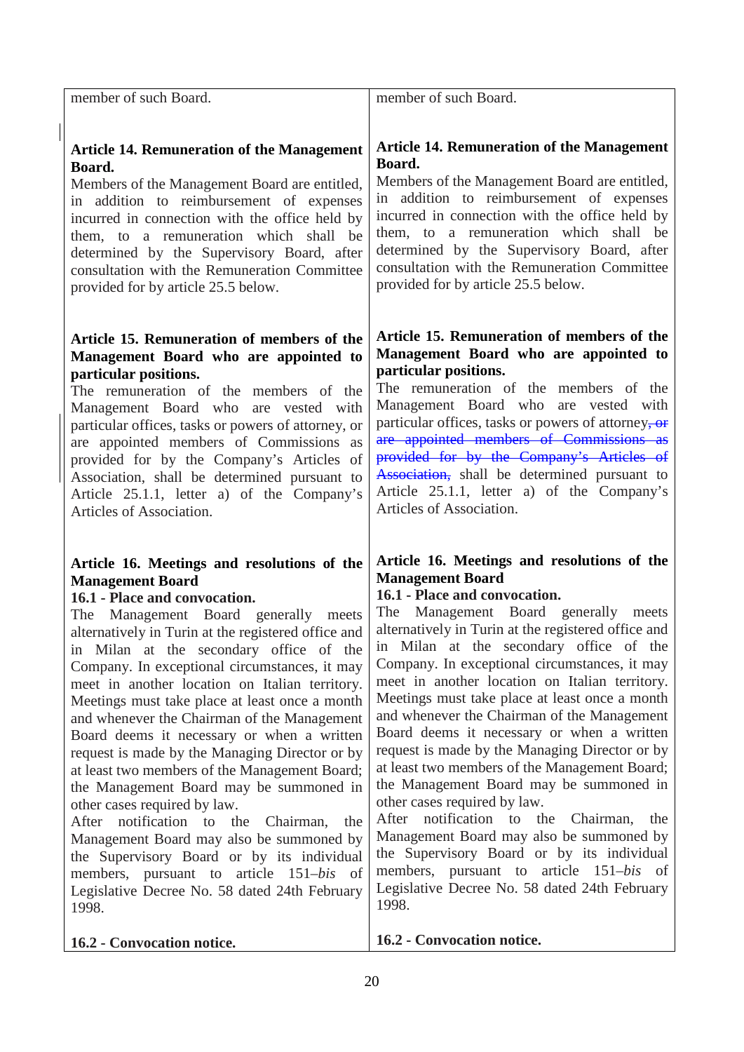| | |
|---|---|
| member of such Board. | member of such Board. |
| **Article 14. Remuneration of the Management Board.**<br>Members of the Management Board are entitled, in addition to reimbursement of expenses incurred in connection with the office held by them, to a remuneration which shall be determined by the Supervisory Board, after consultation with the Remuneration Committee provided for by article 25.5 below. | **Article 14. Remuneration of the Management Board.**<br>Members of the Management Board are entitled, in addition to reimbursement of expenses incurred in connection with the office held by them, to a remuneration which shall be determined by the Supervisory Board, after consultation with the Remuneration Committee provided for by article 25.5 below. |
| **Article 15. Remuneration of members of the Management Board who are appointed to particular positions.**<br>The remuneration of the members of the Management Board who are vested with particular offices, tasks or powers of attorney, or are appointed members of Commissions as provided for by the Company's Articles of Association, shall be determined pursuant to Article 25.1.1, letter a) of the Company's Articles of Association. | **Article 15. Remuneration of members of the Management Board who are appointed to particular positions.**<br>The remuneration of the members of the Management Board who are vested with particular offices, tasks or powers of attorney~~, or are appointed members of Commissions as provided for by the Company's Articles of Association,~~ shall be determined pursuant to Article 25.1.1, letter a) of the Company's Articles of Association. |
| **Article 16. Meetings and resolutions of the Management Board**<br>**16.1 - Place and convocation.**<br>The Management Board generally meets alternatively in Turin at the registered office and in Milan at the secondary office of the Company. In exceptional circumstances, it may meet in another location on Italian territory. Meetings must take place at least once a month and whenever the Chairman of the Management Board deems it necessary or when a written request is made by the Managing Director or by at least two members of the Management Board; the Management Board may be summoned in other cases required by law.<br>After notification to the Chairman, the Management Board may also be summoned by the Supervisory Board or by its individual members, pursuant to article 151–*bis* of Legislative Decree No. 58 dated 24th February 1998. | **Article 16. Meetings and resolutions of the Management Board**<br>**16.1 - Place and convocation.**<br>The Management Board generally meets alternatively in Turin at the registered office and in Milan at the secondary office of the Company. In exceptional circumstances, it may meet in another location on Italian territory. Meetings must take place at least once a month and whenever the Chairman of the Management Board deems it necessary or when a written request is made by the Managing Director or by at least two members of the Management Board; the Management Board may be summoned in other cases required by law.<br>After notification to the Chairman, the Management Board may also be summoned by the Supervisory Board or by its individual members, pursuant to article 151–*bis* of Legislative Decree No. 58 dated 24th February 1998. |
| **16.2 - Convocation notice.** | **16.2 - Convocation notice.** |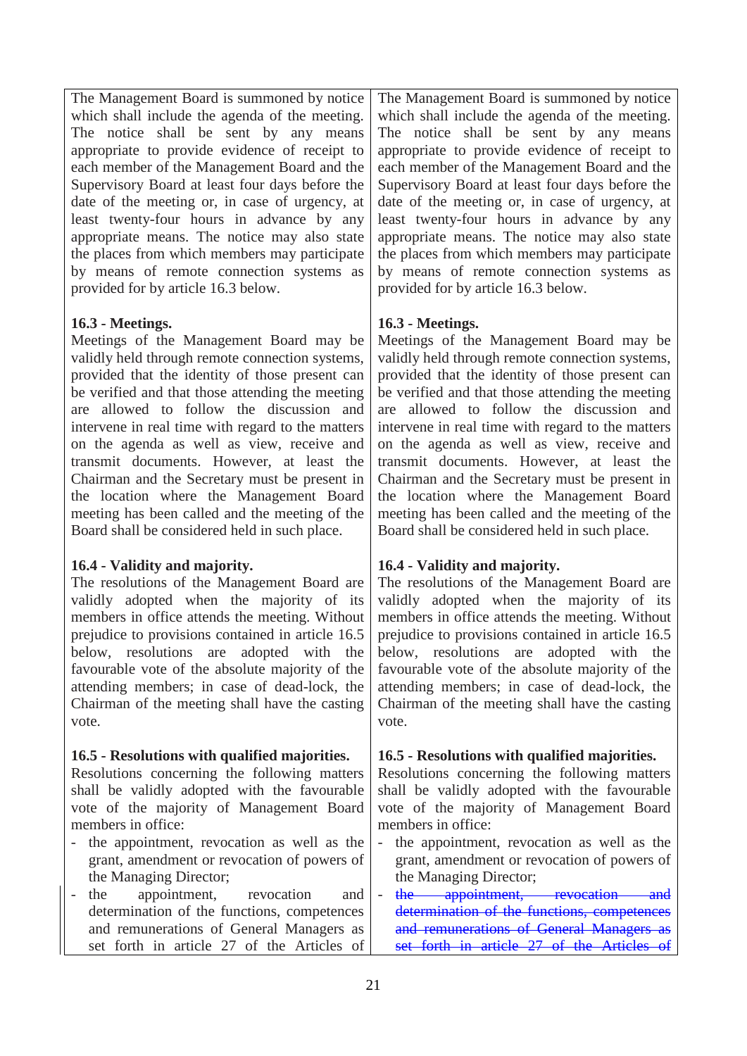| | |
|---|---|
| The Management Board is summoned by notice which shall include the agenda of the meeting. The notice shall be sent by any means appropriate to provide evidence of receipt to each member of the Management Board and the Supervisory Board at least four days before the date of the meeting or, in case of urgency, at least twenty-four hours in advance by any appropriate means. The notice may also state the places from which members may participate by means of remote connection systems as provided for by article 16.3 below.<br><br>**16.3 - Meetings.**<br>Meetings of the Management Board may be validly held through remote connection systems, provided that the identity of those present can be verified and that those attending the meeting are allowed to follow the discussion and intervene in real time with regard to the matters on the agenda as well as view, receive and transmit documents. However, at least the Chairman and the Secretary must be present in the location where the Management Board meeting has been called and the meeting of the Board shall be considered held in such place.<br><br>**16.4 - Validity and majority.**<br>The resolutions of the Management Board are validly adopted when the majority of its members in office attends the meeting. Without prejudice to provisions contained in article 16.5 below, resolutions are adopted with the favourable vote of the absolute majority of the attending members; in case of dead-lock, the Chairman of the meeting shall have the casting vote.<br><br>**16.5 - Resolutions with qualified majorities.**<br>Resolutions concerning the following matters shall be validly adopted with the favourable vote of the majority of Management Board members in office:<br>- the appointment, revocation as well as the grant, amendment or revocation of powers of the Managing Director;<br>- the appointment, revocation and determination of the functions, competences and remunerations of General Managers as set forth in article 27 of the Articles of | The Management Board is summoned by notice which shall include the agenda of the meeting. The notice shall be sent by any means appropriate to provide evidence of receipt to each member of the Management Board and the Supervisory Board at least four days before the date of the meeting or, in case of urgency, at least twenty-four hours in advance by any appropriate means. The notice may also state the places from which members may participate by means of remote connection systems as provided for by article 16.3 below.<br><br>**16.3 - Meetings.**<br>Meetings of the Management Board may be validly held through remote connection systems, provided that the identity of those present can be verified and that those attending the meeting are allowed to follow the discussion and intervene in real time with regard to the matters on the agenda as well as view, receive and transmit documents. However, at least the Chairman and the Secretary must be present in the location where the Management Board meeting has been called and the meeting of the Board shall be considered held in such place.<br><br>**16.4 - Validity and majority.**<br>The resolutions of the Management Board are validly adopted when the majority of its members in office attends the meeting. Without prejudice to provisions contained in article 16.5 below, resolutions are adopted with the favourable vote of the absolute majority of the attending members; in case of dead-lock, the Chairman of the meeting shall have the casting vote.<br><br>**16.5 - Resolutions with qualified majorities.**<br>Resolutions concerning the following matters shall be validly adopted with the favourable vote of the majority of Management Board members in office:<br>- the appointment, revocation as well as the grant, amendment or revocation of powers of the Managing Director;<br>- ~~the appointment, revocation and determination of the functions, competences and remunerations of General Managers as set forth in article 27 of the Articles of~~ |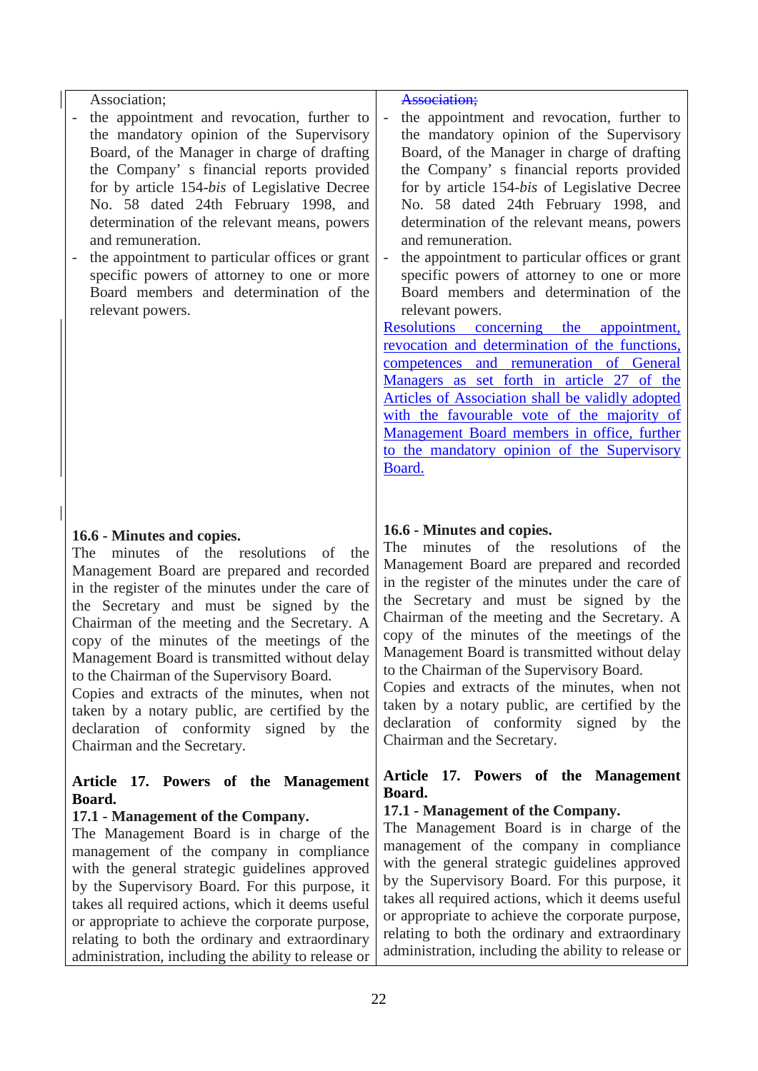| | |
|---|---|
| Association;<br>- the appointment and revocation, further to the mandatory opinion of the Supervisory Board, of the Manager in charge of drafting the Company' s financial reports provided for by article 154-*bis* of Legislative Decree No. 58 dated 24th February 1998, and determination of the relevant means, powers and remuneration.<br>- the appointment to particular offices or grant specific powers of attorney to one or more Board members and determination of the relevant powers. | ~~Association;~~<br>- the appointment and revocation, further to the mandatory opinion of the Supervisory Board, of the Manager in charge of drafting the Company' s financial reports provided for by article 154-*bis* of Legislative Decree No. 58 dated 24th February 1998, and determination of the relevant means, powers and remuneration.<br>- the appointment to particular offices or grant specific powers of attorney to one or more Board members and determination of the relevant powers.<br><u>Resolutions concerning the appointment, revocation and determination of the functions, competences and remuneration of General Managers as set forth in article 27 of the Articles of Association shall be validly adopted with the favourable vote of the majority of Management Board members in office, further to the mandatory opinion of the Supervisory Board.</u> |
| **16.6 - Minutes and copies.**<br>The minutes of the resolutions of the Management Board are prepared and recorded in the register of the minutes under the care of the Secretary and must be signed by the Chairman of the meeting and the Secretary. A copy of the minutes of the meetings of the Management Board is transmitted without delay to the Chairman of the Supervisory Board.<br>Copies and extracts of the minutes, when not taken by a notary public, are certified by the declaration of conformity signed by the Chairman and the Secretary. | **16.6 - Minutes and copies.**<br>The minutes of the resolutions of the Management Board are prepared and recorded in the register of the minutes under the care of the Secretary and must be signed by the Chairman of the meeting and the Secretary. A copy of the minutes of the meetings of the Management Board is transmitted without delay to the Chairman of the Supervisory Board.<br>Copies and extracts of the minutes, when not taken by a notary public, are certified by the declaration of conformity signed by the Chairman and the Secretary. |
| **Article 17. Powers of the Management Board.**<br>**17.1 - Management of the Company.**<br>The Management Board is in charge of the management of the company in compliance with the general strategic guidelines approved by the Supervisory Board. For this purpose, it takes all required actions, which it deems useful or appropriate to achieve the corporate purpose, relating to both the ordinary and extraordinary administration, including the ability to release or | **Article 17. Powers of the Management Board.**<br>**17.1 - Management of the Company.**<br>The Management Board is in charge of the management of the company in compliance with the general strategic guidelines approved by the Supervisory Board. For this purpose, it takes all required actions, which it deems useful or appropriate to achieve the corporate purpose, relating to both the ordinary and extraordinary administration, including the ability to release or |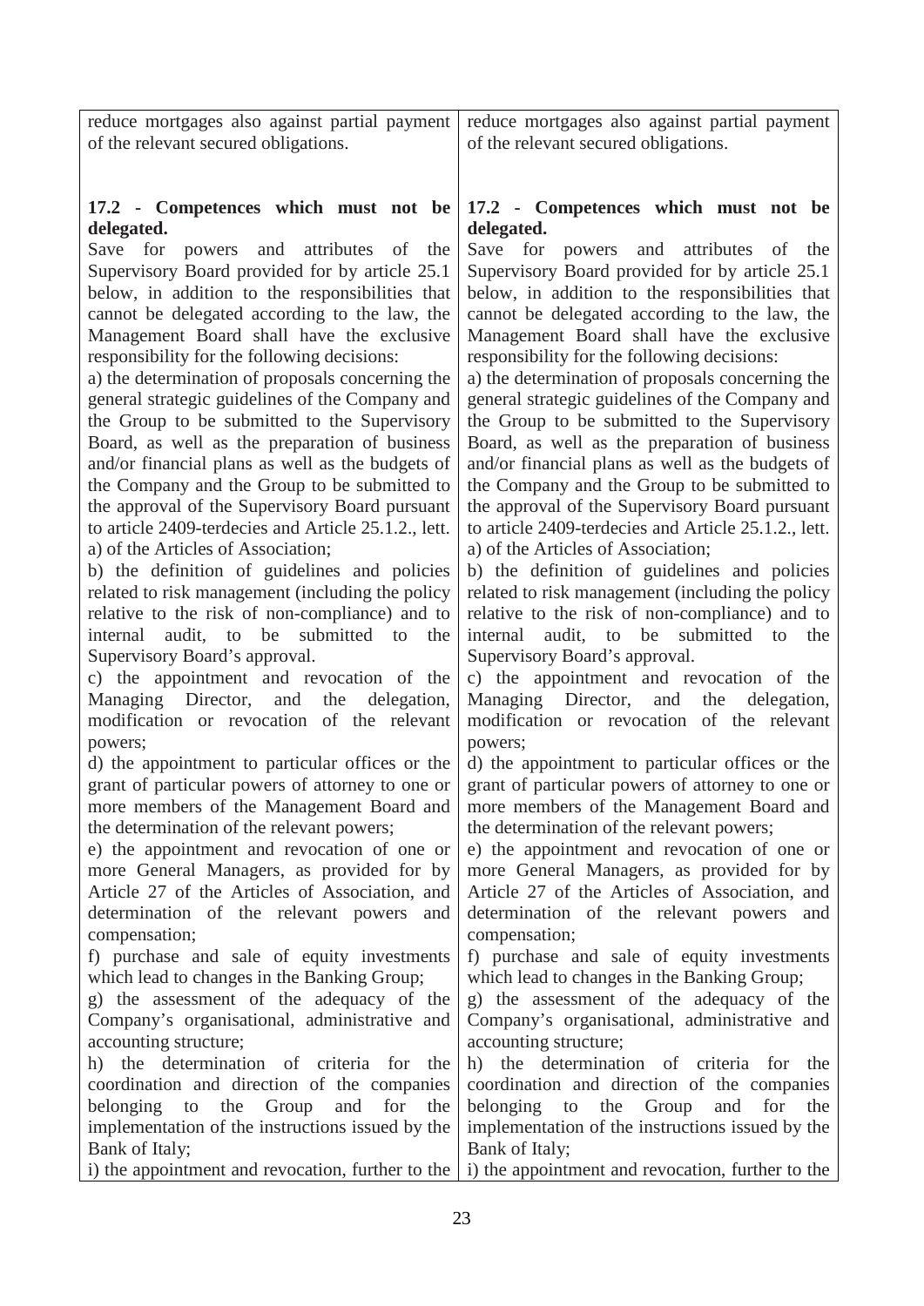| | |
|---|---|
| reduce mortgages also against partial payment of the relevant secured obligations. | reduce mortgages also against partial payment of the relevant secured obligations. |
| **17.2 - Competences which must not be delegated.**<br>Save for powers and attributes of the Supervisory Board provided for by article 25.1 below, in addition to the responsibilities that cannot be delegated according to the law, the Management Board shall have the exclusive responsibility for the following decisions:<br>a) the determination of proposals concerning the general strategic guidelines of the Company and the Group to be submitted to the Supervisory Board, as well as the preparation of business and/or financial plans as well as the budgets of the Company and the Group to be submitted to the approval of the Supervisory Board pursuant to article 2409-terdecies and Article 25.1.2., lett. a) of the Articles of Association;<br>b) the definition of guidelines and policies related to risk management (including the policy relative to the risk of non-compliance) and to internal audit, to be submitted to the Supervisory Board's approval.<br>c) the appointment and revocation of the Managing Director, and the delegation, modification or revocation of the relevant powers;<br>d) the appointment to particular offices or the grant of particular powers of attorney to one or more members of the Management Board and the determination of the relevant powers;<br>e) the appointment and revocation of one or more General Managers, as provided for by Article 27 of the Articles of Association, and determination of the relevant powers and compensation;<br>f) purchase and sale of equity investments which lead to changes in the Banking Group;<br>g) the assessment of the adequacy of the Company's organisational, administrative and accounting structure;<br>h) the determination of criteria for the coordination and direction of the companies belonging to the Group and for the implementation of the instructions issued by the Bank of Italy;<br>i) the appointment and revocation, further to the | **17.2 - Competences which must not be delegated.**<br>Save for powers and attributes of the Supervisory Board provided for by article 25.1 below, in addition to the responsibilities that cannot be delegated according to the law, the Management Board shall have the exclusive responsibility for the following decisions:<br>a) the determination of proposals concerning the general strategic guidelines of the Company and the Group to be submitted to the Supervisory Board, as well as the preparation of business and/or financial plans as well as the budgets of the Company and the Group to be submitted to the approval of the Supervisory Board pursuant to article 2409-terdecies and Article 25.1.2., lett. a) of the Articles of Association;<br>b) the definition of guidelines and policies related to risk management (including the policy relative to the risk of non-compliance) and to internal audit, to be submitted to the Supervisory Board's approval.<br>c) the appointment and revocation of the Managing Director, and the delegation, modification or revocation of the relevant powers;<br>d) the appointment to particular offices or the grant of particular powers of attorney to one or more members of the Management Board and the determination of the relevant powers;<br>e) the appointment and revocation of one or more General Managers, as provided for by Article 27 of the Articles of Association, and determination of the relevant powers and compensation;<br>f) purchase and sale of equity investments which lead to changes in the Banking Group;<br>g) the assessment of the adequacy of the Company's organisational, administrative and accounting structure;<br>h) the determination of criteria for the coordination and direction of the companies belonging to the Group and for the implementation of the instructions issued by the Bank of Italy;<br>i) the appointment and revocation, further to the |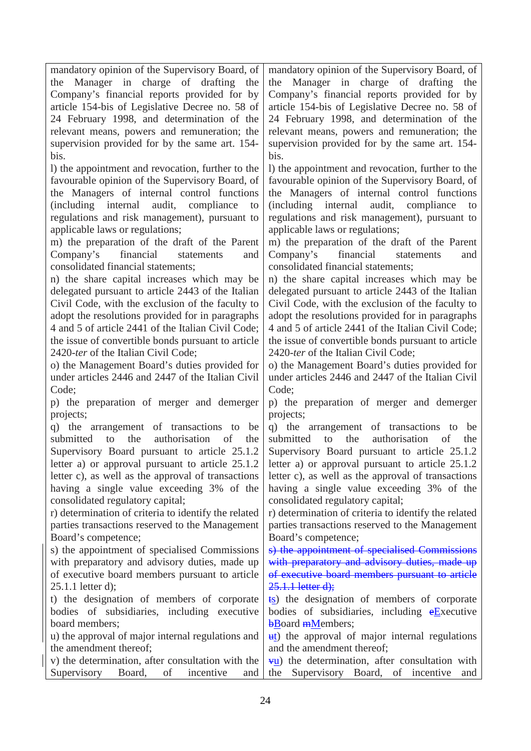| | |
|---|---|
| mandatory opinion of the Supervisory Board, of the Manager in charge of drafting the Company's financial reports provided for by article 154-bis of Legislative Decree no. 58 of 24 February 1998, and determination of the relevant means, powers and remuneration; the supervision provided for by the same art. 154-bis. | mandatory opinion of the Supervisory Board, of the Manager in charge of drafting the Company's financial reports provided for by article 154-bis of Legislative Decree no. 58 of 24 February 1998, and determination of the relevant means, powers and remuneration; the supervision provided for by the same art. 154-bis. |
| l) the appointment and revocation, further to the favourable opinion of the Supervisory Board, of the Managers of internal control functions (including internal audit, compliance to regulations and risk management), pursuant to applicable laws or regulations; | l) the appointment and revocation, further to the favourable opinion of the Supervisory Board, of the Managers of internal control functions (including internal audit, compliance to regulations and risk management), pursuant to applicable laws or regulations; |
| m) the preparation of the draft of the Parent Company's financial statements and consolidated financial statements; | m) the preparation of the draft of the Parent Company's financial statements and consolidated financial statements; |
| n) the share capital increases which may be delegated pursuant to article 2443 of the Italian Civil Code, with the exclusion of the faculty to adopt the resolutions provided for in paragraphs 4 and 5 of article 2441 of the Italian Civil Code; the issue of convertible bonds pursuant to article 2420-*ter* of the Italian Civil Code; | n) the share capital increases which may be delegated pursuant to article 2443 of the Italian Civil Code, with the exclusion of the faculty to adopt the resolutions provided for in paragraphs 4 and 5 of article 2441 of the Italian Civil Code; the issue of convertible bonds pursuant to article 2420-*ter* of the Italian Civil Code; |
| o) the Management Board's duties provided for under articles 2446 and 2447 of the Italian Civil Code; | o) the Management Board's duties provided for under articles 2446 and 2447 of the Italian Civil Code; |
| p) the preparation of merger and demerger projects; | p) the preparation of merger and demerger projects; |
| q) the arrangement of transactions to be submitted to the authorisation of the Supervisory Board pursuant to article 25.1.2 letter a) or approval pursuant to article 25.1.2 letter c), as well as the approval of transactions having a single value exceeding 3% of the consolidated regulatory capital; | q) the arrangement of transactions to be submitted to the authorisation of the Supervisory Board pursuant to article 25.1.2 letter a) or approval pursuant to article 25.1.2 letter c), as well as the approval of transactions having a single value exceeding 3% of the consolidated regulatory capital; |
| r) determination of criteria to identify the related parties transactions reserved to the Management Board's competence; | r) determination of criteria to identify the related parties transactions reserved to the Management Board's competence; |
| s) the appointment of specialised Commissions with preparatory and advisory duties, made up of executive board members pursuant to article 25.1.1 letter d); | ~~s) the appointment of specialised Commissions with preparatory and advisory duties, made up of executive board members pursuant to article 25.1.1 letter d);~~ |
| t) the designation of members of corporate bodies of subsidiaries, including executive board members; | ~~t~~s) the designation of members of corporate bodies of subsidiaries, including ~~e~~Executive ~~b~~Board ~~m~~Members; |
| u) the approval of major internal regulations and the amendment thereof; | ~~u~~t) the approval of major internal regulations and the amendment thereof; |
| v) the determination, after consultation with the Supervisory Board, of incentive and | ~~v~~u) the determination, after consultation with the Supervisory Board, of incentive and |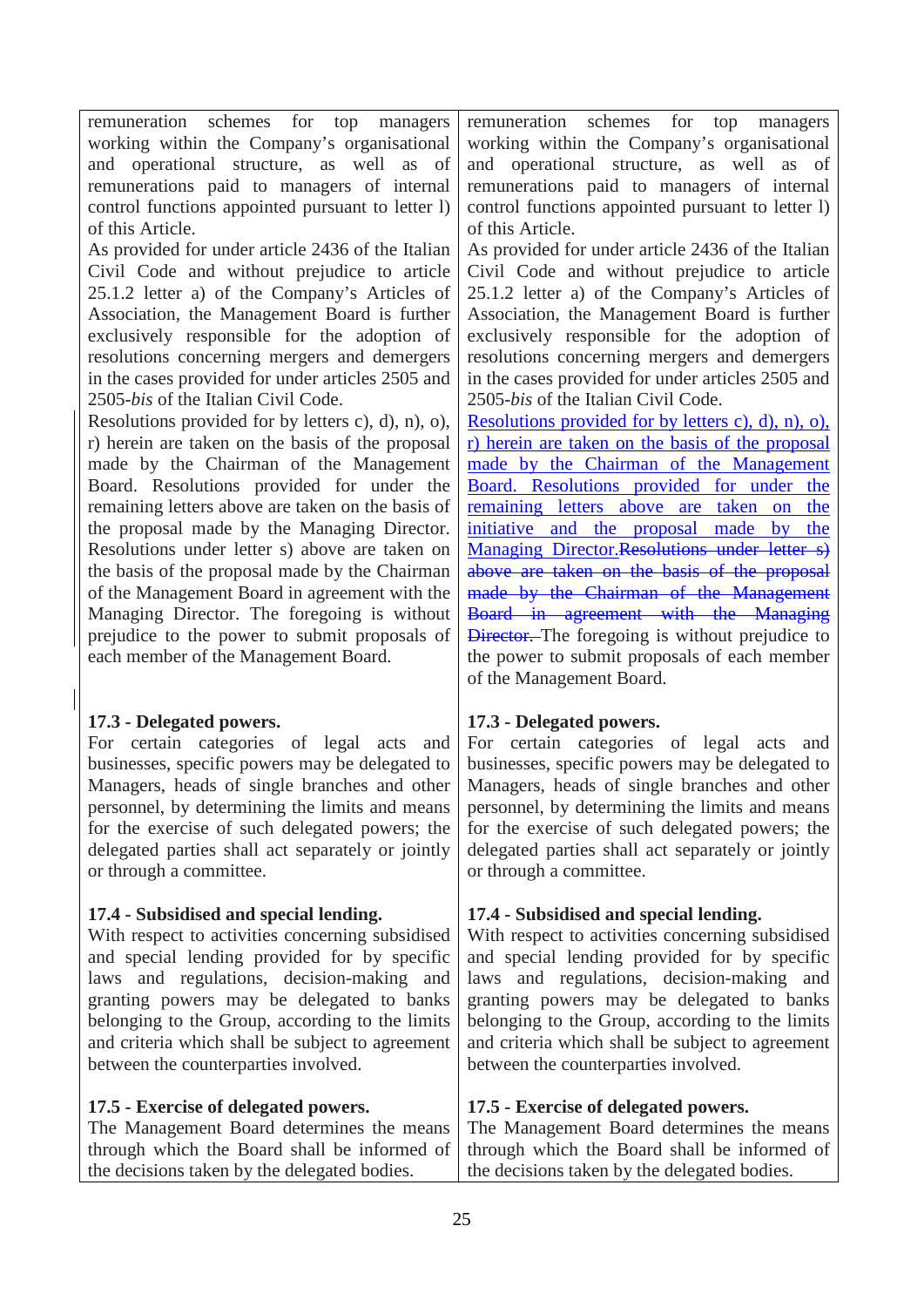| | |
|---|---|
| remuneration schemes for top managers working within the Company's organisational and operational structure, as well as of remunerations paid to managers of internal control functions appointed pursuant to letter l) of this Article.<br>As provided for under article 2436 of the Italian Civil Code and without prejudice to article 25.1.2 letter a) of the Company's Articles of Association, the Management Board is further exclusively responsible for the adoption of resolutions concerning mergers and demergers in the cases provided for under articles 2505 and 2505-*bis* of the Italian Civil Code.<br>Resolutions provided for by letters c), d), n), o), r) herein are taken on the basis of the proposal made by the Chairman of the Management Board. Resolutions provided for under the remaining letters above are taken on the basis of the proposal made by the Managing Director. Resolutions under letter s) above are taken on the basis of the proposal made by the Chairman of the Management Board in agreement with the Managing Director. The foregoing is without prejudice to the power to submit proposals of each member of the Management Board. | remuneration schemes for top managers working within the Company's organisational and operational structure, as well as of remunerations paid to managers of internal control functions appointed pursuant to letter l) of this Article.<br>As provided for under article 2436 of the Italian Civil Code and without prejudice to article 25.1.2 letter a) of the Company's Articles of Association, the Management Board is further exclusively responsible for the adoption of resolutions concerning mergers and demergers in the cases provided for under articles 2505 and 2505-*bis* of the Italian Civil Code.<br>Resolutions provided for by letters c), d), n), o), r) herein are taken on the basis of the proposal made by the Chairman of the Management Board. Resolutions provided for under the remaining letters above are taken on the initiative and the proposal made by the Managing Director.~~Resolutions under letter s) above are taken on the basis of the proposal made by the Chairman of the Management Board in agreement with the Managing Director.~~ The foregoing is without prejudice to the power to submit proposals of each member of the Management Board. |
| **17.3 - Delegated powers.**<br>For certain categories of legal acts and businesses, specific powers may be delegated to Managers, heads of single branches and other personnel, by determining the limits and means for the exercise of such delegated powers; the delegated parties shall act separately or jointly or through a committee. | **17.3 - Delegated powers.**<br>For certain categories of legal acts and businesses, specific powers may be delegated to Managers, heads of single branches and other personnel, by determining the limits and means for the exercise of such delegated powers; the delegated parties shall act separately or jointly or through a committee. |
| **17.4 - Subsidised and special lending.**<br>With respect to activities concerning subsidised and special lending provided for by specific laws and regulations, decision-making and granting powers may be delegated to banks belonging to the Group, according to the limits and criteria which shall be subject to agreement between the counterparties involved. | **17.4 - Subsidised and special lending.**<br>With respect to activities concerning subsidised and special lending provided for by specific laws and regulations, decision-making and granting powers may be delegated to banks belonging to the Group, according to the limits and criteria which shall be subject to agreement between the counterparties involved. |
| **17.5 - Exercise of delegated powers.**<br>The Management Board determines the means through which the Board shall be informed of the decisions taken by the delegated bodies. | **17.5 - Exercise of delegated powers.**<br>The Management Board determines the means through which the Board shall be informed of the decisions taken by the delegated bodies. |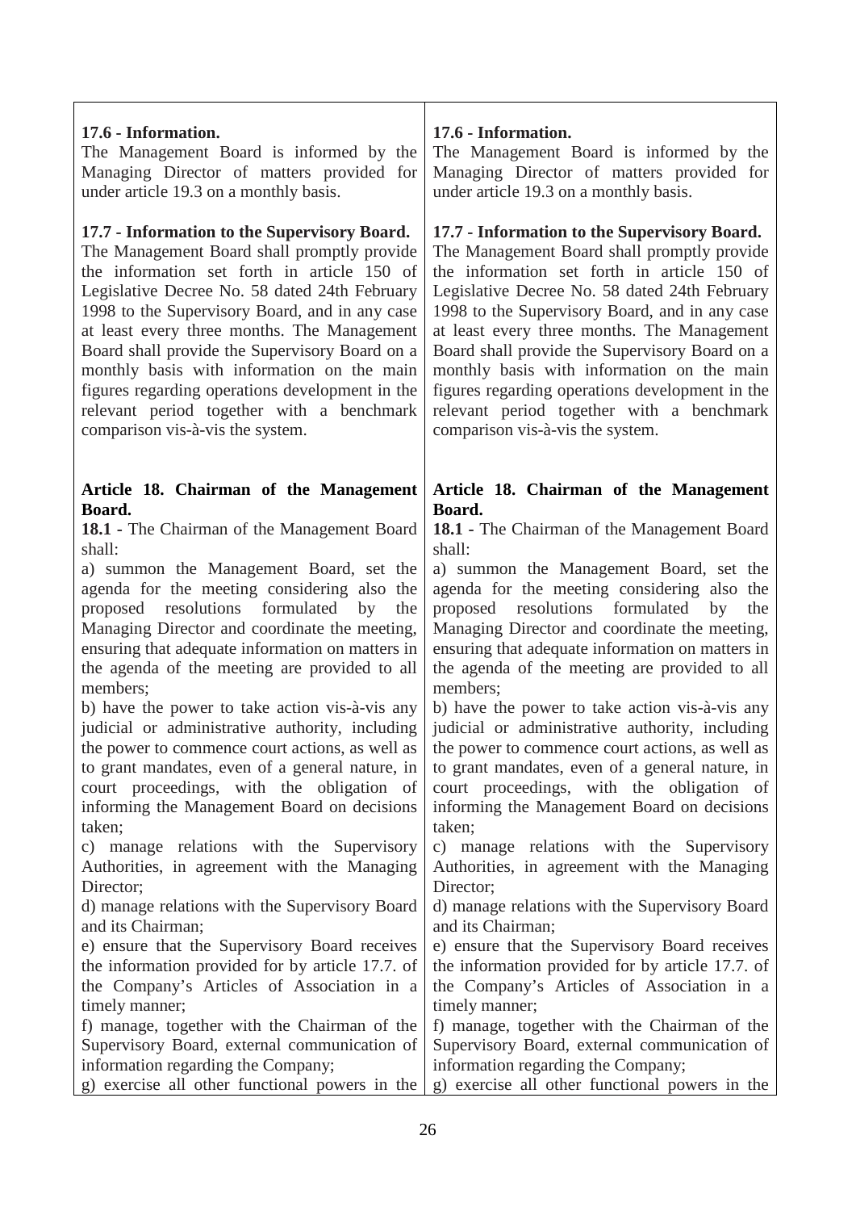**17.6 - Information.**
The Management Board is informed by the Managing Director of matters provided for under article 19.3 on a monthly basis.

**17.7 - Information to the Supervisory Board.**
The Management Board shall promptly provide the information set forth in article 150 of Legislative Decree No. 58 dated 24th February 1998 to the Supervisory Board, and in any case at least every three months. The Management Board shall provide the Supervisory Board on a monthly basis with information on the main figures regarding operations development in the relevant period together with a benchmark comparison vis-à-vis the system.

**Article 18. Chairman of the Management Board.**

**18.1** - The Chairman of the Management Board shall:

a) summon the Management Board, set the agenda for the meeting considering also the proposed resolutions formulated by the Managing Director and coordinate the meeting, ensuring that adequate information on matters in the agenda of the meeting are provided to all members;

b) have the power to take action vis-à-vis any judicial or administrative authority, including the power to commence court actions, as well as to grant mandates, even of a general nature, in court proceedings, with the obligation of informing the Management Board on decisions taken;

c) manage relations with the Supervisory Authorities, in agreement with the Managing Director;

d) manage relations with the Supervisory Board and its Chairman;

e) ensure that the Supervisory Board receives the information provided for by article 17.7. of the Company's Articles of Association in a timely manner;

f) manage, together with the Chairman of the Supervisory Board, external communication of information regarding the Company;

g) exercise all other functional powers in the

---

**17.6 - Information.**
The Management Board is informed by the Managing Director of matters provided for under article 19.3 on a monthly basis.

**17.7 - Information to the Supervisory Board.**
The Management Board shall promptly provide the information set forth in article 150 of Legislative Decree No. 58 dated 24th February 1998 to the Supervisory Board, and in any case at least every three months. The Management Board shall provide the Supervisory Board on a monthly basis with information on the main figures regarding operations development in the relevant period together with a benchmark comparison vis-à-vis the system.

**Article 18. Chairman of the Management Board.**

**18.1** - The Chairman of the Management Board shall:

a) summon the Management Board, set the agenda for the meeting considering also the proposed resolutions formulated by the Managing Director and coordinate the meeting, ensuring that adequate information on matters in the agenda of the meeting are provided to all members;

b) have the power to take action vis-à-vis any judicial or administrative authority, including the power to commence court actions, as well as to grant mandates, even of a general nature, in court proceedings, with the obligation of informing the Management Board on decisions taken;

c) manage relations with the Supervisory Authorities, in agreement with the Managing Director;

d) manage relations with the Supervisory Board and its Chairman;

e) ensure that the Supervisory Board receives the information provided for by article 17.7. of the Company's Articles of Association in a timely manner;

f) manage, together with the Chairman of the Supervisory Board, external communication of information regarding the Company;

g) exercise all other functional powers in the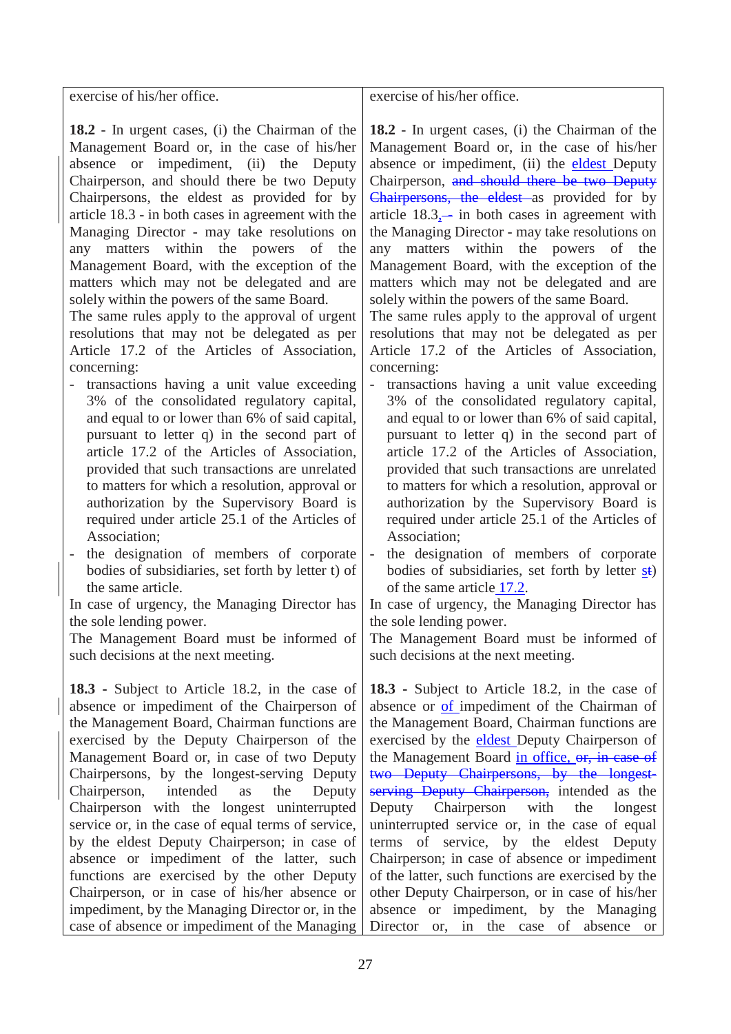| | |
|---|---|
| exercise of his/her office. | exercise of his/her office. |
| **18.2** - In urgent cases, (i) the Chairman of the Management Board or, in the case of his/her absence or impediment, (ii) the Deputy Chairperson, and should there be two Deputy Chairpersons, the eldest as provided for by article 18.3 - in both cases in agreement with the Managing Director - may take resolutions on any matters within the powers of the Management Board, with the exception of the matters which may not be delegated and are solely within the powers of the same Board.<br>The same rules apply to the approval of urgent resolutions that may not be delegated as per Article 17.2 of the Articles of Association, concerning:<br>- transactions having a unit value exceeding 3% of the consolidated regulatory capital, and equal to or lower than 6% of said capital, pursuant to letter q) in the second part of article 17.2 of the Articles of Association, provided that such transactions are unrelated to matters for which a resolution, approval or authorization by the Supervisory Board is required under article 25.1 of the Articles of Association;<br>- the designation of members of corporate bodies of subsidiaries, set forth by letter t) of the same article.<br>In case of urgency, the Managing Director has the sole lending power.<br>The Management Board must be informed of such decisions at the next meeting. | **18.2** - In urgent cases, (i) the Chairman of the Management Board or, in the case of his/her absence or impediment, (ii) the eldest Deputy Chairperson, ~~and should there be two Deputy Chairpersons, the eldest~~ as provided for by article 18.3, ~~-~~ in both cases in agreement with the Managing Director - may take resolutions on any matters within the powers of the Management Board, with the exception of the matters which may not be delegated and are solely within the powers of the same Board.<br>The same rules apply to the approval of urgent resolutions that may not be delegated as per Article 17.2 of the Articles of Association, concerning:<br>- transactions having a unit value exceeding 3% of the consolidated regulatory capital, and equal to or lower than 6% of said capital, pursuant to letter q) in the second part of article 17.2 of the Articles of Association, provided that such transactions are unrelated to matters for which a resolution, approval or authorization by the Supervisory Board is required under article 25.1 of the Articles of Association;<br>- the designation of members of corporate bodies of subsidiaries, set forth by letter s~~t~~) of the same article 17.2.<br>In case of urgency, the Managing Director has the sole lending power.<br>The Management Board must be informed of such decisions at the next meeting. |
| **18.3** - Subject to Article 18.2, in the case of absence or impediment of the Chairperson of the Management Board, Chairman functions are exercised by the Deputy Chairperson of the Management Board or, in case of two Deputy Chairpersons, by the longest-serving Deputy Chairperson, intended as the Deputy Chairperson with the longest uninterrupted service or, in the case of equal terms of service, by the eldest Deputy Chairperson; in case of absence or impediment of the latter, such functions are exercised by the other Deputy Chairperson, or in case of his/her absence or impediment, by the Managing Director or, in the case of absence or impediment of the Managing | **18.3** - Subject to Article 18.2, in the case of absence or of impediment of the Chairman of the Management Board, Chairman functions are exercised by the eldest Deputy Chairperson of the Management Board in office, ~~or, in case of two Deputy Chairpersons, by the longest-serving Deputy Chairperson,~~ intended as the Deputy Chairperson with the longest uninterrupted service or, in the case of equal terms of service, by the eldest Deputy Chairperson; in case of absence or impediment of the latter, such functions are exercised by the other Deputy Chairperson, or in case of his/her absence or impediment, by the Managing Director or, in the case of absence or |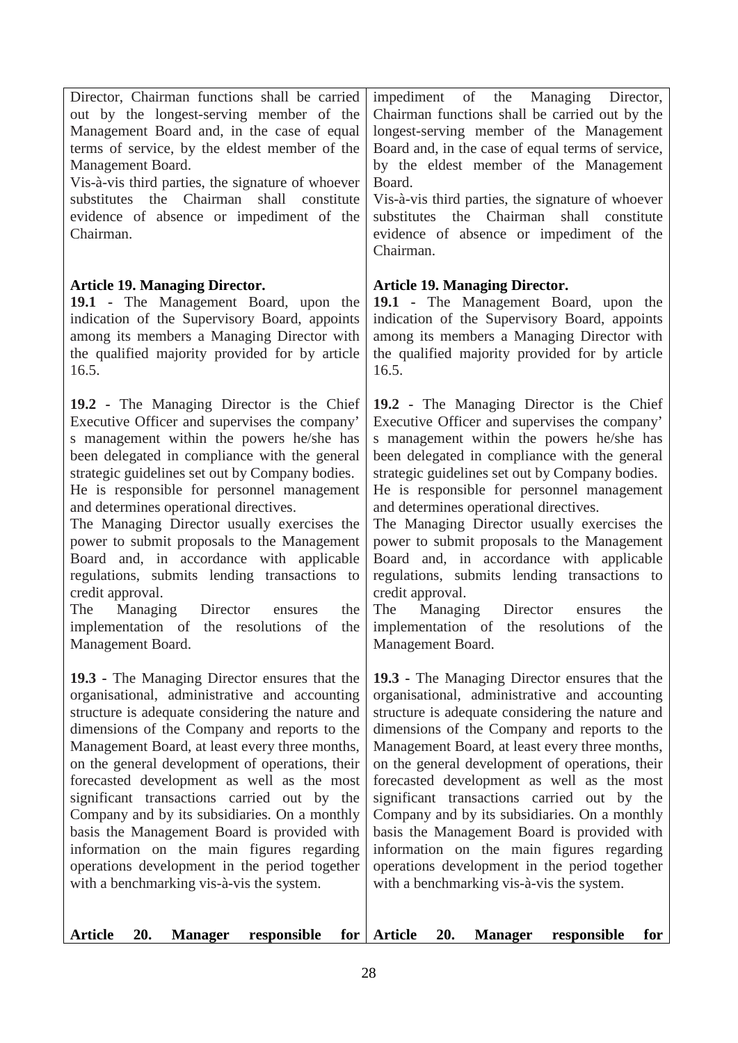| | |
|---|---|
| Director, Chairman functions shall be carried out by the longest-serving member of the Management Board and, in the case of equal terms of service, by the eldest member of the Management Board.<br>Vis-à-vis third parties, the signature of whoever substitutes the Chairman shall constitute evidence of absence or impediment of the Chairman. | impediment of the Managing Director, Chairman functions shall be carried out by the longest-serving member of the Management Board and, in the case of equal terms of service, by the eldest member of the Management Board.<br>Vis-à-vis third parties, the signature of whoever substitutes the Chairman shall constitute evidence of absence or impediment of the Chairman. |
| **Article 19. Managing Director.**<br>**19.1** - The Management Board, upon the indication of the Supervisory Board, appoints among its members a Managing Director with the qualified majority provided for by article 16.5. | **Article 19. Managing Director.**<br>**19.1** - The Management Board, upon the indication of the Supervisory Board, appoints among its members a Managing Director with the qualified majority provided for by article 16.5. |
| **19.2** - The Managing Director is the Chief Executive Officer and supervises the company' s management within the powers he/she has been delegated in compliance with the general strategic guidelines set out by Company bodies. He is responsible for personnel management and determines operational directives.<br>The Managing Director usually exercises the power to submit proposals to the Management Board and, in accordance with applicable regulations, submits lending transactions to credit approval.<br>The Managing Director ensures the implementation of the resolutions of the Management Board. | **19.2** - The Managing Director is the Chief Executive Officer and supervises the company' s management within the powers he/she has been delegated in compliance with the general strategic guidelines set out by Company bodies. He is responsible for personnel management and determines operational directives.<br>The Managing Director usually exercises the power to submit proposals to the Management Board and, in accordance with applicable regulations, submits lending transactions to credit approval.<br>The Managing Director ensures the implementation of the resolutions of the Management Board. |
| **19.3** - The Managing Director ensures that the organisational, administrative and accounting structure is adequate considering the nature and dimensions of the Company and reports to the Management Board, at least every three months, on the general development of operations, their forecasted development as well as the most significant transactions carried out by the Company and by its subsidiaries. On a monthly basis the Management Board is provided with information on the main figures regarding operations development in the period together with a benchmarking vis-à-vis the system. | **19.3** - The Managing Director ensures that the organisational, administrative and accounting structure is adequate considering the nature and dimensions of the Company and reports to the Management Board, at least every three months, on the general development of operations, their forecasted development as well as the most significant transactions carried out by the Company and by its subsidiaries. On a monthly basis the Management Board is provided with information on the main figures regarding operations development in the period together with a benchmarking vis-à-vis the system. |
| **Article 20. Manager responsible for** | **Article 20. Manager responsible for** |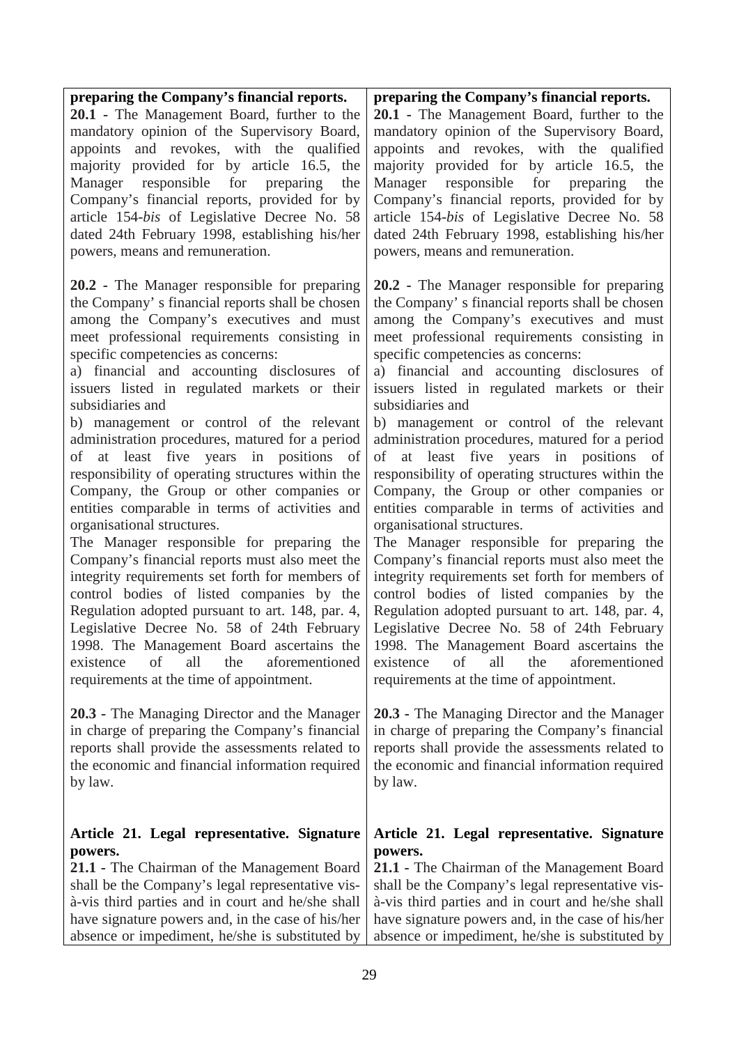| **preparing the Company's financial reports.** | **preparing the Company's financial reports.** |
| --- | --- |
| **20.1** - The Management Board, further to the mandatory opinion of the Supervisory Board, appoints and revokes, with the qualified majority provided for by article 16.5, the Manager responsible for preparing the Company's financial reports, provided for by article 154-*bis* of Legislative Decree No. 58 dated 24th February 1998, establishing his/her powers, means and remuneration. | **20.1** - The Management Board, further to the mandatory opinion of the Supervisory Board, appoints and revokes, with the qualified majority provided for by article 16.5, the Manager responsible for preparing the Company's financial reports, provided for by article 154-*bis* of Legislative Decree No. 58 dated 24th February 1998, establishing his/her powers, means and remuneration. |
| **20.2** - The Manager responsible for preparing the Company' s financial reports shall be chosen among the Company's executives and must meet professional requirements consisting in specific competencies as concerns:<br>a) financial and accounting disclosures of issuers listed in regulated markets or their subsidiaries and<br>b) management or control of the relevant administration procedures, matured for a period of at least five years in positions of responsibility of operating structures within the Company, the Group or other companies or entities comparable in terms of activities and organisational structures.<br>The Manager responsible for preparing the Company's financial reports must also meet the integrity requirements set forth for members of control bodies of listed companies by the Regulation adopted pursuant to art. 148, par. 4, Legislative Decree No. 58 of 24th February 1998. The Management Board ascertains the existence of all the aforementioned requirements at the time of appointment. | **20.2** - The Manager responsible for preparing the Company' s financial reports shall be chosen among the Company's executives and must meet professional requirements consisting in specific competencies as concerns:<br>a) financial and accounting disclosures of issuers listed in regulated markets or their subsidiaries and<br>b) management or control of the relevant administration procedures, matured for a period of at least five years in positions of responsibility of operating structures within the Company, the Group or other companies or entities comparable in terms of activities and organisational structures.<br>The Manager responsible for preparing the Company's financial reports must also meet the integrity requirements set forth for members of control bodies of listed companies by the Regulation adopted pursuant to art. 148, par. 4, Legislative Decree No. 58 of 24th February 1998. The Management Board ascertains the existence of all the aforementioned requirements at the time of appointment. |
| **20.3** - The Managing Director and the Manager in charge of preparing the Company's financial reports shall provide the assessments related to the economic and financial information required by law. | **20.3** - The Managing Director and the Manager in charge of preparing the Company's financial reports shall provide the assessments related to the economic and financial information required by law. |
| **Article 21. Legal representative. Signature powers.**<br>**21.1** - The Chairman of the Management Board shall be the Company's legal representative vis-à-vis third parties and in court and he/she shall have signature powers and, in the case of his/her absence or impediment, he/she is substituted by | **Article 21. Legal representative. Signature powers.**<br>**21.1** - The Chairman of the Management Board shall be the Company's legal representative vis-à-vis third parties and in court and he/she shall have signature powers and, in the case of his/her absence or impediment, he/she is substituted by |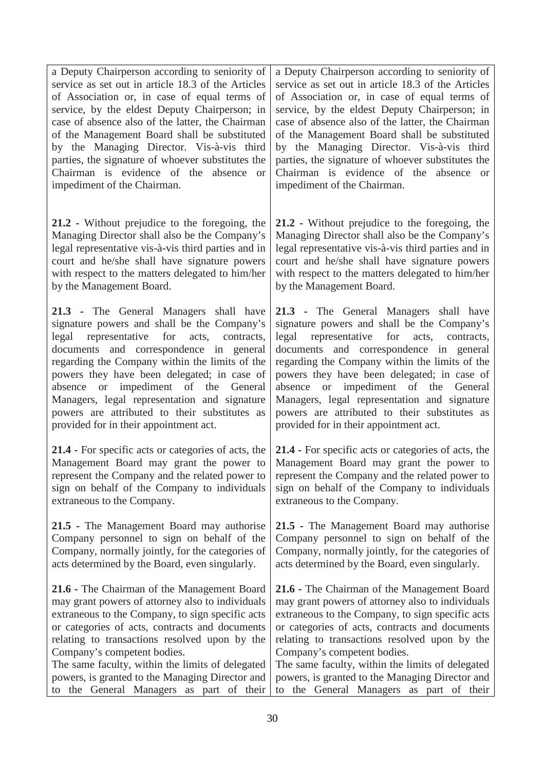| | |
|---|---|
| a Deputy Chairperson according to seniority of service as set out in article 18.3 of the Articles of Association or, in case of equal terms of service, by the eldest Deputy Chairperson; in case of absence also of the latter, the Chairman of the Management Board shall be substituted by the Managing Director. Vis-à-vis third parties, the signature of whoever substitutes the Chairman is evidence of the absence or impediment of the Chairman. | a Deputy Chairperson according to seniority of service as set out in article 18.3 of the Articles of Association or, in case of equal terms of service, by the eldest Deputy Chairperson; in case of absence also of the latter, the Chairman of the Management Board shall be substituted by the Managing Director. Vis-à-vis third parties, the signature of whoever substitutes the Chairman is evidence of the absence or impediment of the Chairman. |
| **21.2** - Without prejudice to the foregoing, the Managing Director shall also be the Company's legal representative vis-à-vis third parties and in court and he/she shall have signature powers with respect to the matters delegated to him/her by the Management Board. | **21.2** - Without prejudice to the foregoing, the Managing Director shall also be the Company's legal representative vis-à-vis third parties and in court and he/she shall have signature powers with respect to the matters delegated to him/her by the Management Board. |
| **21.3 -** The General Managers shall have signature powers and shall be the Company's legal representative for acts, contracts, documents and correspondence in general regarding the Company within the limits of the powers they have been delegated; in case of absence or impediment of the General Managers, legal representation and signature powers are attributed to their substitutes as provided for in their appointment act. | **21.3 -** The General Managers shall have signature powers and shall be the Company's legal representative for acts, contracts, documents and correspondence in general regarding the Company within the limits of the powers they have been delegated; in case of absence or impediment of the General Managers, legal representation and signature powers are attributed to their substitutes as provided for in their appointment act. |
| **21.4** - For specific acts or categories of acts, the Management Board may grant the power to represent the Company and the related power to sign on behalf of the Company to individuals extraneous to the Company. | **21.4** - For specific acts or categories of acts, the Management Board may grant the power to represent the Company and the related power to sign on behalf of the Company to individuals extraneous to the Company. |
| **21.5** - The Management Board may authorise Company personnel to sign on behalf of the Company, normally jointly, for the categories of acts determined by the Board, even singularly. | **21.5** - The Management Board may authorise Company personnel to sign on behalf of the Company, normally jointly, for the categories of acts determined by the Board, even singularly. |
| **21.6 -** The Chairman of the Management Board may grant powers of attorney also to individuals extraneous to the Company, to sign specific acts or categories of acts, contracts and documents relating to transactions resolved upon by the Company's competent bodies.<br>The same faculty, within the limits of delegated powers, is granted to the Managing Director and to the General Managers as part of their | **21.6 -** The Chairman of the Management Board may grant powers of attorney also to individuals extraneous to the Company, to sign specific acts or categories of acts, contracts and documents relating to transactions resolved upon by the Company's competent bodies.<br>The same faculty, within the limits of delegated powers, is granted to the Managing Director and to the General Managers as part of their |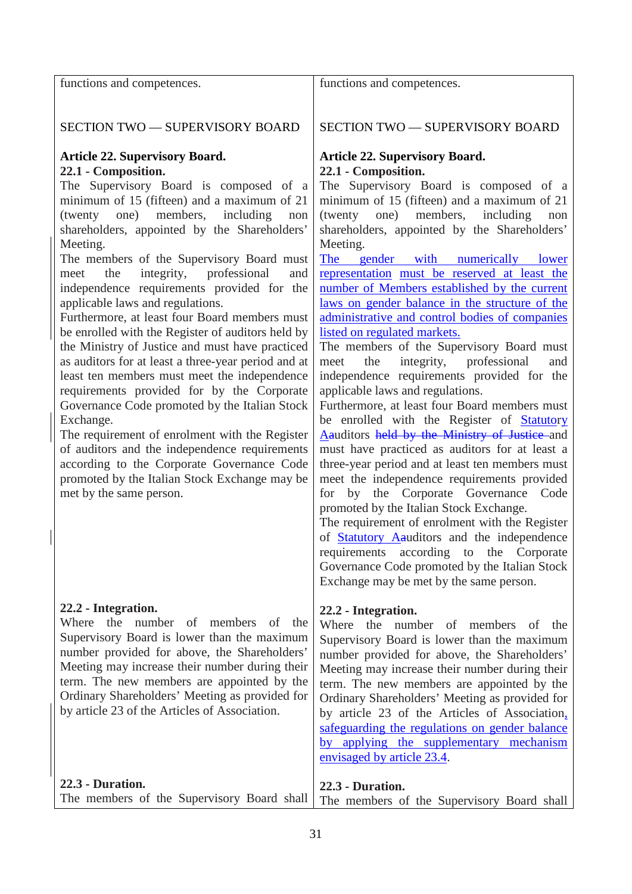| | |
|---|---|
| functions and competences. | functions and competences. |
| SECTION TWO — SUPERVISORY BOARD | SECTION TWO — SUPERVISORY BOARD |
| **Article 22. Supervisory Board.**<br>**22.1 - Composition.**<br>The Supervisory Board is composed of a minimum of 15 (fifteen) and a maximum of 21 (twenty one) members, including non shareholders, appointed by the Shareholders' Meeting.<br>The members of the Supervisory Board must meet the integrity, professional and independence requirements provided for the applicable laws and regulations.<br>Furthermore, at least four Board members must be enrolled with the Register of auditors held by the Ministry of Justice and must have practiced as auditors for at least a three-year period and at least ten members must meet the independence requirements provided for by the Corporate Governance Code promoted by the Italian Stock Exchange.<br>The requirement of enrolment with the Register of auditors and the independence requirements according to the Corporate Governance Code promoted by the Italian Stock Exchange may be met by the same person. | **Article 22. Supervisory Board.**<br>**22.1 - Composition.**<br>The Supervisory Board is composed of a minimum of 15 (fifteen) and a maximum of 21 (twenty one) members, including non shareholders, appointed by the Shareholders' Meeting.<br>The gender with numerically lower representation must be reserved at least the number of Members established by the current laws on gender balance in the structure of the administrative and control bodies of companies listed on regulated markets.<br>The members of the Supervisory Board must meet the integrity, professional and independence requirements provided for the applicable laws and regulations.<br>Furthermore, at least four Board members must be enrolled with the Register of Statutory Aauditors ~~held by the Ministry of Justice~~ and must have practiced as auditors for at least a three-year period and at least ten members must meet the independence requirements provided for by the Corporate Governance Code promoted by the Italian Stock Exchange.<br>The requirement of enrolment with the Register of Statutory Aauditors and the independence requirements according to the Corporate Governance Code promoted by the Italian Stock Exchange may be met by the same person. |
| **22.2 - Integration.**<br>Where the number of members of the Supervisory Board is lower than the maximum number provided for above, the Shareholders' Meeting may increase their number during their term. The new members are appointed by the Ordinary Shareholders' Meeting as provided for by article 23 of the Articles of Association. | **22.2 - Integration.**<br>Where the number of members of the Supervisory Board is lower than the maximum number provided for above, the Shareholders' Meeting may increase their number during their term. The new members are appointed by the Ordinary Shareholders' Meeting as provided for by article 23 of the Articles of Association, safeguarding the regulations on gender balance by applying the supplementary mechanism envisaged by article 23.4. |
| **22.3 - Duration.**<br>The members of the Supervisory Board shall | **22.3 - Duration.**<br>The members of the Supervisory Board shall |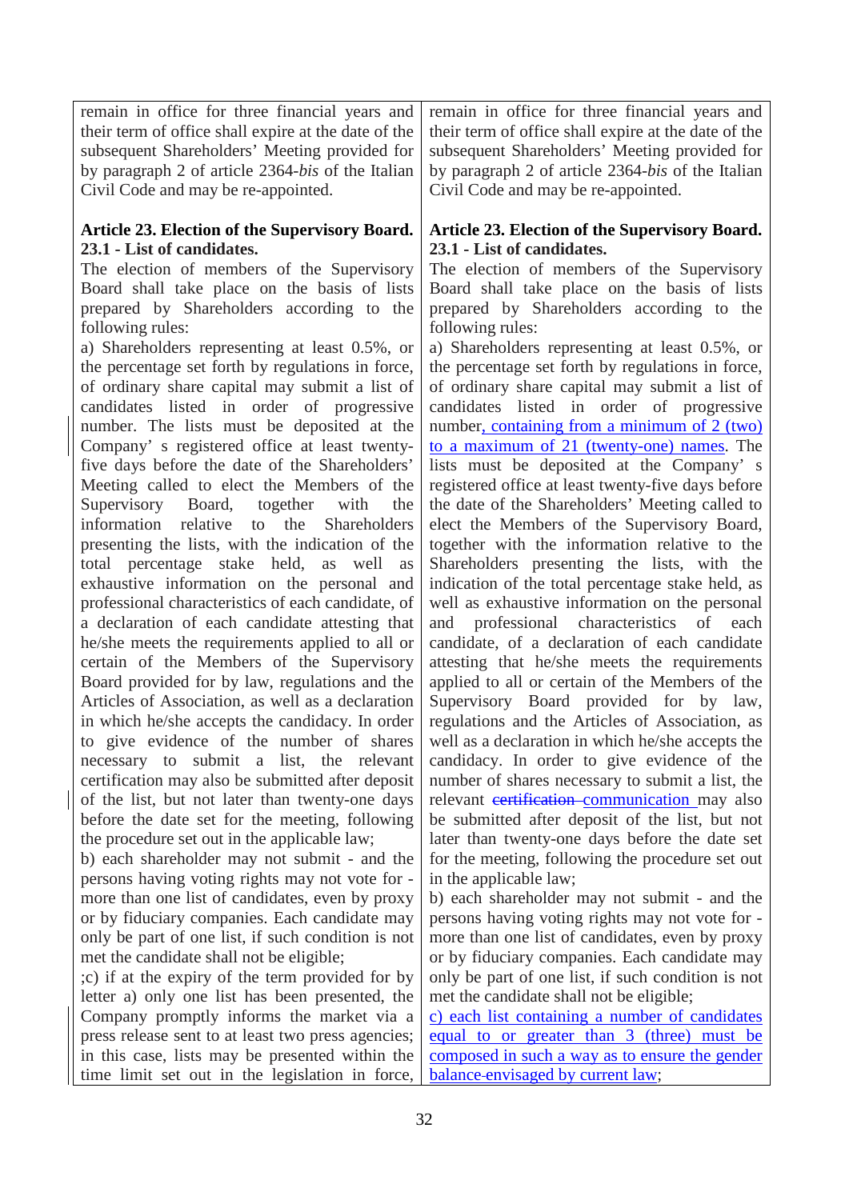| | |
|---|---|
| remain in office for three financial years and their term of office shall expire at the date of the subsequent Shareholders' Meeting provided for by paragraph 2 of article 2364-*bis* of the Italian Civil Code and may be re-appointed. | remain in office for three financial years and their term of office shall expire at the date of the subsequent Shareholders' Meeting provided for by paragraph 2 of article 2364-*bis* of the Italian Civil Code and may be re-appointed. |
| **Article 23. Election of the Supervisory Board.**<br>**23.1 - List of candidates.**<br>The election of members of the Supervisory Board shall take place on the basis of lists prepared by Shareholders according to the following rules:<br>a) Shareholders representing at least 0.5%, or the percentage set forth by regulations in force, of ordinary share capital may submit a list of candidates listed in order of progressive number. The lists must be deposited at the Company' s registered office at least twenty-five days before the date of the Shareholders' Meeting called to elect the Members of the Supervisory Board, together with the information relative to the Shareholders presenting the lists, with the indication of the total percentage stake held, as well as exhaustive information on the personal and professional characteristics of each candidate, of a declaration of each candidate attesting that he/she meets the requirements applied to all or certain of the Members of the Supervisory Board provided for by law, regulations and the Articles of Association, as well as a declaration in which he/she accepts the candidacy. In order to give evidence of the number of shares necessary to submit a list, the relevant certification may also be submitted after deposit of the list, but not later than twenty-one days before the date set for the meeting, following the procedure set out in the applicable law;<br>b) each shareholder may not submit - and the persons having voting rights may not vote for - more than one list of candidates, even by proxy or by fiduciary companies. Each candidate may only be part of one list, if such condition is not met the candidate shall not be eligible;<br>;c) if at the expiry of the term provided for by letter a) only one list has been presented, the Company promptly informs the market via a press release sent to at least two press agencies; in this case, lists may be presented within the time limit set out in the legislation in force, | **Article 23. Election of the Supervisory Board.**<br>**23.1 - List of candidates.**<br>The election of members of the Supervisory Board shall take place on the basis of lists prepared by Shareholders according to the following rules:<br>a) Shareholders representing at least 0.5%, or the percentage set forth by regulations in force, of ordinary share capital may submit a list of candidates listed in order of progressive number, containing from a minimum of 2 (two) to a maximum of 21 (twenty-one) names. The lists must be deposited at the Company' s registered office at least twenty-five days before the date of the Shareholders' Meeting called to elect the Members of the Supervisory Board, together with the information relative to the Shareholders presenting the lists, with the indication of the total percentage stake held, as well as exhaustive information on the personal and professional characteristics of each candidate, of a declaration of each candidate attesting that he/she meets the requirements applied to all or certain of the Members of the Supervisory Board provided for by law, regulations and the Articles of Association, as well as a declaration in which he/she accepts the candidacy. In order to give evidence of the number of shares necessary to submit a list, the relevant ~~certification~~ communication may also be submitted after deposit of the list, but not later than twenty-one days before the date set for the meeting, following the procedure set out in the applicable law;<br>b) each shareholder may not submit - and the persons having voting rights may not vote for - more than one list of candidates, even by proxy or by fiduciary companies. Each candidate may only be part of one list, if such condition is not met the candidate shall not be eligible;<br>c) each list containing a number of candidates equal to or greater than 3 (three) must be composed in such a way as to ensure the gender balance envisaged by current law; |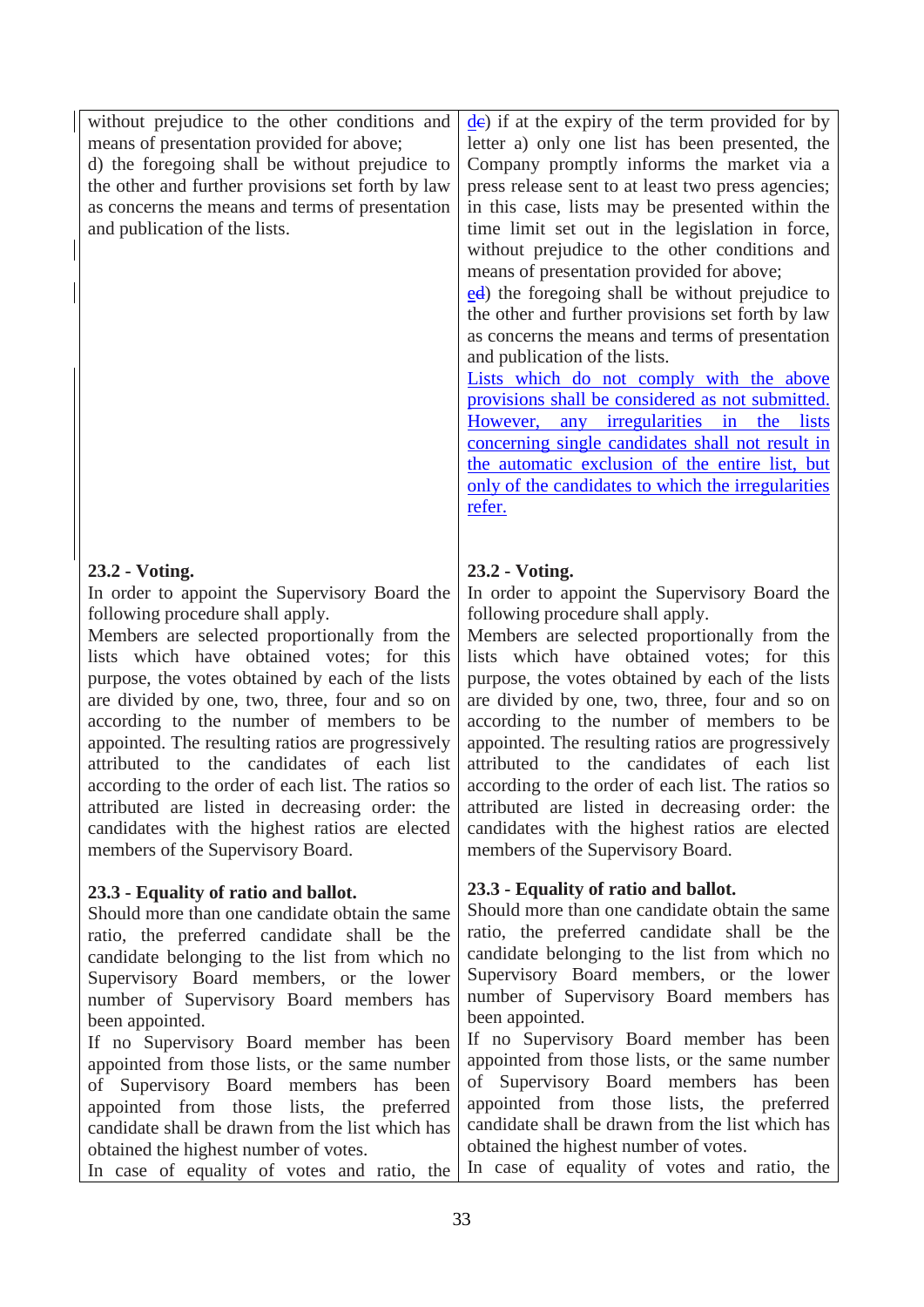| | |
|---|---|
| without prejudice to the other conditions and means of presentation provided for above;<br>d) the foregoing shall be without prejudice to the other and further provisions set forth by law as concerns the means and terms of presentation and publication of the lists. | de) if at the expiry of the term provided for by letter a) only one list has been presented, the Company promptly informs the market via a press release sent to at least two press agencies; in this case, lists may be presented within the time limit set out in the legislation in force, without prejudice to the other conditions and means of presentation provided for above;<br>ed) the foregoing shall be without prejudice to the other and further provisions set forth by law as concerns the means and terms of presentation and publication of the lists.<br>Lists which do not comply with the above provisions shall be considered as not submitted. However, any irregularities in the lists concerning single candidates shall not result in the automatic exclusion of the entire list, but only of the candidates to which the irregularities refer. |
| **23.2 - Voting.**<br>In order to appoint the Supervisory Board the following procedure shall apply.<br>Members are selected proportionally from the lists which have obtained votes; for this purpose, the votes obtained by each of the lists are divided by one, two, three, four and so on according to the number of members to be appointed. The resulting ratios are progressively attributed to the candidates of each list according to the order of each list. The ratios so attributed are listed in decreasing order: the candidates with the highest ratios are elected members of the Supervisory Board. | **23.2 - Voting.**<br>In order to appoint the Supervisory Board the following procedure shall apply.<br>Members are selected proportionally from the lists which have obtained votes; for this purpose, the votes obtained by each of the lists are divided by one, two, three, four and so on according to the number of members to be appointed. The resulting ratios are progressively attributed to the candidates of each list according to the order of each list. The ratios so attributed are listed in decreasing order: the candidates with the highest ratios are elected members of the Supervisory Board. |
| **23.3 - Equality of ratio and ballot.**<br>Should more than one candidate obtain the same ratio, the preferred candidate shall be the candidate belonging to the list from which no Supervisory Board members, or the lower number of Supervisory Board members has been appointed.<br>If no Supervisory Board member has been appointed from those lists, or the same number of Supervisory Board members has been appointed from those lists, the preferred candidate shall be drawn from the list which has obtained the highest number of votes.<br>In case of equality of votes and ratio, the | **23.3 - Equality of ratio and ballot.**<br>Should more than one candidate obtain the same ratio, the preferred candidate shall be the candidate belonging to the list from which no Supervisory Board members, or the lower number of Supervisory Board members has been appointed.<br>If no Supervisory Board member has been appointed from those lists, or the same number of Supervisory Board members has been appointed from those lists, the preferred candidate shall be drawn from the list which has obtained the highest number of votes.<br>In case of equality of votes and ratio, the |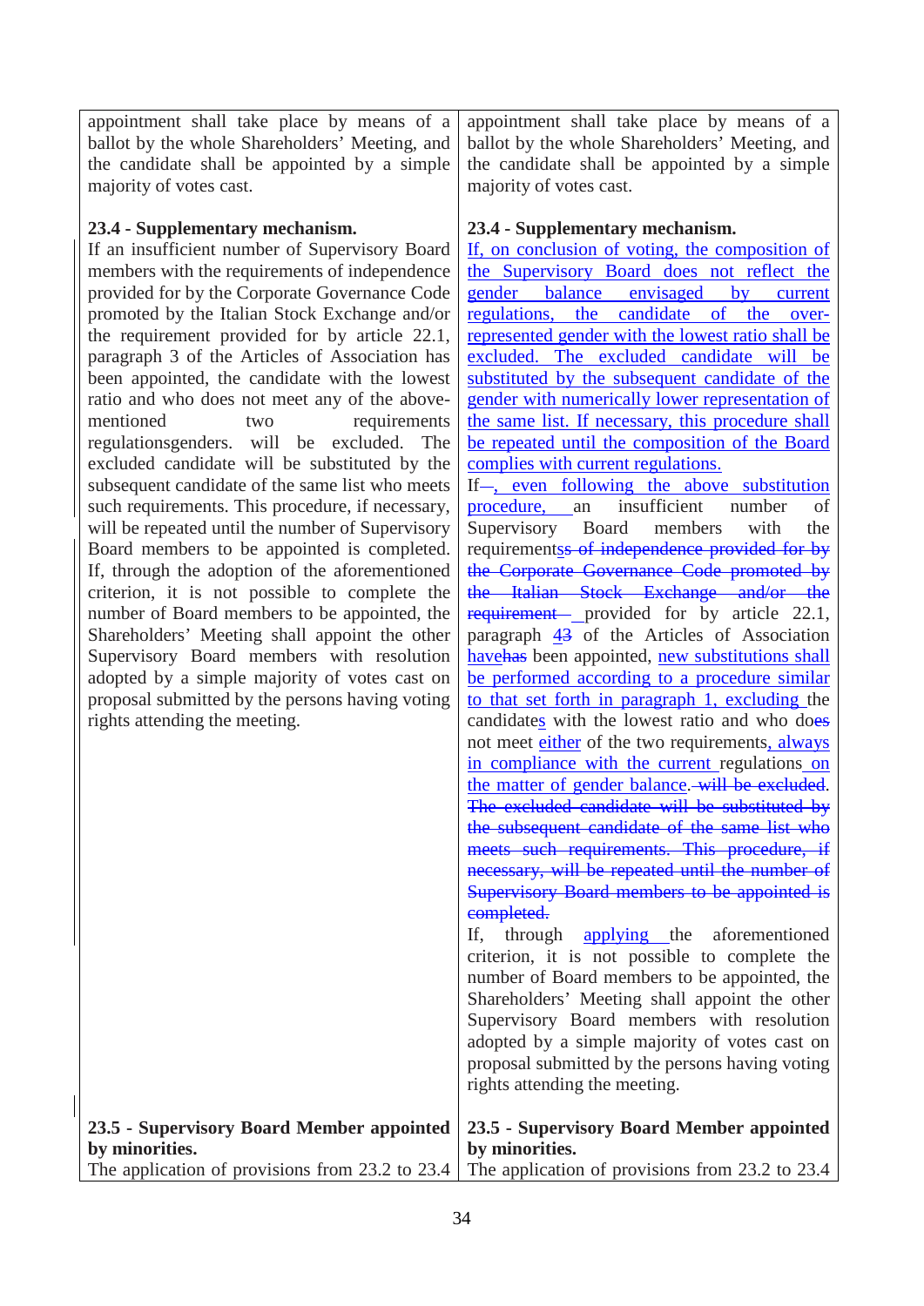| | |
|---|---|
| appointment shall take place by means of a ballot by the whole Shareholders' Meeting, and the candidate shall be appointed by a simple majority of votes cast.<br><br>**23.4 - Supplementary mechanism.**<br>If an insufficient number of Supervisory Board members with the requirements of independence provided for by the Corporate Governance Code promoted by the Italian Stock Exchange and/or the requirement provided for by article 22.1, paragraph 3 of the Articles of Association has been appointed, the candidate with the lowest ratio and who does not meet any of the above-mentioned two requirements regulationsgenders. will be excluded. The excluded candidate will be substituted by the subsequent candidate of the same list who meets such requirements. This procedure, if necessary, will be repeated until the number of Supervisory Board members to be appointed is completed. If, through the adoption of the aforementioned criterion, it is not possible to complete the number of Board members to be appointed, the Shareholders' Meeting shall appoint the other Supervisory Board members with resolution adopted by a simple majority of votes cast on proposal submitted by the persons having voting rights attending the meeting. | appointment shall take place by means of a ballot by the whole Shareholders' Meeting, and the candidate shall be appointed by a simple majority of votes cast.<br><br>**23.4 - Supplementary mechanism.**<br>If, on conclusion of voting, the composition of the Supervisory Board does not reflect the gender balance envisaged by current regulations, the candidate of the over-represented gender with the lowest ratio shall be excluded. The excluded candidate will be substituted by the subsequent candidate of the gender with numerically lower representation of the same list. If necessary, this procedure shall be repeated until the composition of the Board complies with current regulations.<br>If—, even following the above substitution procedure, an insufficient number of Supervisory Board members with the requirementss ~~of independence provided for by the Corporate Governance Code promoted by the Italian Stock Exchange and/or the requirement~~ — provided for by article 22.1, paragraph 43 of the Articles of Association havehas been appointed, new substitutions shall be performed according to a procedure similar to that set forth in paragraph 1, excluding the candidates with the lowest ratio and who does not meet either of the two requirements, always in compliance with the current regulations on the matter of gender balance. ~~will be excluded.~~ ~~The excluded candidate will be substituted by the subsequent candidate of the same list who meets such requirements. This procedure, if necessary, will be repeated until the number of Supervisory Board members to be appointed is completed.~~<br>If, through applying the aforementioned criterion, it is not possible to complete the number of Board members to be appointed, the Shareholders' Meeting shall appoint the other Supervisory Board members with resolution adopted by a simple majority of votes cast on proposal submitted by the persons having voting rights attending the meeting. |
| **23.5 - Supervisory Board Member appointed by minorities.**<br>The application of provisions from 23.2 to 23.4 | **23.5 - Supervisory Board Member appointed by minorities.**<br>The application of provisions from 23.2 to 23.4 |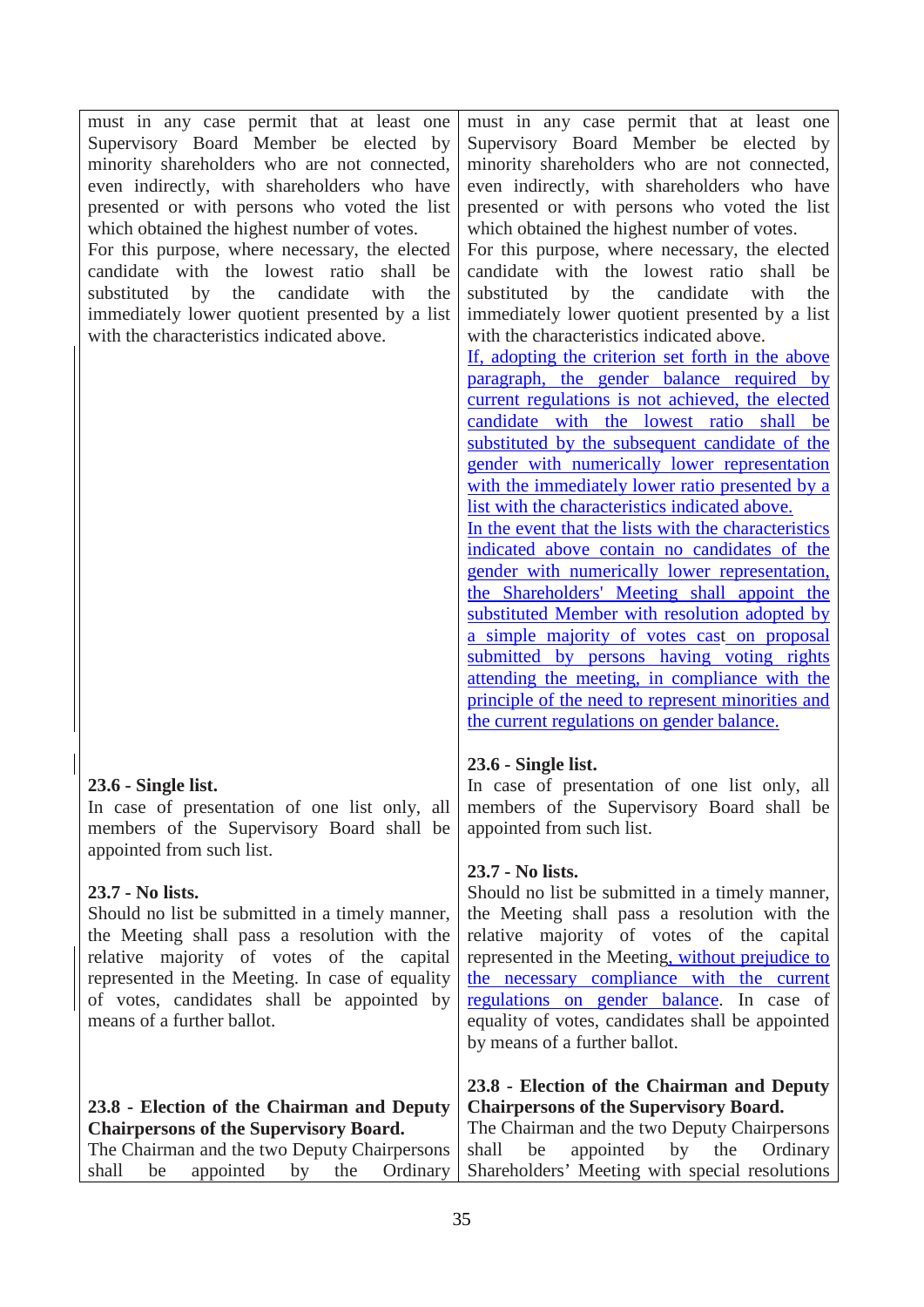| | |
|---|---|
| must in any case permit that at least one Supervisory Board Member be elected by minority shareholders who are not connected, even indirectly, with shareholders who have presented or with persons who voted the list which obtained the highest number of votes.<br>For this purpose, where necessary, the elected candidate with the lowest ratio shall be substituted by the candidate with the immediately lower quotient presented by a list with the characteristics indicated above. | must in any case permit that at least one Supervisory Board Member be elected by minority shareholders who are not connected, even indirectly, with shareholders who have presented or with persons who voted the list which obtained the highest number of votes.<br>For this purpose, where necessary, the elected candidate with the lowest ratio shall be substituted by the candidate with the immediately lower quotient presented by a list with the characteristics indicated above.<br>If, adopting the criterion set forth in the above paragraph, the gender balance required by current regulations is not achieved, the elected candidate with the lowest ratio shall be substituted by the subsequent candidate of the gender with numerically lower representation with the immediately lower ratio presented by a list with the characteristics indicated above.<br>In the event that the lists with the characteristics indicated above contain no candidates of the gender with numerically lower representation, the Shareholders' Meeting shall appoint the substituted Member with resolution adopted by a simple majority of votes cast on proposal submitted by persons having voting rights attending the meeting, in compliance with the principle of the need to represent minorities and the current regulations on gender balance. |
| **23.6 - Single list.**<br>In case of presentation of one list only, all members of the Supervisory Board shall be appointed from such list. | **23.6 - Single list.**<br>In case of presentation of one list only, all members of the Supervisory Board shall be appointed from such list. |
| **23.7 - No lists.**<br>Should no list be submitted in a timely manner, the Meeting shall pass a resolution with the relative majority of votes of the capital represented in the Meeting. In case of equality of votes, candidates shall be appointed by means of a further ballot. | **23.7 - No lists.**<br>Should no list be submitted in a timely manner, the Meeting shall pass a resolution with the relative majority of votes of the capital represented in the Meeting, without prejudice to the necessary compliance with the current regulations on gender balance. In case of equality of votes, candidates shall be appointed by means of a further ballot. |
| **23.8 - Election of the Chairman and Deputy Chairpersons of the Supervisory Board.**<br>The Chairman and the two Deputy Chairpersons shall be appointed by the Ordinary | **23.8 - Election of the Chairman and Deputy Chairpersons of the Supervisory Board.**<br>The Chairman and the two Deputy Chairpersons shall be appointed by the Ordinary Shareholders' Meeting with special resolutions |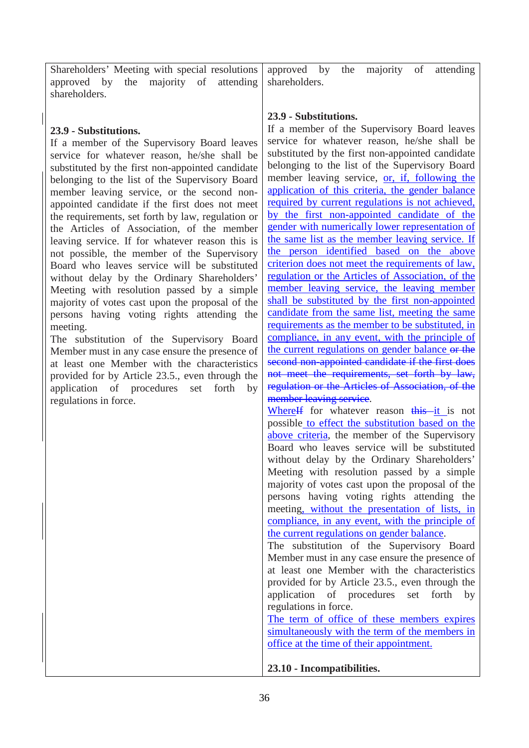| | |
|---|---|
| Shareholders' Meeting with special resolutions approved by the majority of attending shareholders.<br><br>**23.9 - Substitutions.**<br>If a member of the Supervisory Board leaves service for whatever reason, he/she shall be substituted by the first non-appointed candidate belonging to the list of the Supervisory Board member leaving service, or the second non-appointed candidate if the first does not meet the requirements, set forth by law, regulation or the Articles of Association, of the member leaving service. If for whatever reason this is not possible, the member of the Supervisory Board who leaves service will be substituted without delay by the Ordinary Shareholders' Meeting with resolution passed by a simple majority of votes cast upon the proposal of the persons having voting rights attending the meeting.<br>The substitution of the Supervisory Board Member must in any case ensure the presence of at least one Member with the characteristics provided for by Article 23.5., even through the application of procedures set forth by regulations in force. | approved by the majority of attending shareholders.<br><br>**23.9 - Substitutions.**<br>If a member of the Supervisory Board leaves service for whatever reason, he/she shall be substituted by the first non-appointed candidate belonging to the list of the Supervisory Board member leaving service, <ins>or, if, following the application of this criteria, the gender balance required by current regulations is not achieved, by the first non-appointed candidate of the gender with numerically lower representation of the same list as the member leaving service. If the person identified based on the above criterion does not meet the requirements of law, regulation or the Articles of Association, of the member leaving service, the leaving member shall be substituted by the first non-appointed candidate from the same list, meeting the same requirements as the member to be substituted, in compliance, in any event, with the principle of the current regulations on gender balance</ins> ~~or the second non-appointed candidate if the first does not meet the requirements, set forth by law, regulation or the Articles of Association, of the member leaving service~~.<br><ins>Where</ins>~~If~~ for whatever reason ~~this~~ <ins>it</ins> is not possible<ins> to effect the substitution based on the above criteria</ins>, the member of the Supervisory Board who leaves service will be substituted without delay by the Ordinary Shareholders' Meeting with resolution passed by a simple majority of votes cast upon the proposal of the persons having voting rights attending the meeting<ins>, without the presentation of lists, in compliance, in any event, with the principle of the current regulations on gender balance</ins>.<br>The substitution of the Supervisory Board Member must in any case ensure the presence of at least one Member with the characteristics provided for by Article 23.5., even through the application of procedures set forth by regulations in force.<br><ins>The term of office of these members expires simultaneously with the term of the members in office at the time of their appointment.</ins><br><br>**23.10 - Incompatibilities.** |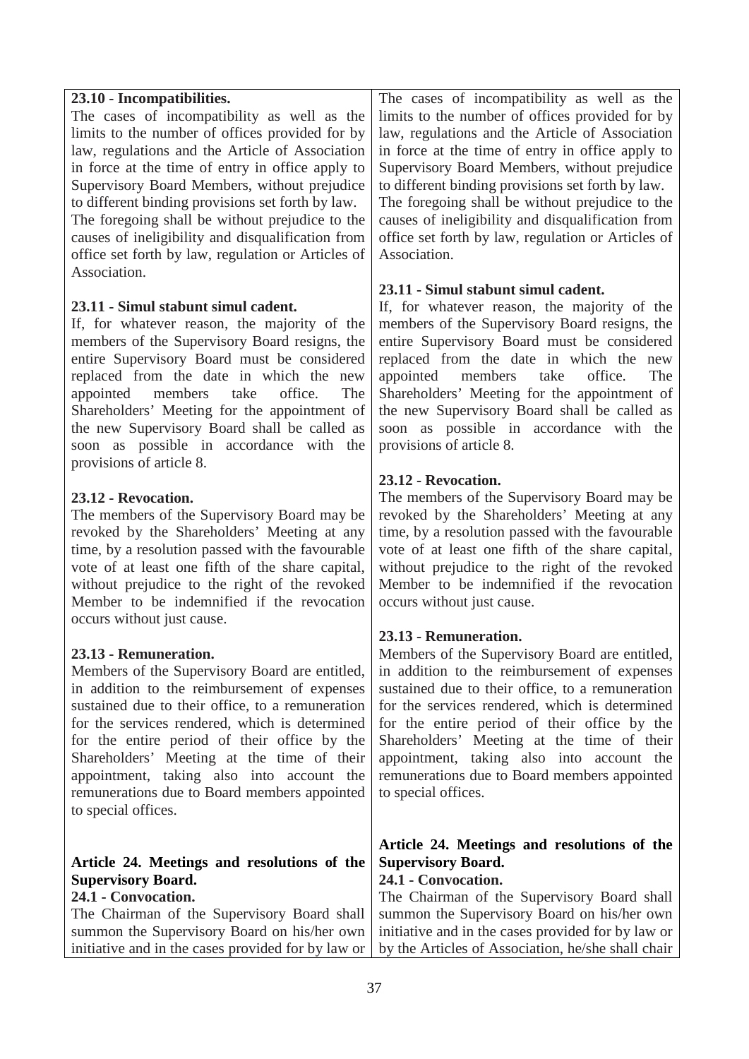| | |
|---|---|
| **23.10 - Incompatibilities.**<br>The cases of incompatibility as well as the limits to the number of offices provided for by law, regulations and the Article of Association in force at the time of entry in office apply to Supervisory Board Members, without prejudice to different binding provisions set forth by law.<br>The foregoing shall be without prejudice to the causes of ineligibility and disqualification from office set forth by law, regulation or Articles of Association. | The cases of incompatibility as well as the limits to the number of offices provided for by law, regulations and the Article of Association in force at the time of entry in office apply to Supervisory Board Members, without prejudice to different binding provisions set forth by law.<br>The foregoing shall be without prejudice to the causes of ineligibility and disqualification from office set forth by law, regulation or Articles of Association. |
| **23.11 - Simul stabunt simul cadent.**<br>If, for whatever reason, the majority of the members of the Supervisory Board resigns, the entire Supervisory Board must be considered replaced from the date in which the new appointed members take office. The Shareholders' Meeting for the appointment of the new Supervisory Board shall be called as soon as possible in accordance with the provisions of article 8. | **23.11 - Simul stabunt simul cadent.**<br>If, for whatever reason, the majority of the members of the Supervisory Board resigns, the entire Supervisory Board must be considered replaced from the date in which the new appointed members take office. The Shareholders' Meeting for the appointment of the new Supervisory Board shall be called as soon as possible in accordance with the provisions of article 8. |
| **23.12 - Revocation.**<br>The members of the Supervisory Board may be revoked by the Shareholders' Meeting at any time, by a resolution passed with the favourable vote of at least one fifth of the share capital, without prejudice to the right of the revoked Member to be indemnified if the revocation occurs without just cause. | **23.12 - Revocation.**<br>The members of the Supervisory Board may be revoked by the Shareholders' Meeting at any time, by a resolution passed with the favourable vote of at least one fifth of the share capital, without prejudice to the right of the revoked Member to be indemnified if the revocation occurs without just cause. |
| **23.13 - Remuneration.**<br>Members of the Supervisory Board are entitled, in addition to the reimbursement of expenses sustained due to their office, to a remuneration for the services rendered, which is determined for the entire period of their office by the Shareholders' Meeting at the time of their appointment, taking also into account the remunerations due to Board members appointed to special offices. | **23.13 - Remuneration.**<br>Members of the Supervisory Board are entitled, in addition to the reimbursement of expenses sustained due to their office, to a remuneration for the services rendered, which is determined for the entire period of their office by the Shareholders' Meeting at the time of their appointment, taking also into account the remunerations due to Board members appointed to special offices. |
| **Article 24. Meetings and resolutions of the Supervisory Board.**<br>**24.1 - Convocation.**<br>The Chairman of the Supervisory Board shall summon the Supervisory Board on his/her own initiative and in the cases provided for by law or | **Article 24. Meetings and resolutions of the Supervisory Board.**<br>**24.1 - Convocation.**<br>The Chairman of the Supervisory Board shall summon the Supervisory Board on his/her own initiative and in the cases provided for by law or by the Articles of Association, he/she shall chair |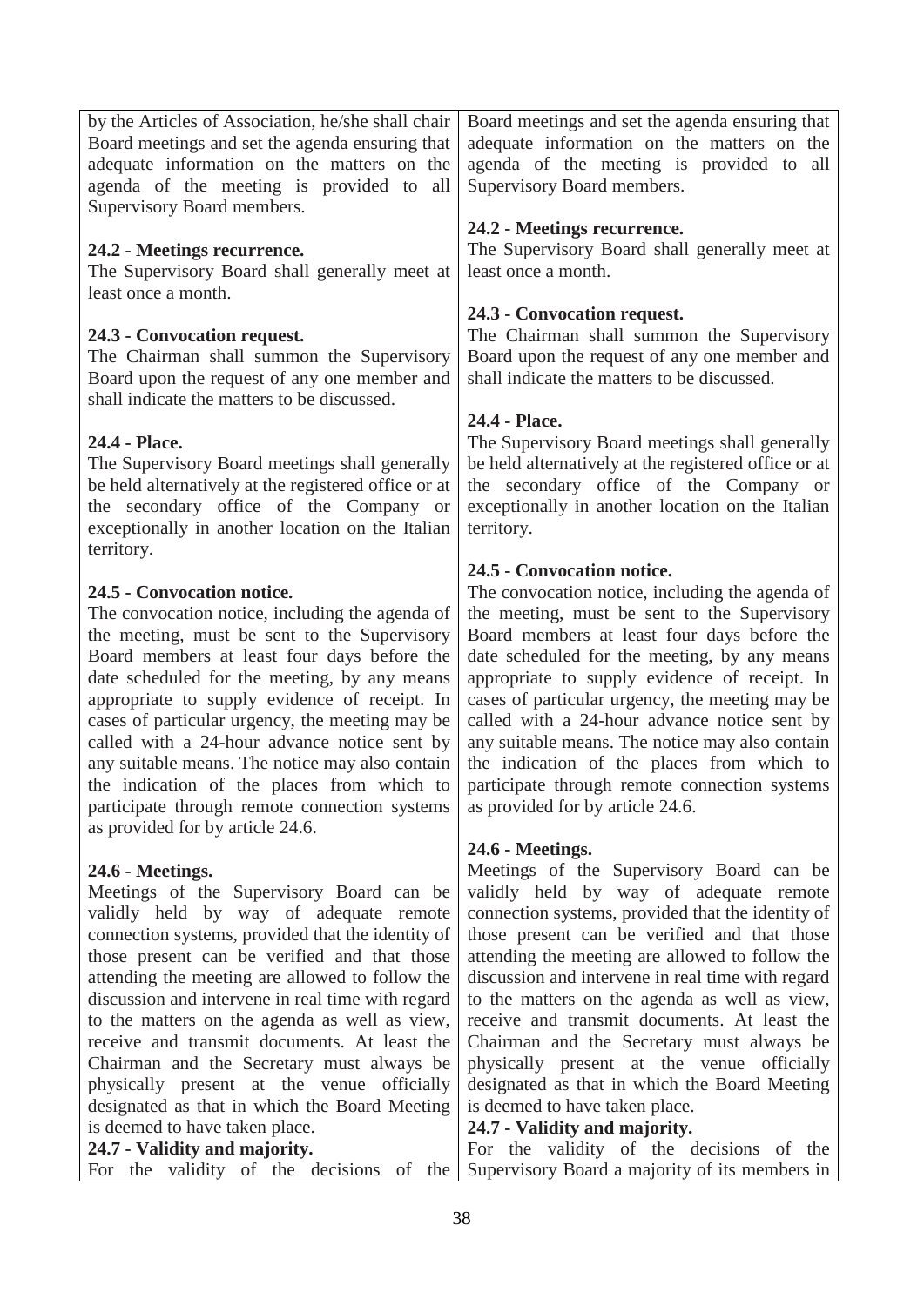| | |
|---|---|
| by the Articles of Association, he/she shall chair Board meetings and set the agenda ensuring that adequate information on the matters on the agenda of the meeting is provided to all Supervisory Board members. | Board meetings and set the agenda ensuring that adequate information on the matters on the agenda of the meeting is provided to all Supervisory Board members. |
| **24.2 - Meetings recurrence.** The Supervisory Board shall generally meet at least once a month. | **24.2 - Meetings recurrence.** The Supervisory Board shall generally meet at least once a month. |
| **24.3 - Convocation request.** The Chairman shall summon the Supervisory Board upon the request of any one member and shall indicate the matters to be discussed. | **24.3 - Convocation request.** The Chairman shall summon the Supervisory Board upon the request of any one member and shall indicate the matters to be discussed. |
| **24.4 - Place.** The Supervisory Board meetings shall generally be held alternatively at the registered office or at the secondary office of the Company or exceptionally in another location on the Italian territory. | **24.4 - Place.** The Supervisory Board meetings shall generally be held alternatively at the registered office or at the secondary office of the Company or exceptionally in another location on the Italian territory. |
| **24.5 - Convocation notice.** The convocation notice, including the agenda of the meeting, must be sent to the Supervisory Board members at least four days before the date scheduled for the meeting, by any means appropriate to supply evidence of receipt. In cases of particular urgency, the meeting may be called with a 24-hour advance notice sent by any suitable means. The notice may also contain the indication of the places from which to participate through remote connection systems as provided for by article 24.6. | **24.5 - Convocation notice.** The convocation notice, including the agenda of the meeting, must be sent to the Supervisory Board members at least four days before the date scheduled for the meeting, by any means appropriate to supply evidence of receipt. In cases of particular urgency, the meeting may be called with a 24-hour advance notice sent by any suitable means. The notice may also contain the indication of the places from which to participate through remote connection systems as provided for by article 24.6. |
| **24.6 - Meetings.** Meetings of the Supervisory Board can be validly held by way of adequate remote connection systems, provided that the identity of those present can be verified and that those attending the meeting are allowed to follow the discussion and intervene in real time with regard to the matters on the agenda as well as view, receive and transmit documents. At least the Chairman and the Secretary must always be physically present at the venue officially designated as that in which the Board Meeting is deemed to have taken place. | **24.6 - Meetings.** Meetings of the Supervisory Board can be validly held by way of adequate remote connection systems, provided that the identity of those present can be verified and that those attending the meeting are allowed to follow the discussion and intervene in real time with regard to the matters on the agenda as well as view, receive and transmit documents. At least the Chairman and the Secretary must always be physically present at the venue officially designated as that in which the Board Meeting is deemed to have taken place. |
| **24.7 - Validity and majority.** For the validity of the decisions of the | **24.7 - Validity and majority.** For the validity of the decisions of the Supervisory Board a majority of its members in |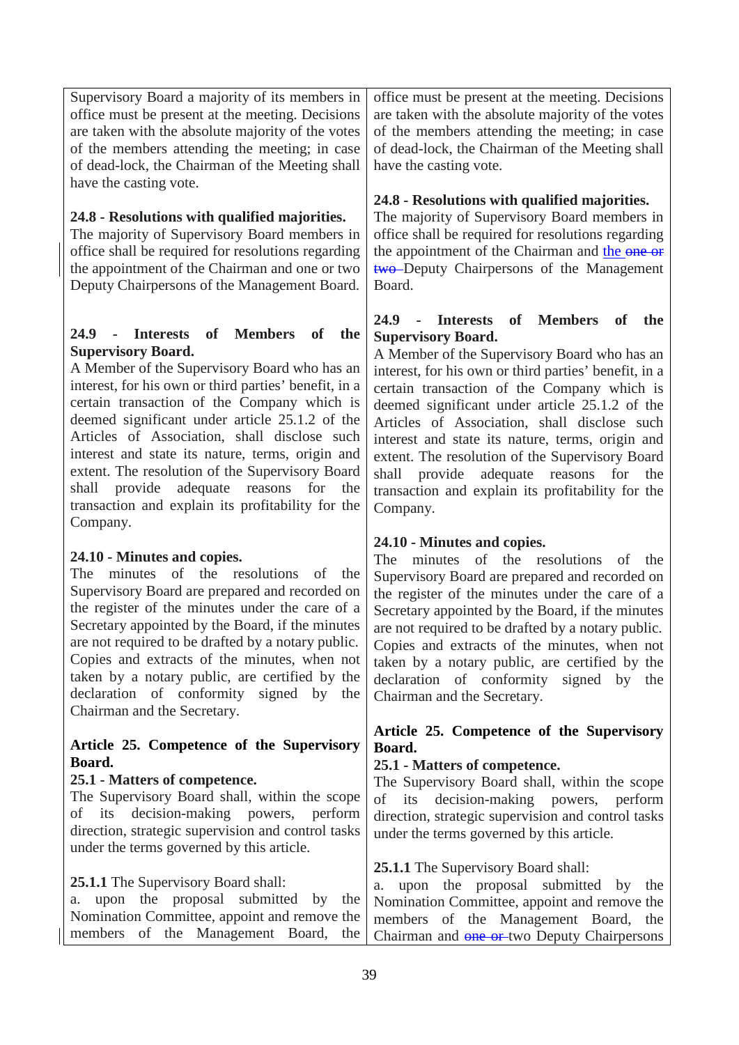| | |
|---|---|
| Supervisory Board a majority of its members in office must be present at the meeting. Decisions are taken with the absolute majority of the votes of the members attending the meeting; in case of dead-lock, the Chairman of the Meeting shall have the casting vote. | office must be present at the meeting. Decisions are taken with the absolute majority of the votes of the members attending the meeting; in case of dead-lock, the Chairman of the Meeting shall have the casting vote. |
| **24.8 - Resolutions with qualified majorities.** The majority of Supervisory Board members in office shall be required for resolutions regarding the appointment of the Chairman and one or two Deputy Chairpersons of the Management Board. | **24.8 - Resolutions with qualified majorities.** The majority of Supervisory Board members in office shall be required for resolutions regarding the appointment of the Chairman and the ~~one or two~~ Deputy Chairpersons of the Management Board. |
| **24.9 - Interests of Members of the Supervisory Board.** A Member of the Supervisory Board who has an interest, for his own or third parties' benefit, in a certain transaction of the Company which is deemed significant under article 25.1.2 of the Articles of Association, shall disclose such interest and state its nature, terms, origin and extent. The resolution of the Supervisory Board shall provide adequate reasons for the transaction and explain its profitability for the Company. | **24.9 - Interests of Members of the Supervisory Board.** A Member of the Supervisory Board who has an interest, for his own or third parties' benefit, in a certain transaction of the Company which is deemed significant under article 25.1.2 of the Articles of Association, shall disclose such interest and state its nature, terms, origin and extent. The resolution of the Supervisory Board shall provide adequate reasons for the transaction and explain its profitability for the Company. |
| **24.10 - Minutes and copies.** The minutes of the resolutions of the Supervisory Board are prepared and recorded on the register of the minutes under the care of a Secretary appointed by the Board, if the minutes are not required to be drafted by a notary public. Copies and extracts of the minutes, when not taken by a notary public, are certified by the declaration of conformity signed by the Chairman and the Secretary. | **24.10 - Minutes and copies.** The minutes of the resolutions of the Supervisory Board are prepared and recorded on the register of the minutes under the care of a Secretary appointed by the Board, if the minutes are not required to be drafted by a notary public. Copies and extracts of the minutes, when not taken by a notary public, are certified by the declaration of conformity signed by the Chairman and the Secretary. |
| **Article 25. Competence of the Supervisory Board.** **25.1 - Matters of competence.** The Supervisory Board shall, within the scope of its decision-making powers, perform direction, strategic supervision and control tasks under the terms governed by this article. | **Article 25. Competence of the Supervisory Board.** **25.1 - Matters of competence.** The Supervisory Board shall, within the scope of its decision-making powers, perform direction, strategic supervision and control tasks under the terms governed by this article. |
| **25.1.1** The Supervisory Board shall: a. upon the proposal submitted by the Nomination Committee, appoint and remove the members of the Management Board, the | **25.1.1** The Supervisory Board shall: a. upon the proposal submitted by the Nomination Committee, appoint and remove the members of the Management Board, the Chairman and ~~one or~~ two Deputy Chairpersons |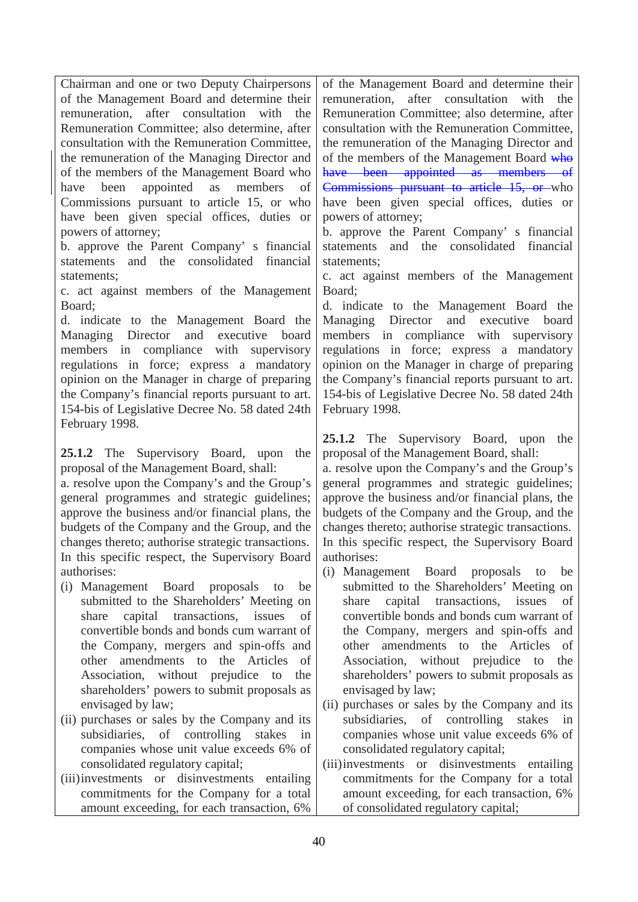| | |
|---|---|
| Chairman and one or two Deputy Chairpersons of the Management Board and determine their remuneration, after consultation with the Remuneration Committee; also determine, after consultation with the Remuneration Committee, the remuneration of the Managing Director and of the members of the Management Board who have been appointed as members of Commissions pursuant to article 15, or who have been given special offices, duties or powers of attorney;<br>b. approve the Parent Company' s financial statements and the consolidated financial statements;<br>c. act against members of the Management Board;<br>d. indicate to the Management Board the Managing Director and executive board members in compliance with supervisory regulations in force; express a mandatory opinion on the Manager in charge of preparing the Company's financial reports pursuant to art. 154-bis of Legislative Decree No. 58 dated 24th February 1998.<br><br>**25.1.2** The Supervisory Board, upon the proposal of the Management Board, shall:<br>a. resolve upon the Company's and the Group's general programmes and strategic guidelines; approve the business and/or financial plans, the budgets of the Company and the Group, and the changes thereto; authorise strategic transactions. In this specific respect, the Supervisory Board authorises:<br>(i) Management Board proposals to be submitted to the Shareholders' Meeting on share capital transactions, issues of convertible bonds and bonds cum warrant of the Company, mergers and spin-offs and other amendments to the Articles of Association, without prejudice to the shareholders' powers to submit proposals as envisaged by law;<br>(ii) purchases or sales by the Company and its subsidiaries, of controlling stakes in companies whose unit value exceeds 6% of consolidated regulatory capital;<br>(iii) investments or disinvestments entailing commitments for the Company for a total amount exceeding, for each transaction, 6% | of the Management Board and determine their remuneration, after consultation with the Remuneration Committee; also determine, after consultation with the Remuneration Committee, the remuneration of the Managing Director and of the members of the Management Board ~~who have been appointed as members of Commissions pursuant to article 15, or~~ who have been given special offices, duties or powers of attorney;<br>b. approve the Parent Company' s financial statements and the consolidated financial statements;<br>c. act against members of the Management Board;<br>d. indicate to the Management Board the Managing Director and executive board members in compliance with supervisory regulations in force; express a mandatory opinion on the Manager in charge of preparing the Company's financial reports pursuant to art. 154-bis of Legislative Decree No. 58 dated 24th February 1998.<br><br>**25.1.2** The Supervisory Board, upon the proposal of the Management Board, shall:<br>a. resolve upon the Company's and the Group's general programmes and strategic guidelines; approve the business and/or financial plans, the budgets of the Company and the Group, and the changes thereto; authorise strategic transactions. In this specific respect, the Supervisory Board authorises:<br>(i) Management Board proposals to be submitted to the Shareholders' Meeting on share capital transactions, issues of convertible bonds and bonds cum warrant of the Company, mergers and spin-offs and other amendments to the Articles of Association, without prejudice to the shareholders' powers to submit proposals as envisaged by law;<br>(ii) purchases or sales by the Company and its subsidiaries, of controlling stakes in companies whose unit value exceeds 6% of consolidated regulatory capital;<br>(iii) investments or disinvestments entailing commitments for the Company for a total amount exceeding, for each transaction, 6% of consolidated regulatory capital; |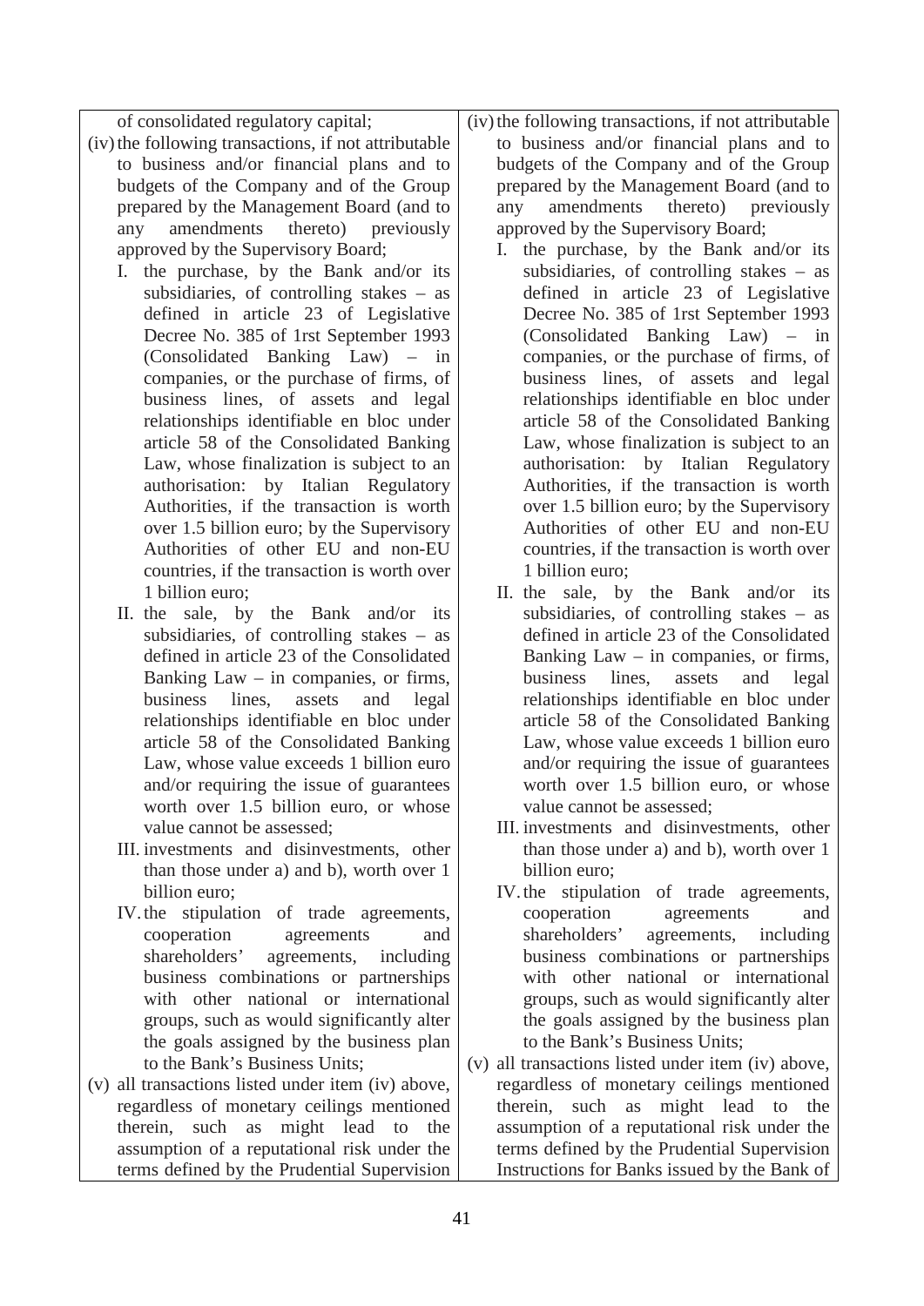of consolidated regulatory capital;

(iv) the following transactions, if not attributable to business and/or financial plans and to budgets of the Company and of the Group prepared by the Management Board (and to any amendments thereto) previously approved by the Supervisory Board;

I. the purchase, by the Bank and/or its subsidiaries, of controlling stakes – as defined in article 23 of Legislative Decree No. 385 of 1rst September 1993 (Consolidated Banking Law) – in companies, or the purchase of firms, of business lines, of assets and legal relationships identifiable en bloc under article 58 of the Consolidated Banking Law, whose finalization is subject to an authorisation: by Italian Regulatory Authorities, if the transaction is worth over 1.5 billion euro; by the Supervisory Authorities of other EU and non-EU countries, if the transaction is worth over 1 billion euro;

II. the sale, by the Bank and/or its subsidiaries, of controlling stakes – as defined in article 23 of the Consolidated Banking Law – in companies, or firms, business lines, assets and legal relationships identifiable en bloc under article 58 of the Consolidated Banking Law, whose value exceeds 1 billion euro and/or requiring the issue of guarantees worth over 1.5 billion euro, or whose value cannot be assessed;

III. investments and disinvestments, other than those under a) and b), worth over 1 billion euro;

IV. the stipulation of trade agreements, cooperation agreements and shareholders' agreements, including business combinations or partnerships with other national or international groups, such as would significantly alter the goals assigned by the business plan to the Bank's Business Units;

(v) all transactions listed under item (iv) above, regardless of monetary ceilings mentioned therein, such as might lead to the assumption of a reputational risk under the terms defined by the Prudential Supervision

(iv) the following transactions, if not attributable to business and/or financial plans and to budgets of the Company and of the Group prepared by the Management Board (and to any amendments thereto) previously approved by the Supervisory Board;

I. the purchase, by the Bank and/or its subsidiaries, of controlling stakes – as defined in article 23 of Legislative Decree No. 385 of 1rst September 1993 (Consolidated Banking Law) – in companies, or the purchase of firms, of business lines, of assets and legal relationships identifiable en bloc under article 58 of the Consolidated Banking Law, whose finalization is subject to an authorisation: by Italian Regulatory Authorities, if the transaction is worth over 1.5 billion euro; by the Supervisory Authorities of other EU and non-EU countries, if the transaction is worth over 1 billion euro;

II. the sale, by the Bank and/or its subsidiaries, of controlling stakes – as defined in article 23 of the Consolidated Banking Law – in companies, or firms, business lines, assets and legal relationships identifiable en bloc under article 58 of the Consolidated Banking Law, whose value exceeds 1 billion euro and/or requiring the issue of guarantees worth over 1.5 billion euro, or whose value cannot be assessed;

III. investments and disinvestments, other than those under a) and b), worth over 1 billion euro;

IV. the stipulation of trade agreements, cooperation agreements and shareholders' agreements, including business combinations or partnerships with other national or international groups, such as would significantly alter the goals assigned by the business plan to the Bank's Business Units;

(v) all transactions listed under item (iv) above, regardless of monetary ceilings mentioned therein, such as might lead to the assumption of a reputational risk under the terms defined by the Prudential Supervision Instructions for Banks issued by the Bank of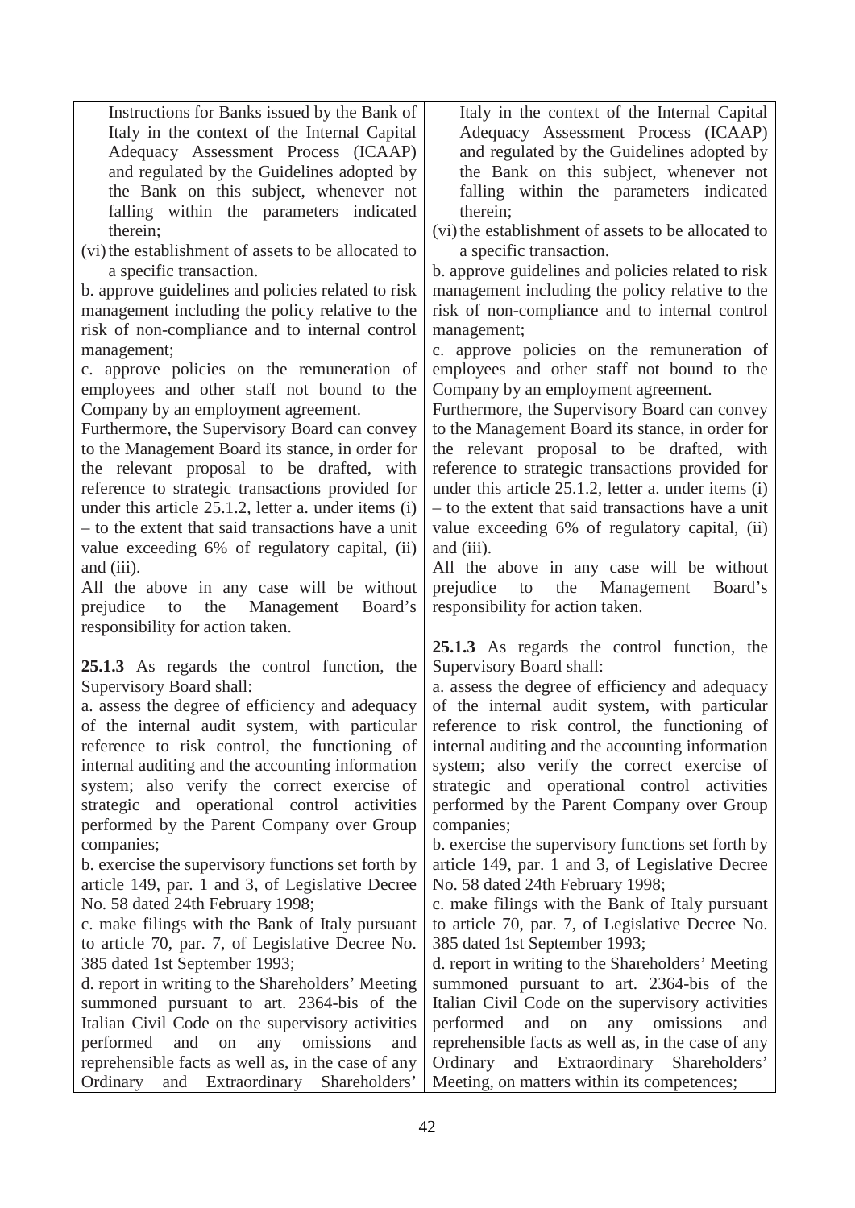| | |
|---|---|
| Instructions for Banks issued by the Bank of Italy in the context of the Internal Capital Adequacy Assessment Process (ICAAP) and regulated by the Guidelines adopted by the Bank on this subject, whenever not falling within the parameters indicated therein;<br>(vi) the establishment of assets to be allocated to a specific transaction.<br>b. approve guidelines and policies related to risk management including the policy relative to the risk of non-compliance and to internal control management;<br>c. approve policies on the remuneration of employees and other staff not bound to the Company by an employment agreement.<br>Furthermore, the Supervisory Board can convey to the Management Board its stance, in order for the relevant proposal to be drafted, with reference to strategic transactions provided for under this article 25.1.2, letter a. under items (i) – to the extent that said transactions have a unit value exceeding 6% of regulatory capital, (ii) and (iii).<br>All the above in any case will be without prejudice to the Management Board's responsibility for action taken.<br><br>**25.1.3** As regards the control function, the Supervisory Board shall:<br>a. assess the degree of efficiency and adequacy of the internal audit system, with particular reference to risk control, the functioning of internal auditing and the accounting information system; also verify the correct exercise of strategic and operational control activities performed by the Parent Company over Group companies;<br>b. exercise the supervisory functions set forth by article 149, par. 1 and 3, of Legislative Decree No. 58 dated 24th February 1998;<br>c. make filings with the Bank of Italy pursuant to article 70, par. 7, of Legislative Decree No. 385 dated 1st September 1993;<br>d. report in writing to the Shareholders' Meeting summoned pursuant to art. 2364-bis of the Italian Civil Code on the supervisory activities performed and on any omissions and reprehensible facts as well as, in the case of any Ordinary and Extraordinary Shareholders' | Italy in the context of the Internal Capital Adequacy Assessment Process (ICAAP) and regulated by the Guidelines adopted by the Bank on this subject, whenever not falling within the parameters indicated therein;<br>(vi) the establishment of assets to be allocated to a specific transaction.<br>b. approve guidelines and policies related to risk management including the policy relative to the risk of non-compliance and to internal control management;<br>c. approve policies on the remuneration of employees and other staff not bound to the Company by an employment agreement.<br>Furthermore, the Supervisory Board can convey to the Management Board its stance, in order for the relevant proposal to be drafted, with reference to strategic transactions provided for under this article 25.1.2, letter a. under items (i) – to the extent that said transactions have a unit value exceeding 6% of regulatory capital, (ii) and (iii).<br>All the above in any case will be without prejudice to the Management Board's responsibility for action taken.<br><br>**25.1.3** As regards the control function, the Supervisory Board shall:<br>a. assess the degree of efficiency and adequacy of the internal audit system, with particular reference to risk control, the functioning of internal auditing and the accounting information system; also verify the correct exercise of strategic and operational control activities performed by the Parent Company over Group companies;<br>b. exercise the supervisory functions set forth by article 149, par. 1 and 3, of Legislative Decree No. 58 dated 24th February 1998;<br>c. make filings with the Bank of Italy pursuant to article 70, par. 7, of Legislative Decree No. 385 dated 1st September 1993;<br>d. report in writing to the Shareholders' Meeting summoned pursuant to art. 2364-bis of the Italian Civil Code on the supervisory activities performed and on any omissions and reprehensible facts as well as, in the case of any Ordinary and Extraordinary Shareholders' Meeting, on matters within its competences; |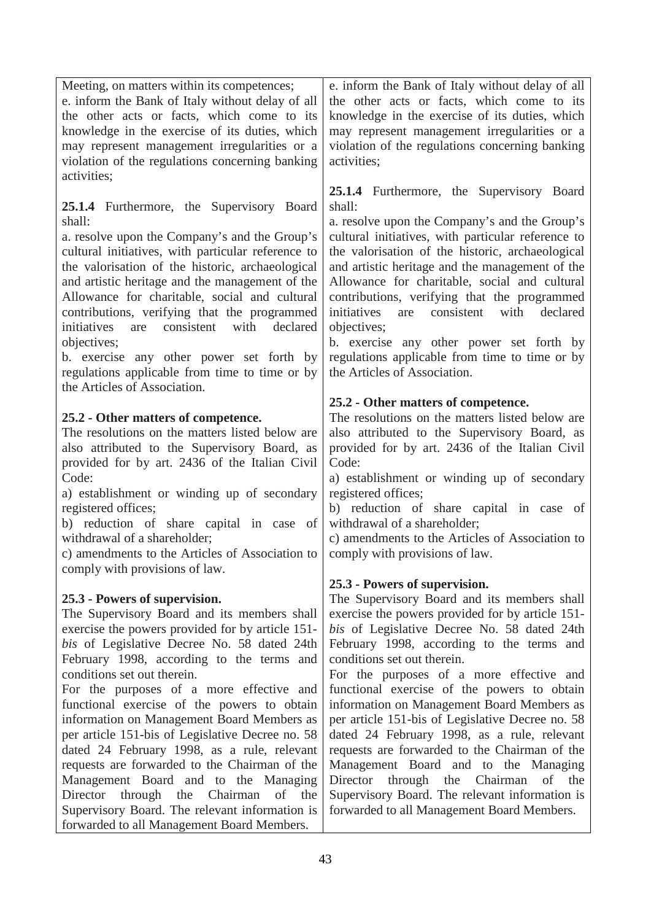| | |
|---|---|
| Meeting, on matters within its competences;<br>e. inform the Bank of Italy without delay of all the other acts or facts, which come to its knowledge in the exercise of its duties, which may represent management irregularities or a violation of the regulations concerning banking activities; | e. inform the Bank of Italy without delay of all the other acts or facts, which come to its knowledge in the exercise of its duties, which may represent management irregularities or a violation of the regulations concerning banking activities; |
| **25.1.4** Furthermore, the Supervisory Board shall:<br>a. resolve upon the Company's and the Group's cultural initiatives, with particular reference to the valorisation of the historic, archaeological and artistic heritage and the management of the Allowance for charitable, social and cultural contributions, verifying that the programmed initiatives are consistent with declared objectives;<br>b. exercise any other power set forth by regulations applicable from time to time or by the Articles of Association. | **25.1.4** Furthermore, the Supervisory Board shall:<br>a. resolve upon the Company's and the Group's cultural initiatives, with particular reference to the valorisation of the historic, archaeological and artistic heritage and the management of the Allowance for charitable, social and cultural contributions, verifying that the programmed initiatives are consistent with declared objectives;<br>b. exercise any other power set forth by regulations applicable from time to time or by the Articles of Association. |
| **25.2 - Other matters of competence.**<br>The resolutions on the matters listed below are also attributed to the Supervisory Board, as provided for by art. 2436 of the Italian Civil Code:<br>a) establishment or winding up of secondary registered offices;<br>b) reduction of share capital in case of withdrawal of a shareholder;<br>c) amendments to the Articles of Association to comply with provisions of law. | **25.2 - Other matters of competence.**<br>The resolutions on the matters listed below are also attributed to the Supervisory Board, as provided for by art. 2436 of the Italian Civil Code:<br>a) establishment or winding up of secondary registered offices;<br>b) reduction of share capital in case of withdrawal of a shareholder;<br>c) amendments to the Articles of Association to comply with provisions of law. |
| **25.3 - Powers of supervision.**<br>The Supervisory Board and its members shall exercise the powers provided for by article 151-*bis* of Legislative Decree No. 58 dated 24th February 1998, according to the terms and conditions set out therein.<br>For the purposes of a more effective and functional exercise of the powers to obtain information on Management Board Members as per article 151-bis of Legislative Decree no. 58 dated 24 February 1998, as a rule, relevant requests are forwarded to the Chairman of the Management Board and to the Managing Director through the Chairman of the Supervisory Board. The relevant information is forwarded to all Management Board Members. | **25.3 - Powers of supervision.**<br>The Supervisory Board and its members shall exercise the powers provided for by article 151-*bis* of Legislative Decree No. 58 dated 24th February 1998, according to the terms and conditions set out therein.<br>For the purposes of a more effective and functional exercise of the powers to obtain information on Management Board Members as per article 151-bis of Legislative Decree no. 58 dated 24 February 1998, as a rule, relevant requests are forwarded to the Chairman of the Management Board and to the Managing Director through the Chairman of the Supervisory Board. The relevant information is forwarded to all Management Board Members. |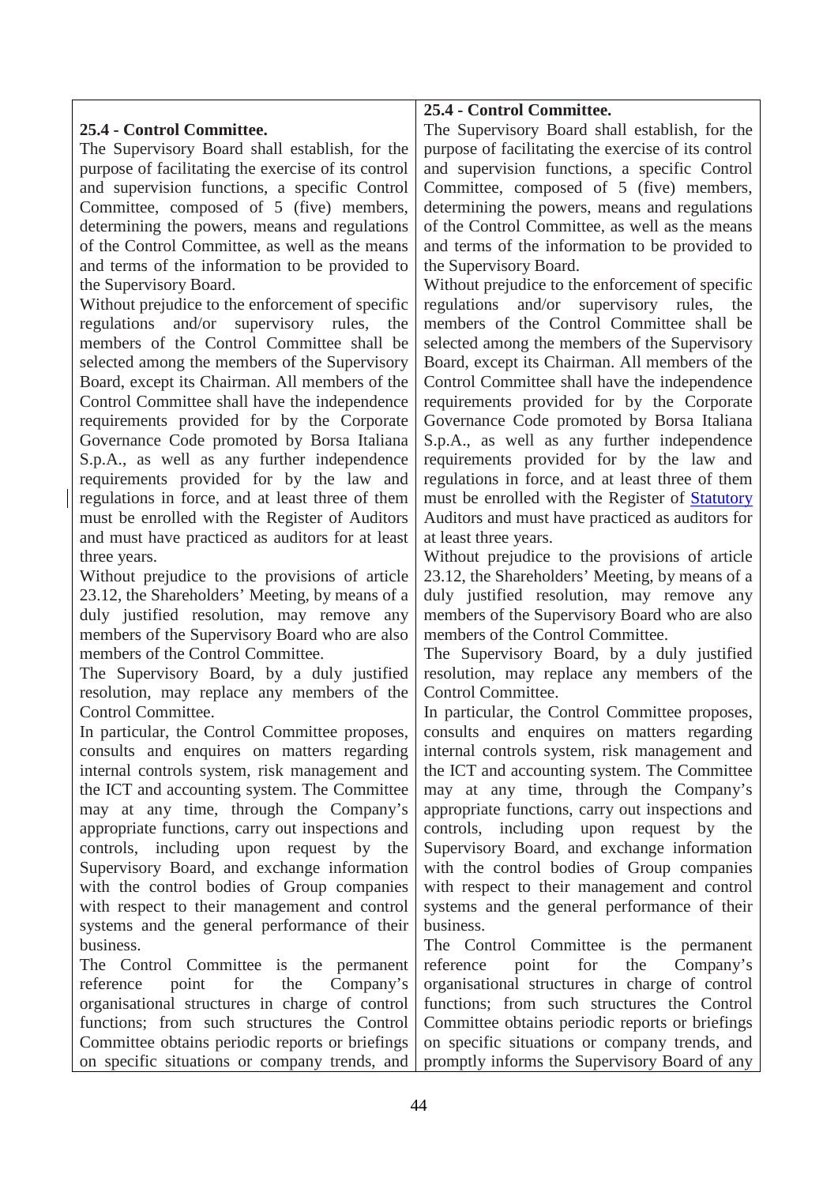| 25.4 - Control Committee. | 25.4 - Control Committee. |
| --- | --- |
| The Supervisory Board shall establish, for the purpose of facilitating the exercise of its control and supervision functions, a specific Control Committee, composed of 5 (five) members, determining the powers, means and regulations of the Control Committee, as well as the means and terms of the information to be provided to the Supervisory Board. | The Supervisory Board shall establish, for the purpose of facilitating the exercise of its control and supervision functions, a specific Control Committee, composed of 5 (five) members, determining the powers, means and regulations of the Control Committee, as well as the means and terms of the information to be provided to the Supervisory Board. |
| Without prejudice to the enforcement of specific regulations and/or supervisory rules, the members of the Control Committee shall be selected among the members of the Supervisory Board, except its Chairman. All members of the Control Committee shall have the independence requirements provided for by the Corporate Governance Code promoted by Borsa Italiana S.p.A., as well as any further independence requirements provided for by the law and regulations in force, and at least three of them must be enrolled with the Register of Auditors and must have practiced as auditors for at least three years. | Without prejudice to the enforcement of specific regulations and/or supervisory rules, the members of the Control Committee shall be selected among the members of the Supervisory Board, except its Chairman. All members of the Control Committee shall have the independence requirements provided for by the Corporate Governance Code promoted by Borsa Italiana S.p.A., as well as any further independence requirements provided for by the law and regulations in force, and at least three of them must be enrolled with the Register of Statutory Auditors and must have practiced as auditors for at least three years. |
| Without prejudice to the provisions of article 23.12, the Shareholders' Meeting, by means of a duly justified resolution, may remove any members of the Supervisory Board who are also members of the Control Committee. | Without prejudice to the provisions of article 23.12, the Shareholders' Meeting, by means of a duly justified resolution, may remove any members of the Supervisory Board who are also members of the Control Committee. |
| The Supervisory Board, by a duly justified resolution, may replace any members of the Control Committee. | The Supervisory Board, by a duly justified resolution, may replace any members of the Control Committee. |
| In particular, the Control Committee proposes, consults and enquires on matters regarding internal controls system, risk management and the ICT and accounting system. The Committee may at any time, through the Company's appropriate functions, carry out inspections and controls, including upon request by the Supervisory Board, and exchange information with the control bodies of Group companies with respect to their management and control systems and the general performance of their business. | In particular, the Control Committee proposes, consults and enquires on matters regarding internal controls system, risk management and the ICT and accounting system. The Committee may at any time, through the Company's appropriate functions, carry out inspections and controls, including upon request by the Supervisory Board, and exchange information with the control bodies of Group companies with respect to their management and control systems and the general performance of their business. |
| The Control Committee is the permanent reference point for the Company's organisational structures in charge of control functions; from such structures the Control Committee obtains periodic reports or briefings on specific situations or company trends, and | The Control Committee is the permanent reference point for the Company's organisational structures in charge of control functions; from such structures the Control Committee obtains periodic reports or briefings on specific situations or company trends, and promptly informs the Supervisory Board of any |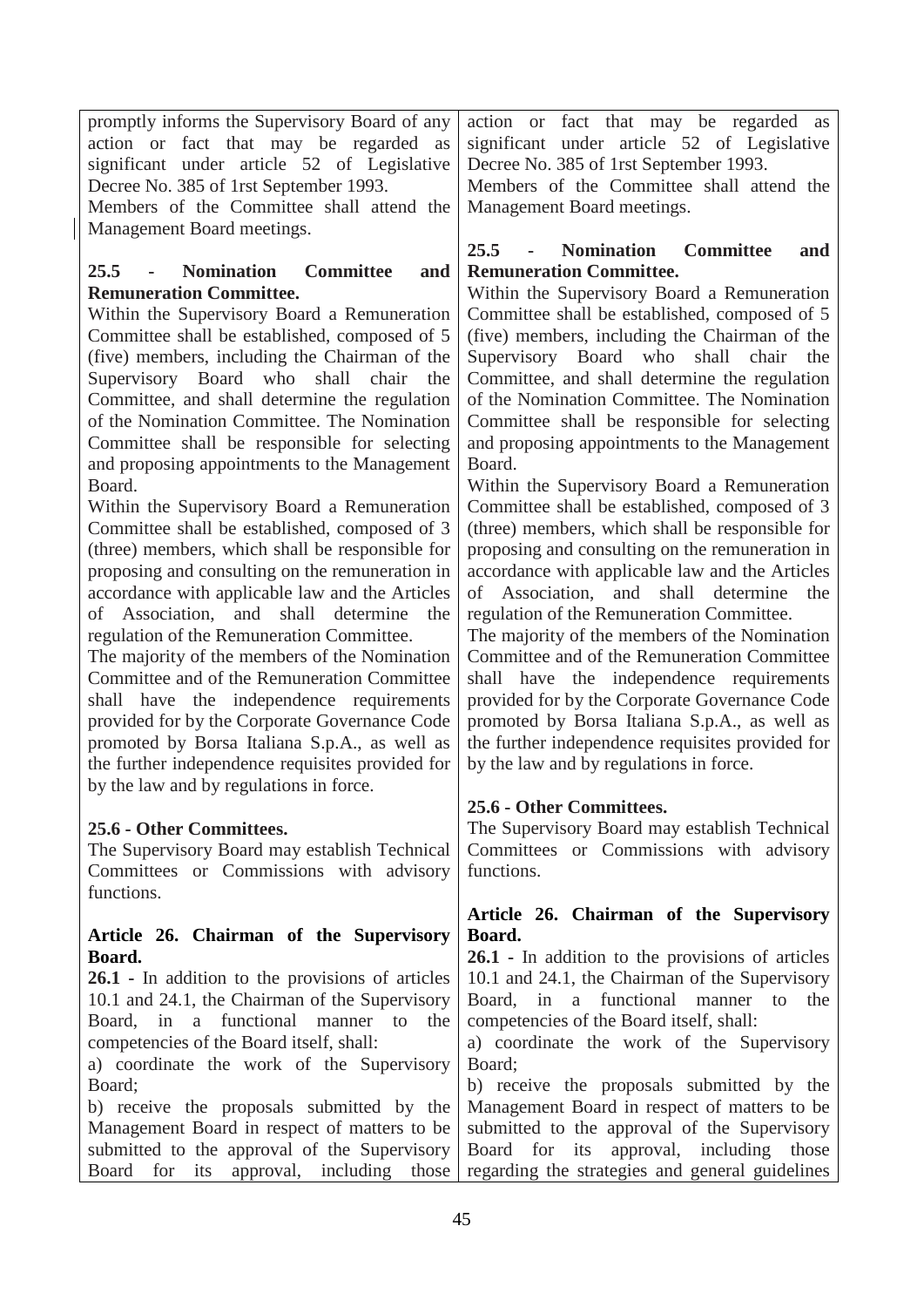| | |
|---|---|
| promptly informs the Supervisory Board of any action or fact that may be regarded as significant under article 52 of Legislative Decree No. 385 of 1rst September 1993.<br>Members of the Committee shall attend the Management Board meetings. | action or fact that may be regarded as significant under article 52 of Legislative Decree No. 385 of 1rst September 1993.<br>Members of the Committee shall attend the Management Board meetings. |
| **25.5 - Nomination Committee and Remuneration Committee.**<br>Within the Supervisory Board a Remuneration Committee shall be established, composed of 5 (five) members, including the Chairman of the Supervisory Board who shall chair the Committee, and shall determine the regulation of the Nomination Committee. The Nomination Committee shall be responsible for selecting and proposing appointments to the Management Board.<br>Within the Supervisory Board a Remuneration Committee shall be established, composed of 3 (three) members, which shall be responsible for proposing and consulting on the remuneration in accordance with applicable law and the Articles of Association, and shall determine the regulation of the Remuneration Committee.<br>The majority of the members of the Nomination Committee and of the Remuneration Committee shall have the independence requirements provided for by the Corporate Governance Code promoted by Borsa Italiana S.p.A., as well as the further independence requisites provided for by the law and by regulations in force. | **25.5 - Nomination Committee and Remuneration Committee.**<br>Within the Supervisory Board a Remuneration Committee shall be established, composed of 5 (five) members, including the Chairman of the Supervisory Board who shall chair the Committee, and shall determine the regulation of the Nomination Committee. The Nomination Committee shall be responsible for selecting and proposing appointments to the Management Board.<br>Within the Supervisory Board a Remuneration Committee shall be established, composed of 3 (three) members, which shall be responsible for proposing and consulting on the remuneration in accordance with applicable law and the Articles of Association, and shall determine the regulation of the Remuneration Committee.<br>The majority of the members of the Nomination Committee and of the Remuneration Committee shall have the independence requirements provided for by the Corporate Governance Code promoted by Borsa Italiana S.p.A., as well as the further independence requisites provided for by the law and by regulations in force. |
| **25.6 - Other Committees.**<br>The Supervisory Board may establish Technical Committees or Commissions with advisory functions. | **25.6 - Other Committees.**<br>The Supervisory Board may establish Technical Committees or Commissions with advisory functions. |
| **Article 26. Chairman of the Supervisory Board.**<br>**26.1** - In addition to the provisions of articles 10.1 and 24.1, the Chairman of the Supervisory Board, in a functional manner to the competencies of the Board itself, shall:<br>a) coordinate the work of the Supervisory Board;<br>b) receive the proposals submitted by the Management Board in respect of matters to be submitted to the approval of the Supervisory Board for its approval, including those | **Article 26. Chairman of the Supervisory Board.**<br>**26.1** - In addition to the provisions of articles 10.1 and 24.1, the Chairman of the Supervisory Board, in a functional manner to the competencies of the Board itself, shall:<br>a) coordinate the work of the Supervisory Board;<br>b) receive the proposals submitted by the Management Board in respect of matters to be submitted to the approval of the Supervisory Board for its approval, including those regarding the strategies and general guidelines |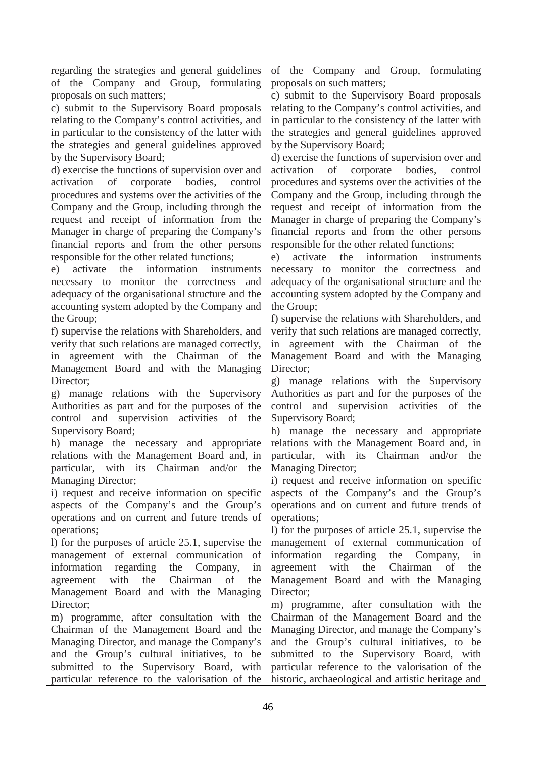| | |
|---|---|
| regarding the strategies and general guidelines of the Company and Group, formulating proposals on such matters;<br>c) submit to the Supervisory Board proposals relating to the Company's control activities, and in particular to the consistency of the latter with the strategies and general guidelines approved by the Supervisory Board;<br>d) exercise the functions of supervision over and activation of corporate bodies, control procedures and systems over the activities of the Company and the Group, including through the request and receipt of information from the Manager in charge of preparing the Company's financial reports and from the other persons responsible for the other related functions;<br>e) activate the information instruments necessary to monitor the correctness and adequacy of the organisational structure and the accounting system adopted by the Company and the Group;<br>f) supervise the relations with Shareholders, and verify that such relations are managed correctly, in agreement with the Chairman of the Management Board and with the Managing Director;<br>g) manage relations with the Supervisory Authorities as part and for the purposes of the control and supervision activities of the Supervisory Board;<br>h) manage the necessary and appropriate relations with the Management Board and, in particular, with its Chairman and/or the Managing Director;<br>i) request and receive information on specific aspects of the Company's and the Group's operations and on current and future trends of operations;<br>l) for the purposes of article 25.1, supervise the management of external communication of information regarding the Company, in agreement with the Chairman of the Management Board and with the Managing Director;<br>m) programme, after consultation with the Chairman of the Management Board and the Managing Director, and manage the Company's and the Group's cultural initiatives, to be submitted to the Supervisory Board, with particular reference to the valorisation of the | of the Company and Group, formulating proposals on such matters;<br>c) submit to the Supervisory Board proposals relating to the Company's control activities, and in particular to the consistency of the latter with the strategies and general guidelines approved by the Supervisory Board;<br>d) exercise the functions of supervision over and activation of corporate bodies, control procedures and systems over the activities of the Company and the Group, including through the request and receipt of information from the Manager in charge of preparing the Company's financial reports and from the other persons responsible for the other related functions;<br>e) activate the information instruments necessary to monitor the correctness and adequacy of the organisational structure and the accounting system adopted by the Company and the Group;<br>f) supervise the relations with Shareholders, and verify that such relations are managed correctly, in agreement with the Chairman of the Management Board and with the Managing Director;<br>g) manage relations with the Supervisory Authorities as part and for the purposes of the control and supervision activities of the Supervisory Board;<br>h) manage the necessary and appropriate relations with the Management Board and, in particular, with its Chairman and/or the Managing Director;<br>i) request and receive information on specific aspects of the Company's and the Group's operations and on current and future trends of operations;<br>l) for the purposes of article 25.1, supervise the management of external communication of information regarding the Company, in agreement with the Chairman of the Management Board and with the Managing Director;<br>m) programme, after consultation with the Chairman of the Management Board and the Managing Director, and manage the Company's and the Group's cultural initiatives, to be submitted to the Supervisory Board, with particular reference to the valorisation of the historic, archaeological and artistic heritage and |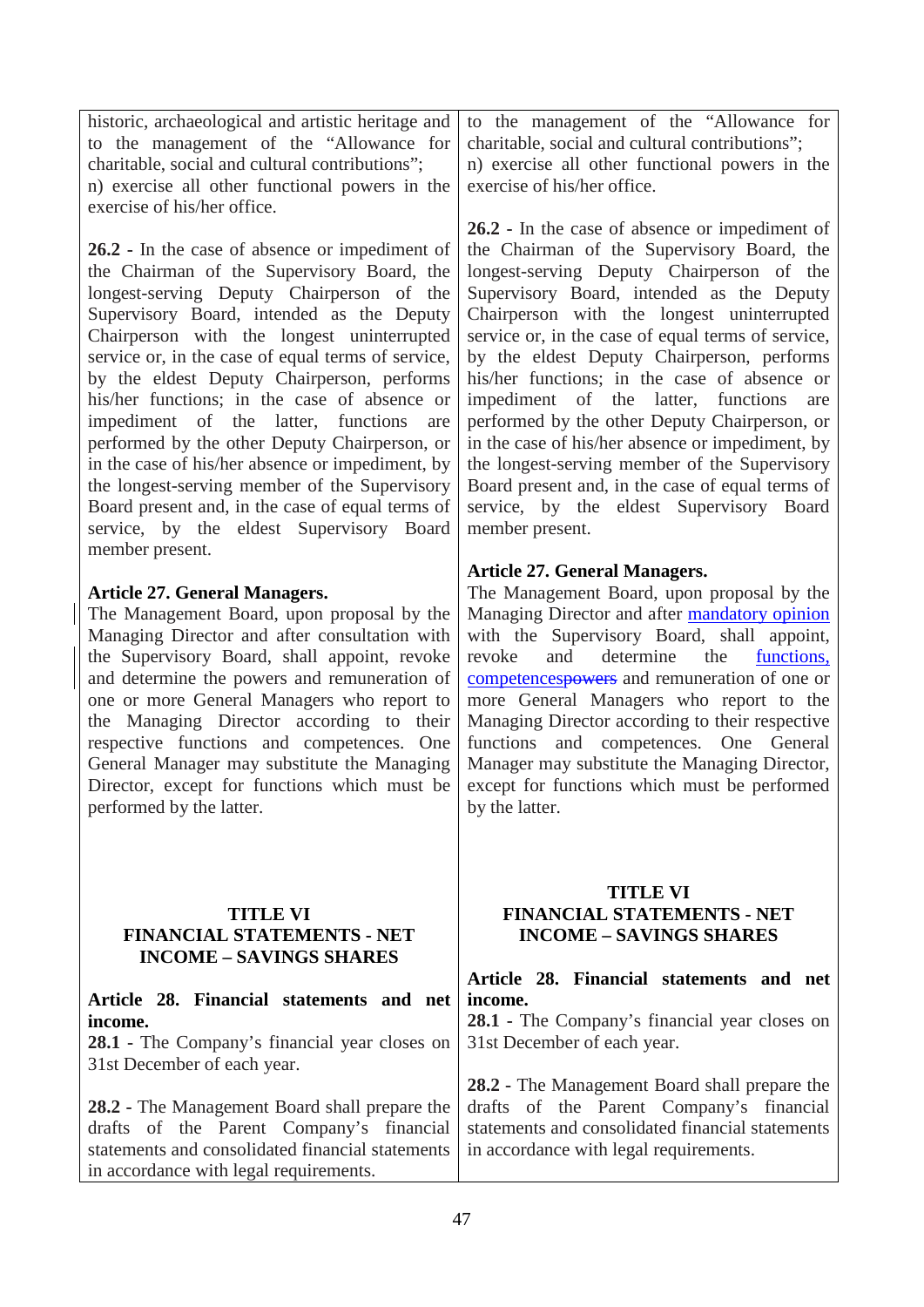| | |
|---|---|
| historic, archaeological and artistic heritage and to the management of the "Allowance for charitable, social and cultural contributions";<br>n) exercise all other functional powers in the exercise of his/her office. | to the management of the "Allowance for charitable, social and cultural contributions";<br>n) exercise all other functional powers in the exercise of his/her office. |
| **26.2** - In the case of absence or impediment of the Chairman of the Supervisory Board, the longest-serving Deputy Chairperson of the Supervisory Board, intended as the Deputy Chairperson with the longest uninterrupted service or, in the case of equal terms of service, by the eldest Deputy Chairperson, performs his/her functions; in the case of absence or impediment of the latter, functions are performed by the other Deputy Chairperson, or in the case of his/her absence or impediment, by the longest-serving member of the Supervisory Board present and, in the case of equal terms of service, by the eldest Supervisory Board member present. | **26.2** - In the case of absence or impediment of the Chairman of the Supervisory Board, the longest-serving Deputy Chairperson of the Supervisory Board, intended as the Deputy Chairperson with the longest uninterrupted service or, in the case of equal terms of service, by the eldest Deputy Chairperson, performs his/her functions; in the case of absence or impediment of the latter, functions are performed by the other Deputy Chairperson, or in the case of his/her absence or impediment, by the longest-serving member of the Supervisory Board present and, in the case of equal terms of service, by the eldest Supervisory Board member present. |
| **Article 27. General Managers.**<br>The Management Board, upon proposal by the Managing Director and after consultation with the Supervisory Board, shall appoint, revoke and determine the powers and remuneration of one or more General Managers who report to the Managing Director according to their respective functions and competences. One General Manager may substitute the Managing Director, except for functions which must be performed by the latter. | **Article 27. General Managers.**<br>The Management Board, upon proposal by the Managing Director and after mandatory opinion with the Supervisory Board, shall appoint, revoke and determine the functions, competences~~powers~~ and remuneration of one or more General Managers who report to the Managing Director according to their respective functions and competences. One General Manager may substitute the Managing Director, except for functions which must be performed by the latter. |
| **TITLE VI**<br>**FINANCIAL STATEMENTS - NET INCOME – SAVINGS SHARES** | **TITLE VI**<br>**FINANCIAL STATEMENTS - NET INCOME – SAVINGS SHARES** |
| **Article 28. Financial statements and net income.**<br>**28.1** - The Company's financial year closes on 31st December of each year. | **Article 28. Financial statements and net income.**<br>**28.1** - The Company's financial year closes on 31st December of each year. |
| **28.2** - The Management Board shall prepare the drafts of the Parent Company's financial statements and consolidated financial statements in accordance with legal requirements. | **28.2** - The Management Board shall prepare the drafts of the Parent Company's financial statements and consolidated financial statements in accordance with legal requirements. |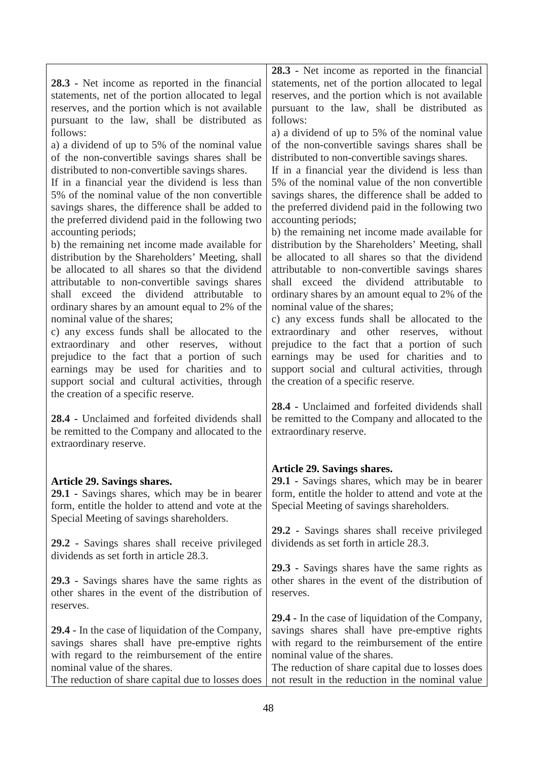| | |
|---|---|
| **28.3** - Net income as reported in the financial statements, net of the portion allocated to legal reserves, and the portion which is not available pursuant to the law, shall be distributed as follows:<br>a) a dividend of up to 5% of the nominal value of the non-convertible savings shares shall be distributed to non-convertible savings shares.<br>If in a financial year the dividend is less than 5% of the nominal value of the non convertible savings shares, the difference shall be added to the preferred dividend paid in the following two accounting periods;<br>b) the remaining net income made available for distribution by the Shareholders' Meeting, shall be allocated to all shares so that the dividend attributable to non-convertible savings shares shall exceed the dividend attributable to ordinary shares by an amount equal to 2% of the nominal value of the shares;<br>c) any excess funds shall be allocated to the extraordinary and other reserves, without prejudice to the fact that a portion of such earnings may be used for charities and to support social and cultural activities, through the creation of a specific reserve. | **28.3** - Net income as reported in the financial statements, net of the portion allocated to legal reserves, and the portion which is not available pursuant to the law, shall be distributed as follows:<br>a) a dividend of up to 5% of the nominal value of the non-convertible savings shares shall be distributed to non-convertible savings shares.<br>If in a financial year the dividend is less than 5% of the nominal value of the non convertible savings shares, the difference shall be added to the preferred dividend paid in the following two accounting periods;<br>b) the remaining net income made available for distribution by the Shareholders' Meeting, shall be allocated to all shares so that the dividend attributable to non-convertible savings shares shall exceed the dividend attributable to ordinary shares by an amount equal to 2% of the nominal value of the shares;<br>c) any excess funds shall be allocated to the extraordinary and other reserves, without prejudice to the fact that a portion of such earnings may be used for charities and to support social and cultural activities, through the creation of a specific reserve. |
| **28.4** - Unclaimed and forfeited dividends shall be remitted to the Company and allocated to the extraordinary reserve. | **28.4** - Unclaimed and forfeited dividends shall be remitted to the Company and allocated to the extraordinary reserve. |
| **Article 29. Savings shares.**<br>**29.1** - Savings shares, which may be in bearer form, entitle the holder to attend and vote at the Special Meeting of savings shareholders. | **Article 29. Savings shares.**<br>**29.1** - Savings shares, which may be in bearer form, entitle the holder to attend and vote at the Special Meeting of savings shareholders. |
| **29.2** - Savings shares shall receive privileged dividends as set forth in article 28.3. | **29.2** - Savings shares shall receive privileged dividends as set forth in article 28.3. |
| **29.3** - Savings shares have the same rights as other shares in the event of the distribution of reserves. | **29.3** - Savings shares have the same rights as other shares in the event of the distribution of reserves. |
| **29.4** - In the case of liquidation of the Company, savings shares shall have pre-emptive rights with regard to the reimbursement of the entire nominal value of the shares.<br>The reduction of share capital due to losses does | **29.4** - In the case of liquidation of the Company, savings shares shall have pre-emptive rights with regard to the reimbursement of the entire nominal value of the shares.<br>The reduction of share capital due to losses does not result in the reduction in the nominal value |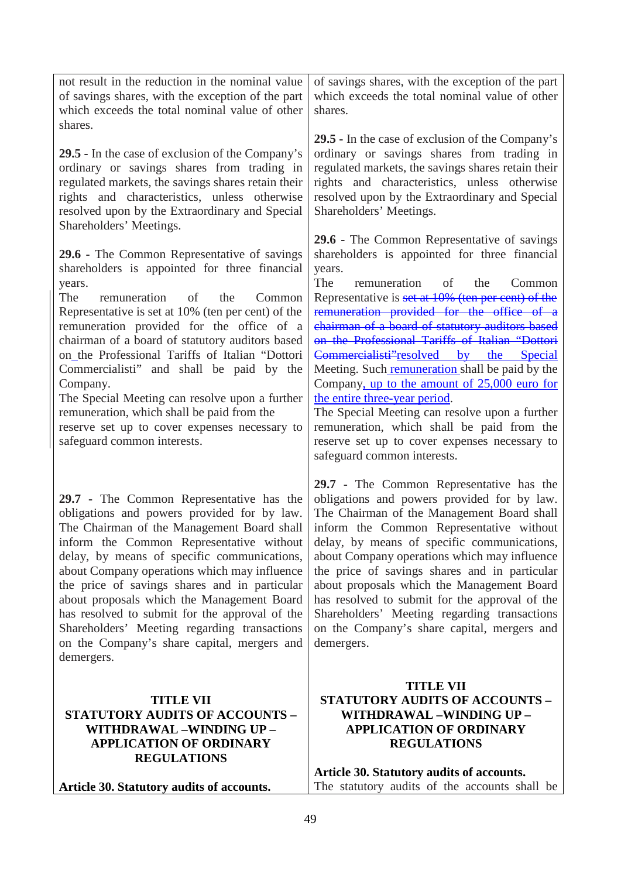| | |
|---|---|
| not result in the reduction in the nominal value of savings shares, with the exception of the part which exceeds the total nominal value of other shares. | of savings shares, with the exception of the part which exceeds the total nominal value of other shares. |
| **29.5 -** In the case of exclusion of the Company's ordinary or savings shares from trading in regulated markets, the savings shares retain their rights and characteristics, unless otherwise resolved upon by the Extraordinary and Special Shareholders' Meetings. | **29.5 -** In the case of exclusion of the Company's ordinary or savings shares from trading in regulated markets, the savings shares retain their rights and characteristics, unless otherwise resolved upon by the Extraordinary and Special Shareholders' Meetings. |
| **29.6 -** The Common Representative of savings shareholders is appointed for three financial years.<br>The remuneration of the Common Representative is set at 10% (ten per cent) of the remuneration provided for the office of a chairman of a board of statutory auditors based on the Professional Tariffs of Italian "Dottori Commercialisti" and shall be paid by the Company.<br>The Special Meeting can resolve upon a further remuneration, which shall be paid from the reserve set up to cover expenses necessary to safeguard common interests. | **29.6 -** The Common Representative of savings shareholders is appointed for three financial years.<br>The remuneration of the Common Representative is ~~set at 10% (ten per cent) of the remuneration provided for the office of a chairman of a board of statutory auditors based on the Professional Tariffs of Italian "Dottori Commercialisti"~~resolved by the Special Meeting. Such remuneration shall be paid by the Company, up to the amount of 25,000 euro for the entire three-year period.<br>The Special Meeting can resolve upon a further remuneration, which shall be paid from the reserve set up to cover expenses necessary to safeguard common interests. |
| **29.7 -** The Common Representative has the obligations and powers provided for by law. The Chairman of the Management Board shall inform the Common Representative without delay, by means of specific communications, about Company operations which may influence the price of savings shares and in particular about proposals which the Management Board has resolved to submit for the approval of the Shareholders' Meeting regarding transactions on the Company's share capital, mergers and demergers. | **29.7 -** The Common Representative has the obligations and powers provided for by law. The Chairman of the Management Board shall inform the Common Representative without delay, by means of specific communications, about Company operations which may influence the price of savings shares and in particular about proposals which the Management Board has resolved to submit for the approval of the Shareholders' Meeting regarding transactions on the Company's share capital, mergers and demergers. |
| **TITLE VII<br>STATUTORY AUDITS OF ACCOUNTS – WITHDRAWAL –WINDING UP – APPLICATION OF ORDINARY REGULATIONS** | **TITLE VII<br>STATUTORY AUDITS OF ACCOUNTS – WITHDRAWAL –WINDING UP – APPLICATION OF ORDINARY REGULATIONS** |
| **Article 30. Statutory audits of accounts.** | **Article 30. Statutory audits of accounts.**<br>The statutory audits of the accounts shall be |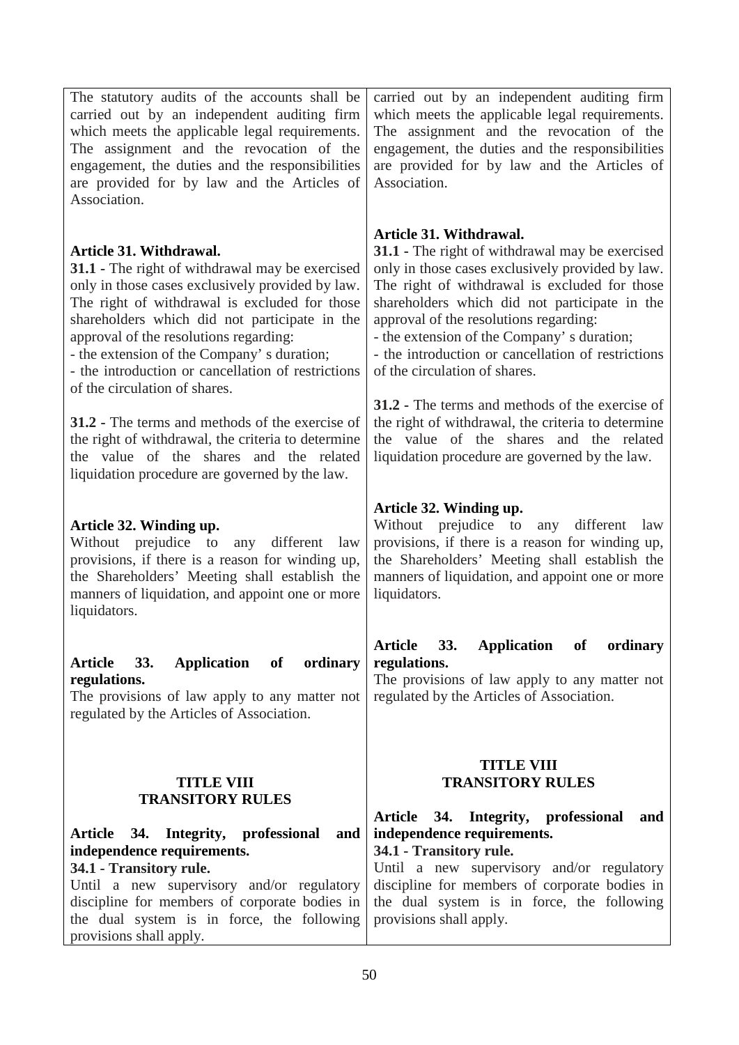| | |
|---|---|
| The statutory audits of the accounts shall be carried out by an independent auditing firm which meets the applicable legal requirements. The assignment and the revocation of the engagement, the duties and the responsibilities are provided for by law and the Articles of Association. | carried out by an independent auditing firm which meets the applicable legal requirements. The assignment and the revocation of the engagement, the duties and the responsibilities are provided for by law and the Articles of Association. |
| **Article 31. Withdrawal.**<br>**31.1 -** The right of withdrawal may be exercised only in those cases exclusively provided by law. The right of withdrawal is excluded for those shareholders which did not participate in the approval of the resolutions regarding:<br>- the extension of the Company' s duration;<br>- the introduction or cancellation of restrictions of the circulation of shares.<br><br>**31.2 -** The terms and methods of the exercise of the right of withdrawal, the criteria to determine the value of the shares and the related liquidation procedure are governed by the law. | **Article 31. Withdrawal.**<br>**31.1 -** The right of withdrawal may be exercised only in those cases exclusively provided by law. The right of withdrawal is excluded for those shareholders which did not participate in the approval of the resolutions regarding:<br>- the extension of the Company' s duration;<br>- the introduction or cancellation of restrictions of the circulation of shares.<br><br>**31.2 -** The terms and methods of the exercise of the right of withdrawal, the criteria to determine the value of the shares and the related liquidation procedure are governed by the law. |
| **Article 32. Winding up.**<br>Without prejudice to any different law provisions, if there is a reason for winding up, the Shareholders' Meeting shall establish the manners of liquidation, and appoint one or more liquidators. | **Article 32. Winding up.**<br>Without prejudice to any different law provisions, if there is a reason for winding up, the Shareholders' Meeting shall establish the manners of liquidation, and appoint one or more liquidators. |
| **Article 33. Application of ordinary regulations.**<br>The provisions of law apply to any matter not regulated by the Articles of Association. | **Article 33. Application of ordinary regulations.**<br>The provisions of law apply to any matter not regulated by the Articles of Association. |
| **TITLE VIII**<br>**TRANSITORY RULES** | **TITLE VIII**<br>**TRANSITORY RULES** |
| **Article 34. Integrity, professional and independence requirements.**<br>**34.1 - Transitory rule.**<br>Until a new supervisory and/or regulatory discipline for members of corporate bodies in the dual system is in force, the following provisions shall apply. | **Article 34. Integrity, professional and independence requirements.**<br>**34.1 - Transitory rule.**<br>Until a new supervisory and/or regulatory discipline for members of corporate bodies in the dual system is in force, the following provisions shall apply. |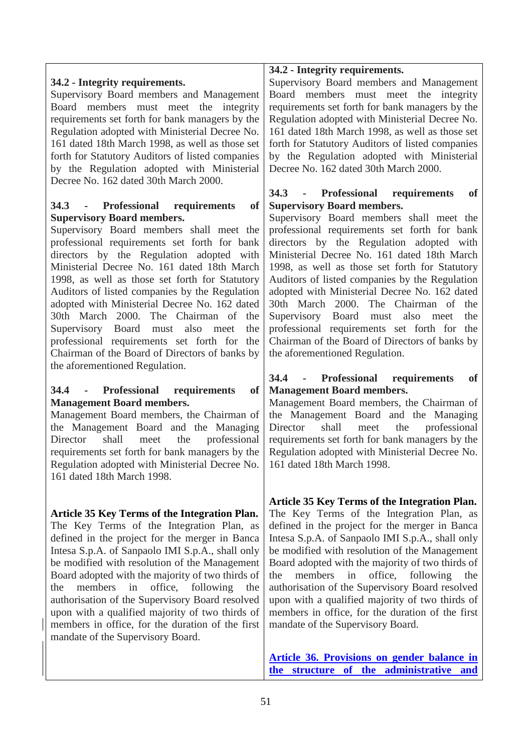| | |
|---|---|
| **34.2 - Integrity requirements.**<br>Supervisory Board members and Management Board members must meet the integrity requirements set forth for bank managers by the Regulation adopted with Ministerial Decree No. 161 dated 18th March 1998, as well as those set forth for Statutory Auditors of listed companies by the Regulation adopted with Ministerial Decree No. 162 dated 30th March 2000. | **34.2 - Integrity requirements.**<br>Supervisory Board members and Management Board members must meet the integrity requirements set forth for bank managers by the Regulation adopted with Ministerial Decree No. 161 dated 18th March 1998, as well as those set forth for Statutory Auditors of listed companies by the Regulation adopted with Ministerial Decree No. 162 dated 30th March 2000. |
| **34.3 - Professional requirements of Supervisory Board members.**<br>Supervisory Board members shall meet the professional requirements set forth for bank directors by the Regulation adopted with Ministerial Decree No. 161 dated 18th March 1998, as well as those set forth for Statutory Auditors of listed companies by the Regulation adopted with Ministerial Decree No. 162 dated 30th March 2000. The Chairman of the Supervisory Board must also meet the professional requirements set forth for the Chairman of the Board of Directors of banks by the aforementioned Regulation. | **34.3 - Professional requirements of Supervisory Board members.**<br>Supervisory Board members shall meet the professional requirements set forth for bank directors by the Regulation adopted with Ministerial Decree No. 161 dated 18th March 1998, as well as those set forth for Statutory Auditors of listed companies by the Regulation adopted with Ministerial Decree No. 162 dated 30th March 2000. The Chairman of the Supervisory Board must also meet the professional requirements set forth for the Chairman of the Board of Directors of banks by the aforementioned Regulation. |
| **34.4 - Professional requirements of Management Board members.**<br>Management Board members, the Chairman of the Management Board and the Managing Director shall meet the professional requirements set forth for bank managers by the Regulation adopted with Ministerial Decree No. 161 dated 18th March 1998. | **34.4 - Professional requirements of Management Board members.**<br>Management Board members, the Chairman of the Management Board and the Managing Director shall meet the professional requirements set forth for bank managers by the Regulation adopted with Ministerial Decree No. 161 dated 18th March 1998. |
| **Article 35 Key Terms of the Integration Plan.**<br>The Key Terms of the Integration Plan, as defined in the project for the merger in Banca Intesa S.p.A. of Sanpaolo IMI S.p.A., shall only be modified with resolution of the Management Board adopted with the majority of two thirds of the members in office, following the authorisation of the Supervisory Board resolved upon with a qualified majority of two thirds of members in office, for the duration of the first mandate of the Supervisory Board. | **Article 35 Key Terms of the Integration Plan.**<br>The Key Terms of the Integration Plan, as defined in the project for the merger in Banca Intesa S.p.A. of Sanpaolo IMI S.p.A., shall only be modified with resolution of the Management Board adopted with the majority of two thirds of the members in office, following the authorisation of the Supervisory Board resolved upon with a qualified majority of two thirds of members in office, for the duration of the first mandate of the Supervisory Board. |
| | **Article 36. Provisions on gender balance in the structure of the administrative and** |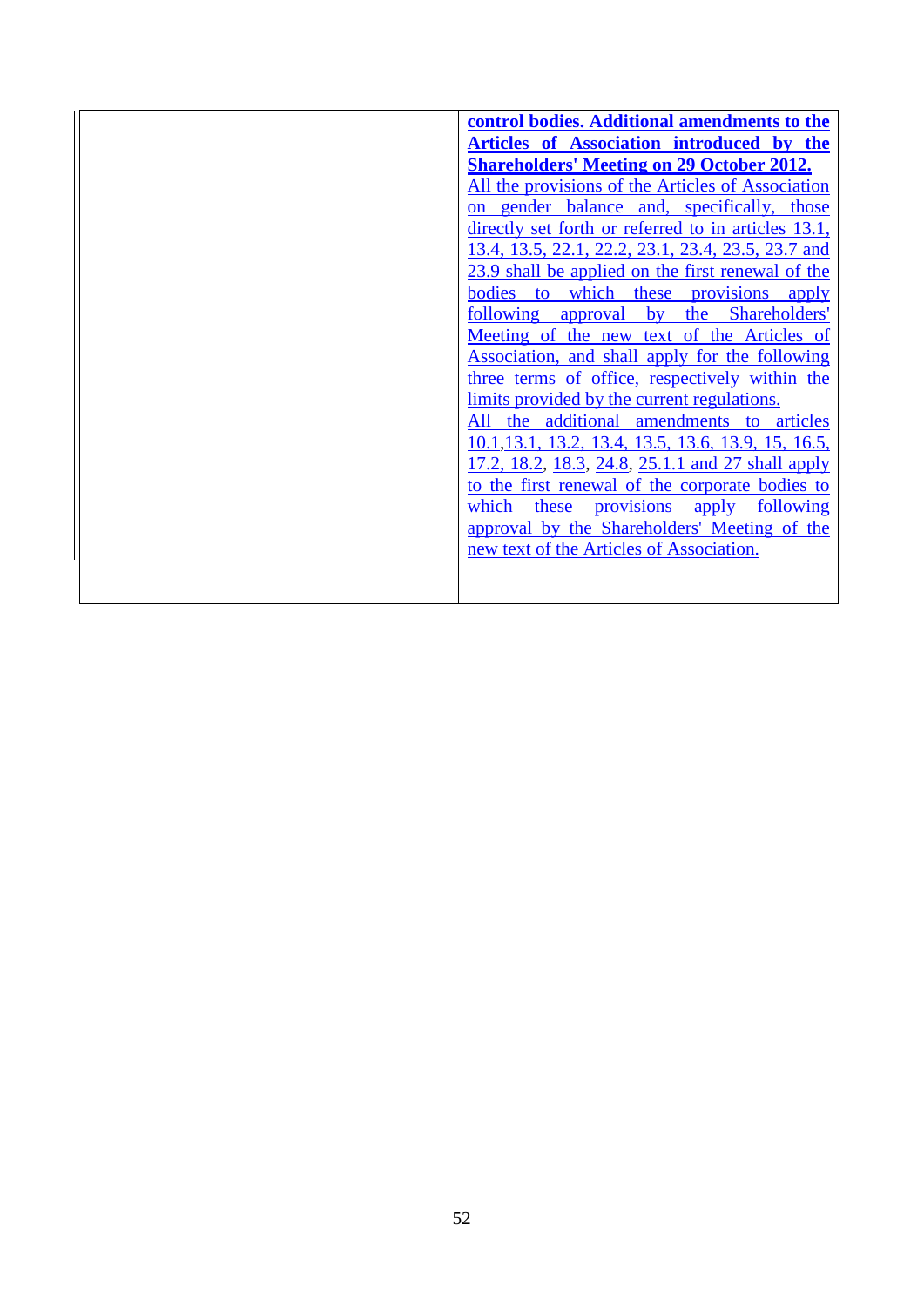| | |
|---|---|
| | **control bodies. Additional amendments to the Articles of Association introduced by the Shareholders' Meeting on 29 October 2012.** All the provisions of the Articles of Association on gender balance and, specifically, those directly set forth or referred to in articles 13.1, 13.4, 13.5, 22.1, 22.2, 23.1, 23.4, 23.5, 23.7 and 23.9 shall be applied on the first renewal of the bodies to which these provisions apply following approval by the Shareholders' Meeting of the new text of the Articles of Association, and shall apply for the following three terms of office, respectively within the limits provided by the current regulations. All the additional amendments to articles 10.1,13.1, 13.2, 13.4, 13.5, 13.6, 13.9, 15, 16.5, 17.2, 18.2, 18.3, 24.8, 25.1.1 and 27 shall apply to the first renewal of the corporate bodies to which these provisions apply following approval by the Shareholders' Meeting of the new text of the Articles of Association. |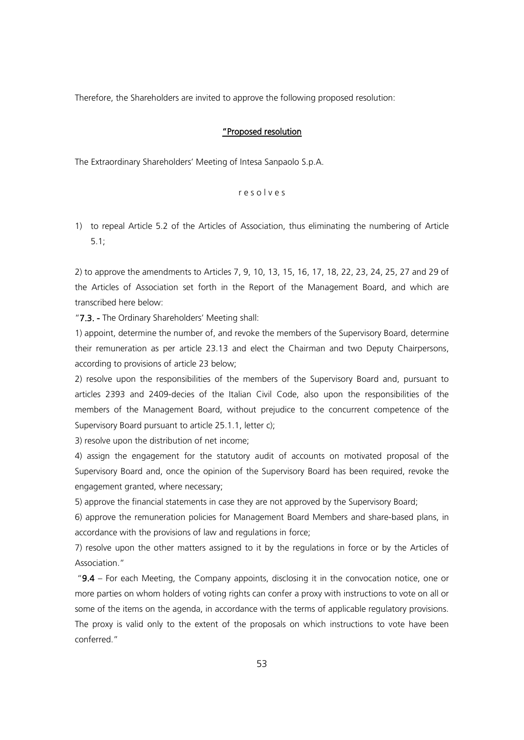Therefore, the Shareholders are invited to approve the following proposed resolution:

"**Proposed resolution**

The Extraordinary Shareholders' Meeting of Intesa Sanpaolo S.p.A.

r e s o l v e s

1) to repeal Article 5.2 of the Articles of Association, thus eliminating the numbering of Article 5.1;

2) to approve the amendments to Articles 7, 9, 10, 13, 15, 16, 17, 18, 22, 23, 24, 25, 27 and 29 of the Articles of Association set forth in the Report of the Management Board, and which are transcribed here below:

"**7.3. -** The Ordinary Shareholders' Meeting shall:

1) appoint, determine the number of, and revoke the members of the Supervisory Board, determine their remuneration as per article 23.13 and elect the Chairman and two Deputy Chairpersons, according to provisions of article 23 below;

2) resolve upon the responsibilities of the members of the Supervisory Board and, pursuant to articles 2393 and 2409-decies of the Italian Civil Code, also upon the responsibilities of the members of the Management Board, without prejudice to the concurrent competence of the Supervisory Board pursuant to article 25.1.1, letter c);

3) resolve upon the distribution of net income;

4) assign the engagement for the statutory audit of accounts on motivated proposal of the Supervisory Board and, once the opinion of the Supervisory Board has been required, revoke the engagement granted, where necessary;

5) approve the financial statements in case they are not approved by the Supervisory Board;

6) approve the remuneration policies for Management Board Members and share-based plans, in accordance with the provisions of law and regulations in force;

7) resolve upon the other matters assigned to it by the regulations in force or by the Articles of Association."

"**9.4** – For each Meeting, the Company appoints, disclosing it in the convocation notice, one or more parties on whom holders of voting rights can confer a proxy with instructions to vote on all or some of the items on the agenda, in accordance with the terms of applicable regulatory provisions. The proxy is valid only to the extent of the proposals on which instructions to vote have been conferred."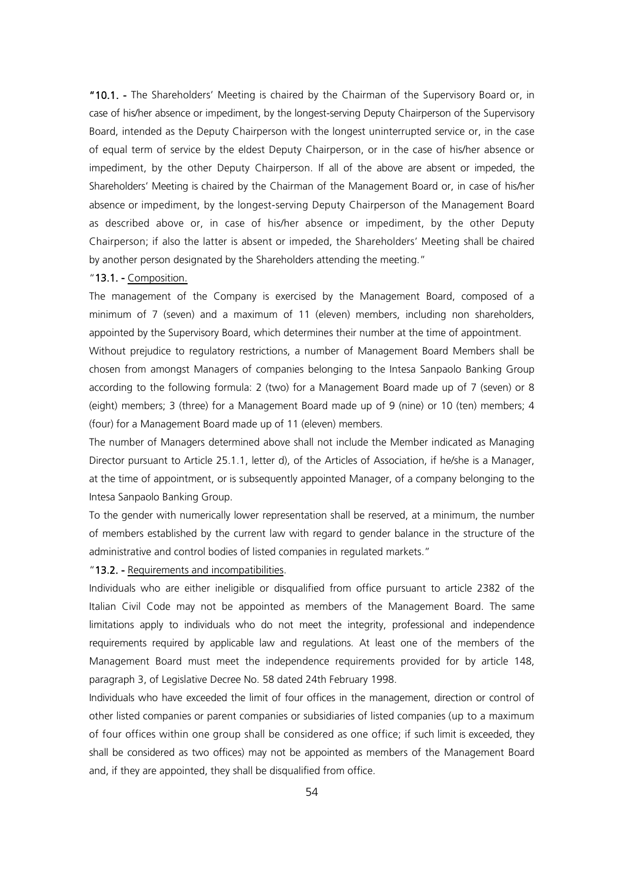"**10.1. -** The Shareholders' Meeting is chaired by the Chairman of the Supervisory Board or, in case of his/her absence or impediment, by the longest-serving Deputy Chairperson of the Supervisory Board, intended as the Deputy Chairperson with the longest uninterrupted service or, in the case of equal term of service by the eldest Deputy Chairperson, or in the case of his/her absence or impediment, by the other Deputy Chairperson. If all of the above are absent or impeded, the Shareholders' Meeting is chaired by the Chairman of the Management Board or, in case of his/her absence or impediment, by the longest-serving Deputy Chairperson of the Management Board as described above or, in case of his/her absence or impediment, by the other Deputy Chairperson; if also the latter is absent or impeded, the Shareholders' Meeting shall be chaired by another person designated by the Shareholders attending the meeting."

"**13.1. -** Composition.

The management of the Company is exercised by the Management Board, composed of a minimum of 7 (seven) and a maximum of 11 (eleven) members, including non shareholders, appointed by the Supervisory Board, which determines their number at the time of appointment.

Without prejudice to regulatory restrictions, a number of Management Board Members shall be chosen from amongst Managers of companies belonging to the Intesa Sanpaolo Banking Group according to the following formula: 2 (two) for a Management Board made up of 7 (seven) or 8 (eight) members; 3 (three) for a Management Board made up of 9 (nine) or 10 (ten) members; 4 (four) for a Management Board made up of 11 (eleven) members.

The number of Managers determined above shall not include the Member indicated as Managing Director pursuant to Article 25.1.1, letter d), of the Articles of Association, if he/she is a Manager, at the time of appointment, or is subsequently appointed Manager, of a company belonging to the Intesa Sanpaolo Banking Group.

To the gender with numerically lower representation shall be reserved, at a minimum, the number of members established by the current law with regard to gender balance in the structure of the administrative and control bodies of listed companies in regulated markets."

"**13.2. -** Requirements and incompatibilities.

Individuals who are either ineligible or disqualified from office pursuant to article 2382 of the Italian Civil Code may not be appointed as members of the Management Board. The same limitations apply to individuals who do not meet the integrity, professional and independence requirements required by applicable law and regulations. At least one of the members of the Management Board must meet the independence requirements provided for by article 148, paragraph 3, of Legislative Decree No. 58 dated 24th February 1998.

Individuals who have exceeded the limit of four offices in the management, direction or control of other listed companies or parent companies or subsidiaries of listed companies (up to a maximum of four offices within one group shall be considered as one office; if such limit is exceeded, they shall be considered as two offices) may not be appointed as members of the Management Board and, if they are appointed, they shall be disqualified from office.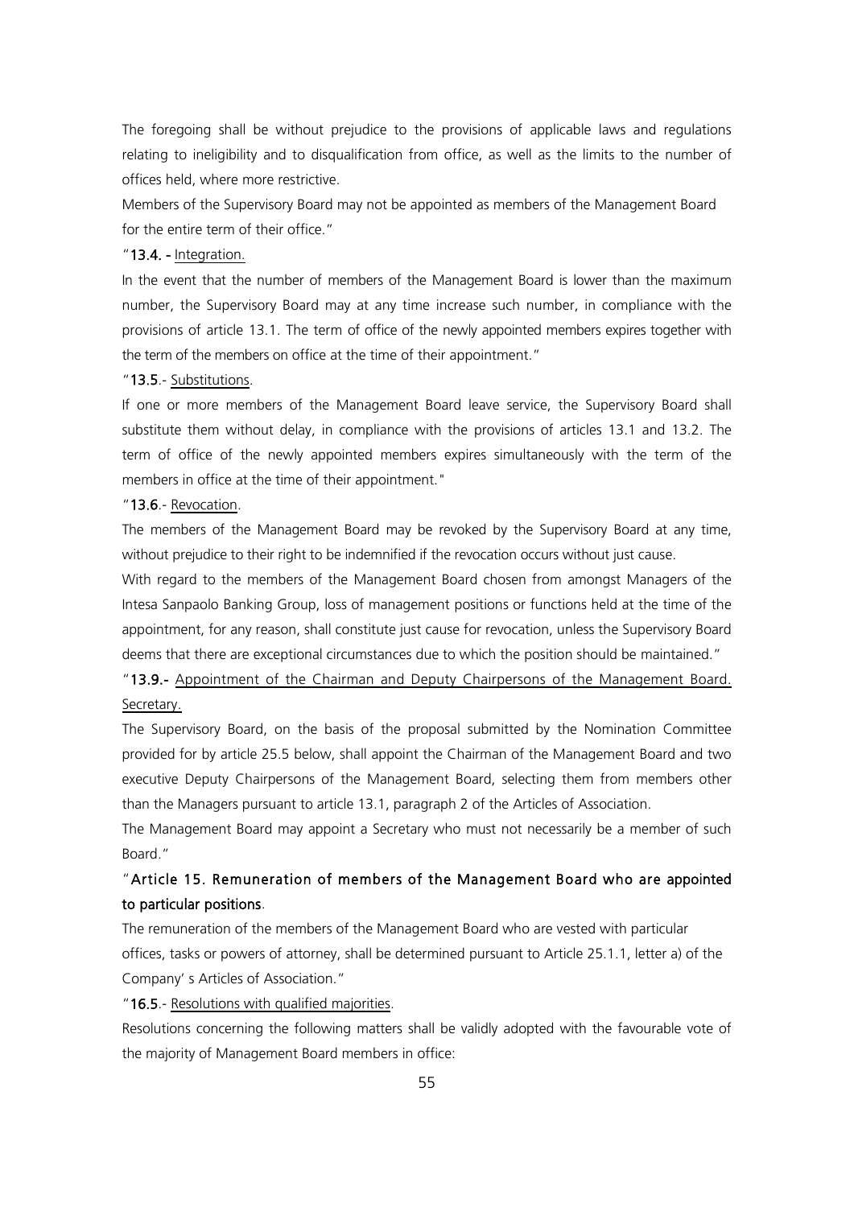The foregoing shall be without prejudice to the provisions of applicable laws and regulations relating to ineligibility and to disqualification from office, as well as the limits to the number of offices held, where more restrictive.

Members of the Supervisory Board may not be appointed as members of the Management Board for the entire term of their office."

"**13.4. -** Integration.

In the event that the number of members of the Management Board is lower than the maximum number, the Supervisory Board may at any time increase such number, in compliance with the provisions of article 13.1. The term of office of the newly appointed members expires together with the term of the members on office at the time of their appointment."

"**13.5**.- Substitutions.

If one or more members of the Management Board leave service, the Supervisory Board shall substitute them without delay, in compliance with the provisions of articles 13.1 and 13.2. The term of office of the newly appointed members expires simultaneously with the term of the members in office at the time of their appointment."

"**13.6**.- Revocation.

The members of the Management Board may be revoked by the Supervisory Board at any time, without prejudice to their right to be indemnified if the revocation occurs without just cause.

With regard to the members of the Management Board chosen from amongst Managers of the Intesa Sanpaolo Banking Group, loss of management positions or functions held at the time of the appointment, for any reason, shall constitute just cause for revocation, unless the Supervisory Board deems that there are exceptional circumstances due to which the position should be maintained."

"**13.9.-** Appointment of the Chairman and Deputy Chairpersons of the Management Board. Secretary.

The Supervisory Board, on the basis of the proposal submitted by the Nomination Committee provided for by article 25.5 below, shall appoint the Chairman of the Management Board and two executive Deputy Chairpersons of the Management Board, selecting them from members other than the Managers pursuant to article 13.1, paragraph 2 of the Articles of Association.

The Management Board may appoint a Secretary who must not necessarily be a member of such Board."

"**Article 15. Remuneration of members of the Management Board who are appointed to particular positions**.

The remuneration of the members of the Management Board who are vested with particular offices, tasks or powers of attorney, shall be determined pursuant to Article 25.1.1, letter a) of the Company' s Articles of Association."

"**16.5**.- Resolutions with qualified majorities.

Resolutions concerning the following matters shall be validly adopted with the favourable vote of the majority of Management Board members in office: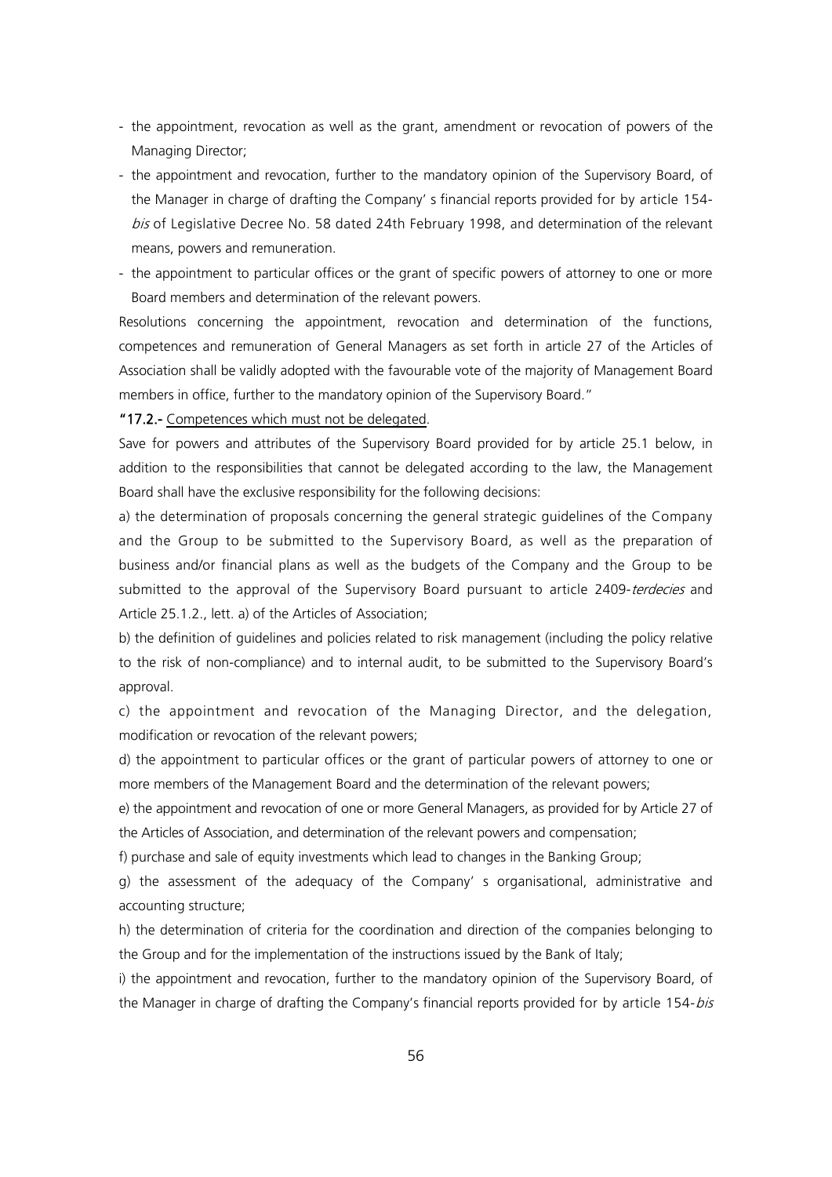- the appointment, revocation as well as the grant, amendment or revocation of powers of the Managing Director;
- the appointment and revocation, further to the mandatory opinion of the Supervisory Board, of the Manager in charge of drafting the Company' s financial reports provided for by article 154-*bis* of Legislative Decree No. 58 dated 24th February 1998, and determination of the relevant means, powers and remuneration.
- the appointment to particular offices or the grant of specific powers of attorney to one or more Board members and determination of the relevant powers.

Resolutions concerning the appointment, revocation and determination of the functions, competences and remuneration of General Managers as set forth in article 27 of the Articles of Association shall be validly adopted with the favourable vote of the majority of Management Board members in office, further to the mandatory opinion of the Supervisory Board."

**"17.2.-** Competences which must not be delegated.

Save for powers and attributes of the Supervisory Board provided for by article 25.1 below, in addition to the responsibilities that cannot be delegated according to the law, the Management Board shall have the exclusive responsibility for the following decisions:

a) the determination of proposals concerning the general strategic guidelines of the Company and the Group to be submitted to the Supervisory Board, as well as the preparation of business and/or financial plans as well as the budgets of the Company and the Group to be submitted to the approval of the Supervisory Board pursuant to article 2409-*terdecies* and Article 25.1.2., lett. a) of the Articles of Association;

b) the definition of guidelines and policies related to risk management (including the policy relative to the risk of non-compliance) and to internal audit, to be submitted to the Supervisory Board's approval.

c) the appointment and revocation of the Managing Director, and the delegation, modification or revocation of the relevant powers;

d) the appointment to particular offices or the grant of particular powers of attorney to one or more members of the Management Board and the determination of the relevant powers;

e) the appointment and revocation of one or more General Managers, as provided for by Article 27 of the Articles of Association, and determination of the relevant powers and compensation;

f) purchase and sale of equity investments which lead to changes in the Banking Group;

g) the assessment of the adequacy of the Company' s organisational, administrative and accounting structure;

h) the determination of criteria for the coordination and direction of the companies belonging to the Group and for the implementation of the instructions issued by the Bank of Italy;

i) the appointment and revocation, further to the mandatory opinion of the Supervisory Board, of the Manager in charge of drafting the Company's financial reports provided for by article 154-*bis*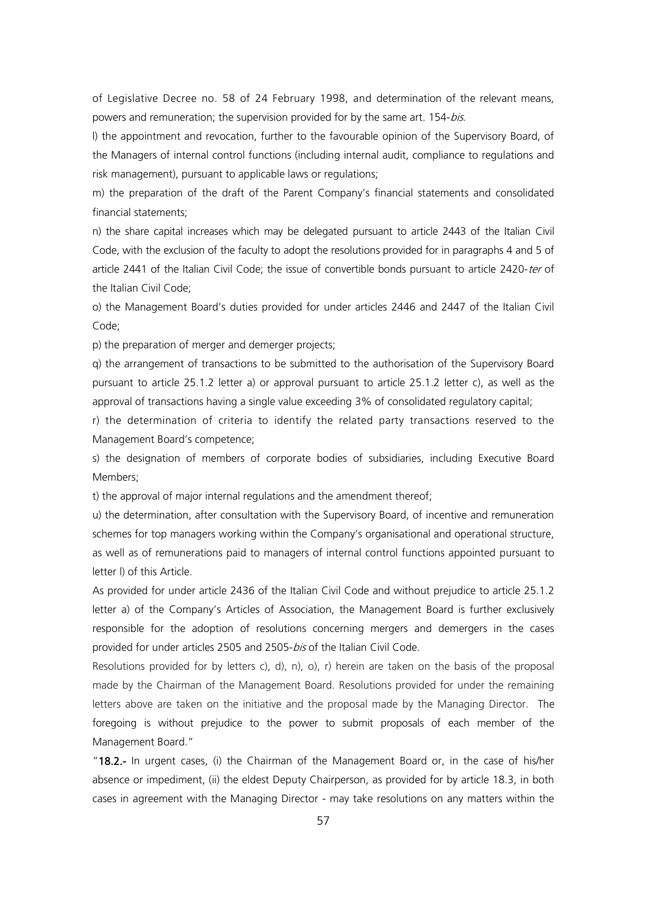of Legislative Decree no. 58 of 24 February 1998, and determination of the relevant means, powers and remuneration; the supervision provided for by the same art. 154-*bis*.

l) the appointment and revocation, further to the favourable opinion of the Supervisory Board, of the Managers of internal control functions (including internal audit, compliance to regulations and risk management), pursuant to applicable laws or regulations;

m) the preparation of the draft of the Parent Company's financial statements and consolidated financial statements;

n) the share capital increases which may be delegated pursuant to article 2443 of the Italian Civil Code, with the exclusion of the faculty to adopt the resolutions provided for in paragraphs 4 and 5 of article 2441 of the Italian Civil Code; the issue of convertible bonds pursuant to article 2420-*ter* of the Italian Civil Code;

o) the Management Board's duties provided for under articles 2446 and 2447 of the Italian Civil Code;

p) the preparation of merger and demerger projects;

q) the arrangement of transactions to be submitted to the authorisation of the Supervisory Board pursuant to article 25.1.2 letter a) or approval pursuant to article 25.1.2 letter c), as well as the approval of transactions having a single value exceeding 3% of consolidated regulatory capital;

r) the determination of criteria to identify the related party transactions reserved to the Management Board's competence;

s) the designation of members of corporate bodies of subsidiaries, including Executive Board Members;

t) the approval of major internal regulations and the amendment thereof;

u) the determination, after consultation with the Supervisory Board, of incentive and remuneration schemes for top managers working within the Company's organisational and operational structure, as well as of remunerations paid to managers of internal control functions appointed pursuant to letter l) of this Article.

As provided for under article 2436 of the Italian Civil Code and without prejudice to article 25.1.2 letter a) of the Company's Articles of Association, the Management Board is further exclusively responsible for the adoption of resolutions concerning mergers and demergers in the cases provided for under articles 2505 and 2505-*bis* of the Italian Civil Code.

Resolutions provided for by letters c), d), n), o), r) herein are taken on the basis of the proposal made by the Chairman of the Management Board. Resolutions provided for under the remaining letters above are taken on the initiative and the proposal made by the Managing Director. The foregoing is without prejudice to the power to submit proposals of each member of the Management Board."

"**18.2.-** In urgent cases, (i) the Chairman of the Management Board or, in the case of his/her absence or impediment, (ii) the eldest Deputy Chairperson, as provided for by article 18.3, in both cases in agreement with the Managing Director - may take resolutions on any matters within the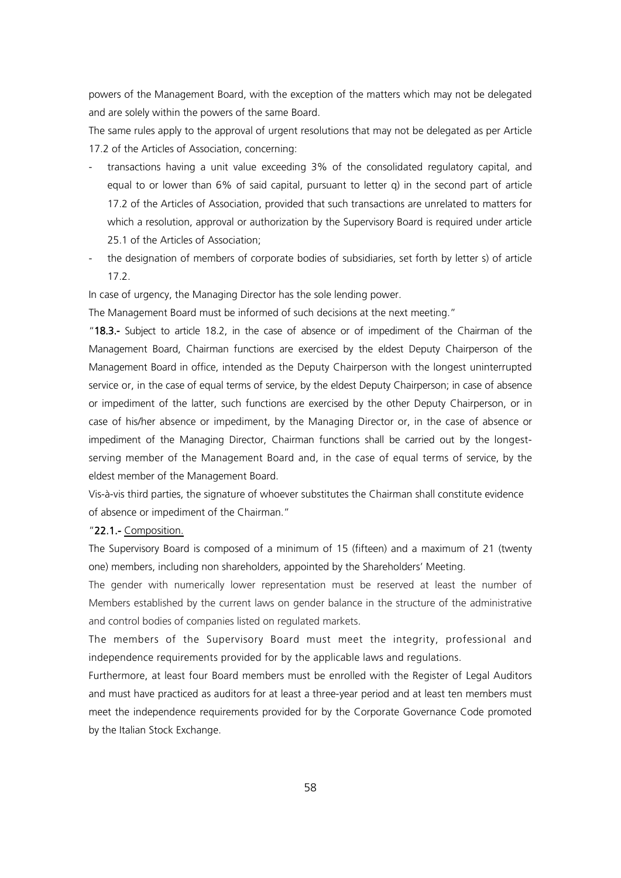powers of the Management Board, with the exception of the matters which may not be delegated and are solely within the powers of the same Board.

The same rules apply to the approval of urgent resolutions that may not be delegated as per Article 17.2 of the Articles of Association, concerning:

- transactions having a unit value exceeding 3% of the consolidated regulatory capital, and equal to or lower than 6% of said capital, pursuant to letter q) in the second part of article 17.2 of the Articles of Association, provided that such transactions are unrelated to matters for which a resolution, approval or authorization by the Supervisory Board is required under article 25.1 of the Articles of Association;
- the designation of members of corporate bodies of subsidiaries, set forth by letter s) of article 17.2.

In case of urgency, the Managing Director has the sole lending power.

The Management Board must be informed of such decisions at the next meeting."

"**18.3.-** Subject to article 18.2, in the case of absence or of impediment of the Chairman of the Management Board, Chairman functions are exercised by the eldest Deputy Chairperson of the Management Board in office, intended as the Deputy Chairperson with the longest uninterrupted service or, in the case of equal terms of service, by the eldest Deputy Chairperson; in case of absence or impediment of the latter, such functions are exercised by the other Deputy Chairperson, or in case of his/her absence or impediment, by the Managing Director or, in the case of absence or impediment of the Managing Director, Chairman functions shall be carried out by the longest-serving member of the Management Board and, in the case of equal terms of service, by the eldest member of the Management Board.

Vis-à-vis third parties, the signature of whoever substitutes the Chairman shall constitute evidence of absence or impediment of the Chairman."

"**22.1.-** Composition.

The Supervisory Board is composed of a minimum of 15 (fifteen) and a maximum of 21 (twenty one) members, including non shareholders, appointed by the Shareholders' Meeting.

The gender with numerically lower representation must be reserved at least the number of Members established by the current laws on gender balance in the structure of the administrative and control bodies of companies listed on regulated markets.

The members of the Supervisory Board must meet the integrity, professional and independence requirements provided for by the applicable laws and regulations.

Furthermore, at least four Board members must be enrolled with the Register of Legal Auditors and must have practiced as auditors for at least a three-year period and at least ten members must meet the independence requirements provided for by the Corporate Governance Code promoted by the Italian Stock Exchange.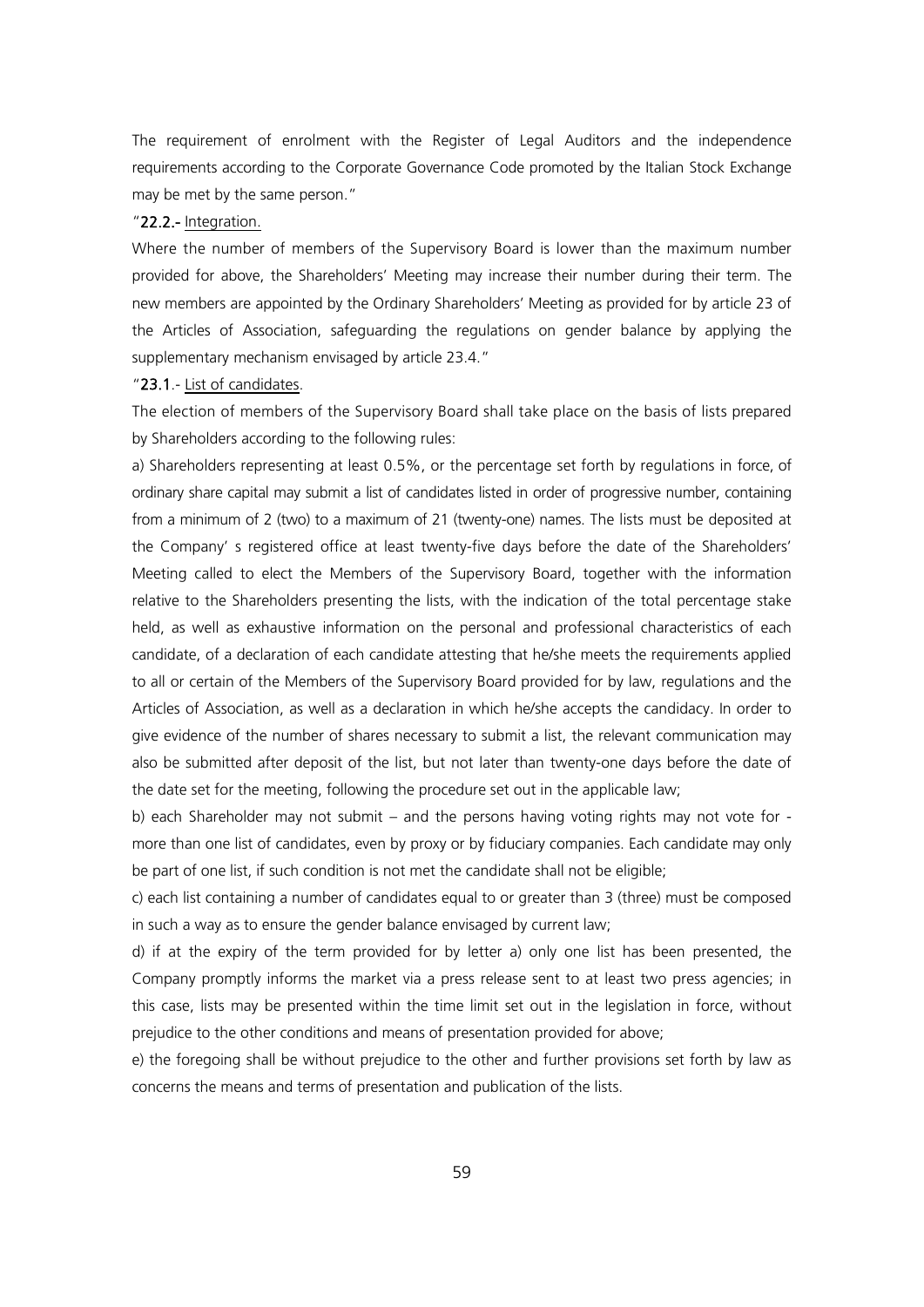The requirement of enrolment with the Register of Legal Auditors and the independence requirements according to the Corporate Governance Code promoted by the Italian Stock Exchange may be met by the same person."

"**22.2.-** Integration.

Where the number of members of the Supervisory Board is lower than the maximum number provided for above, the Shareholders' Meeting may increase their number during their term. The new members are appointed by the Ordinary Shareholders' Meeting as provided for by article 23 of the Articles of Association, safeguarding the regulations on gender balance by applying the supplementary mechanism envisaged by article 23.4."

"**23.1**.- List of candidates.

The election of members of the Supervisory Board shall take place on the basis of lists prepared by Shareholders according to the following rules:

a) Shareholders representing at least 0.5%, or the percentage set forth by regulations in force, of ordinary share capital may submit a list of candidates listed in order of progressive number, containing from a minimum of 2 (two) to a maximum of 21 (twenty-one) names. The lists must be deposited at the Company' s registered office at least twenty-five days before the date of the Shareholders' Meeting called to elect the Members of the Supervisory Board, together with the information relative to the Shareholders presenting the lists, with the indication of the total percentage stake held, as well as exhaustive information on the personal and professional characteristics of each candidate, of a declaration of each candidate attesting that he/she meets the requirements applied to all or certain of the Members of the Supervisory Board provided for by law, regulations and the Articles of Association, as well as a declaration in which he/she accepts the candidacy. In order to give evidence of the number of shares necessary to submit a list, the relevant communication may also be submitted after deposit of the list, but not later than twenty-one days before the date of the date set for the meeting, following the procedure set out in the applicable law;

b) each Shareholder may not submit – and the persons having voting rights may not vote for - more than one list of candidates, even by proxy or by fiduciary companies. Each candidate may only be part of one list, if such condition is not met the candidate shall not be eligible;

c) each list containing a number of candidates equal to or greater than 3 (three) must be composed in such a way as to ensure the gender balance envisaged by current law;

d) if at the expiry of the term provided for by letter a) only one list has been presented, the Company promptly informs the market via a press release sent to at least two press agencies; in this case, lists may be presented within the time limit set out in the legislation in force, without prejudice to the other conditions and means of presentation provided for above;

e) the foregoing shall be without prejudice to the other and further provisions set forth by law as concerns the means and terms of presentation and publication of the lists.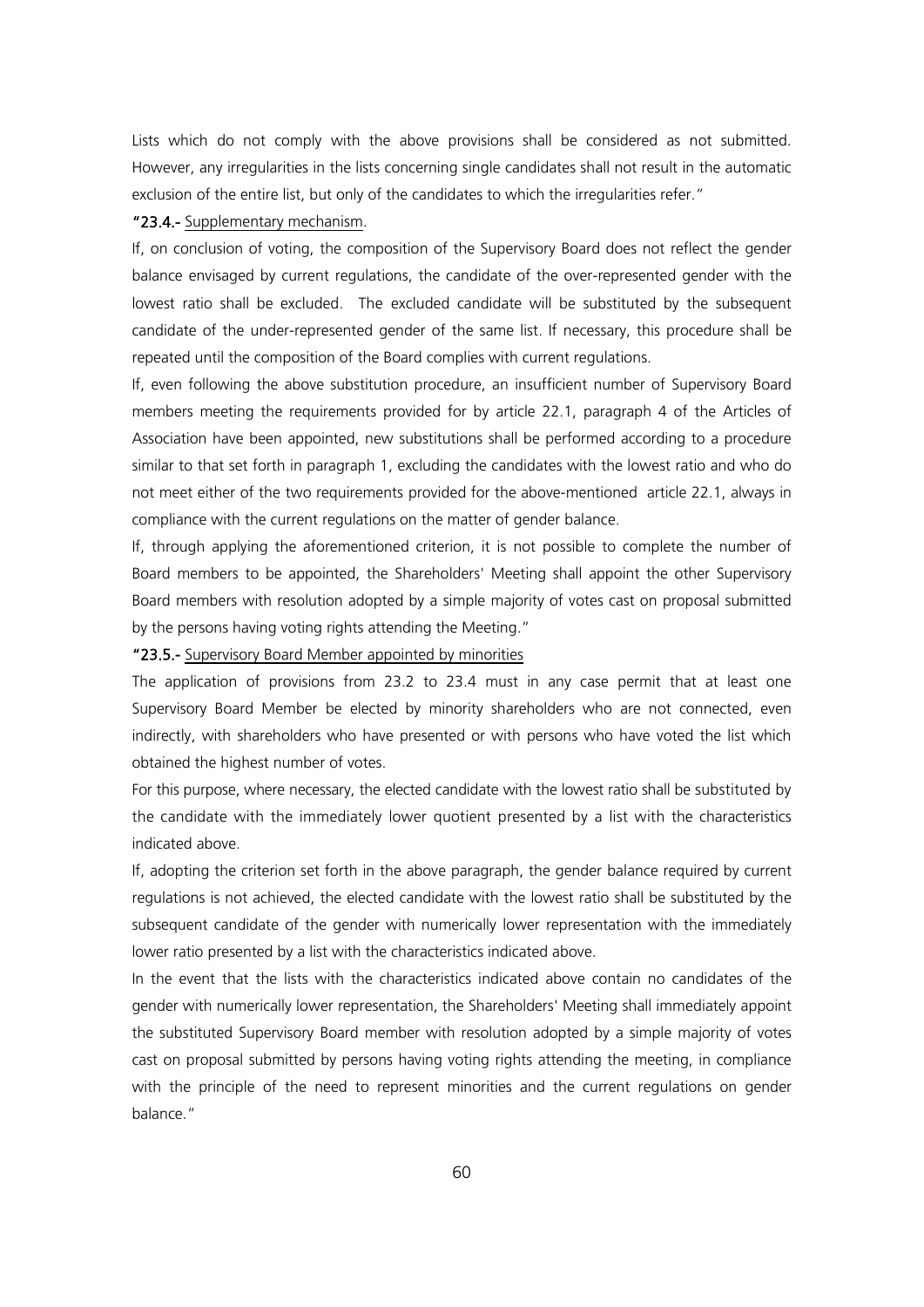Lists which do not comply with the above provisions shall be considered as not submitted. However, any irregularities in the lists concerning single candidates shall not result in the automatic exclusion of the entire list, but only of the candidates to which the irregularities refer."

**"23.4.-** Supplementary mechanism.

If, on conclusion of voting, the composition of the Supervisory Board does not reflect the gender balance envisaged by current regulations, the candidate of the over-represented gender with the lowest ratio shall be excluded. The excluded candidate will be substituted by the subsequent candidate of the under-represented gender of the same list. If necessary, this procedure shall be repeated until the composition of the Board complies with current regulations.

If, even following the above substitution procedure, an insufficient number of Supervisory Board members meeting the requirements provided for by article 22.1, paragraph 4 of the Articles of Association have been appointed, new substitutions shall be performed according to a procedure similar to that set forth in paragraph 1, excluding the candidates with the lowest ratio and who do not meet either of the two requirements provided for the above-mentioned article 22.1, always in compliance with the current regulations on the matter of gender balance.

If, through applying the aforementioned criterion, it is not possible to complete the number of Board members to be appointed, the Shareholders' Meeting shall appoint the other Supervisory Board members with resolution adopted by a simple majority of votes cast on proposal submitted by the persons having voting rights attending the Meeting."

**"23.5.-** Supervisory Board Member appointed by minorities

The application of provisions from 23.2 to 23.4 must in any case permit that at least one Supervisory Board Member be elected by minority shareholders who are not connected, even indirectly, with shareholders who have presented or with persons who have voted the list which obtained the highest number of votes.

For this purpose, where necessary, the elected candidate with the lowest ratio shall be substituted by the candidate with the immediately lower quotient presented by a list with the characteristics indicated above.

If, adopting the criterion set forth in the above paragraph, the gender balance required by current regulations is not achieved, the elected candidate with the lowest ratio shall be substituted by the subsequent candidate of the gender with numerically lower representation with the immediately lower ratio presented by a list with the characteristics indicated above.

In the event that the lists with the characteristics indicated above contain no candidates of the gender with numerically lower representation, the Shareholders' Meeting shall immediately appoint the substituted Supervisory Board member with resolution adopted by a simple majority of votes cast on proposal submitted by persons having voting rights attending the meeting, in compliance with the principle of the need to represent minorities and the current regulations on gender balance."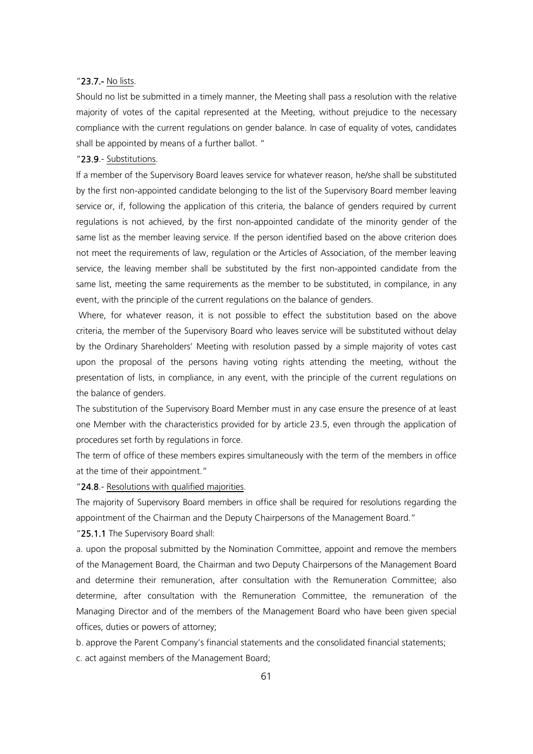"**23.7.-** No lists.

Should no list be submitted in a timely manner, the Meeting shall pass a resolution with the relative majority of votes of the capital represented at the Meeting, without prejudice to the necessary compliance with the current regulations on gender balance. In case of equality of votes, candidates shall be appointed by means of a further ballot. "

"**23.9**.- Substitutions.

If a member of the Supervisory Board leaves service for whatever reason, he/she shall be substituted by the first non-appointed candidate belonging to the list of the Supervisory Board member leaving service or, if, following the application of this criteria, the balance of genders required by current regulations is not achieved, by the first non-appointed candidate of the minority gender of the same list as the member leaving service. If the person identified based on the above criterion does not meet the requirements of law, regulation or the Articles of Association, of the member leaving service, the leaving member shall be substituted by the first non-appointed candidate from the same list, meeting the same requirements as the member to be substituted, in compilance, in any event, with the principle of the current regulations on the balance of genders.

Where, for whatever reason, it is not possible to effect the substitution based on the above criteria, the member of the Supervisory Board who leaves service will be substituted without delay by the Ordinary Shareholders' Meeting with resolution passed by a simple majority of votes cast upon the proposal of the persons having voting rights attending the meeting, without the presentation of lists, in compliance, in any event, with the principle of the current regulations on the balance of genders.

The substitution of the Supervisory Board Member must in any case ensure the presence of at least one Member with the characteristics provided for by article 23.5, even through the application of procedures set forth by regulations in force.

The term of office of these members expires simultaneously with the term of the members in office at the time of their appointment."

"**24.8**.- Resolutions with qualified majorities.

The majority of Supervisory Board members in office shall be required for resolutions regarding the appointment of the Chairman and the Deputy Chairpersons of the Management Board."

"**25.1.1** The Supervisory Board shall:

a. upon the proposal submitted by the Nomination Committee, appoint and remove the members of the Management Board, the Chairman and two Deputy Chairpersons of the Management Board and determine their remuneration, after consultation with the Remuneration Committee; also determine, after consultation with the Remuneration Committee, the remuneration of the Managing Director and of the members of the Management Board who have been given special offices, duties or powers of attorney;

b. approve the Parent Company's financial statements and the consolidated financial statements;

c. act against members of the Management Board;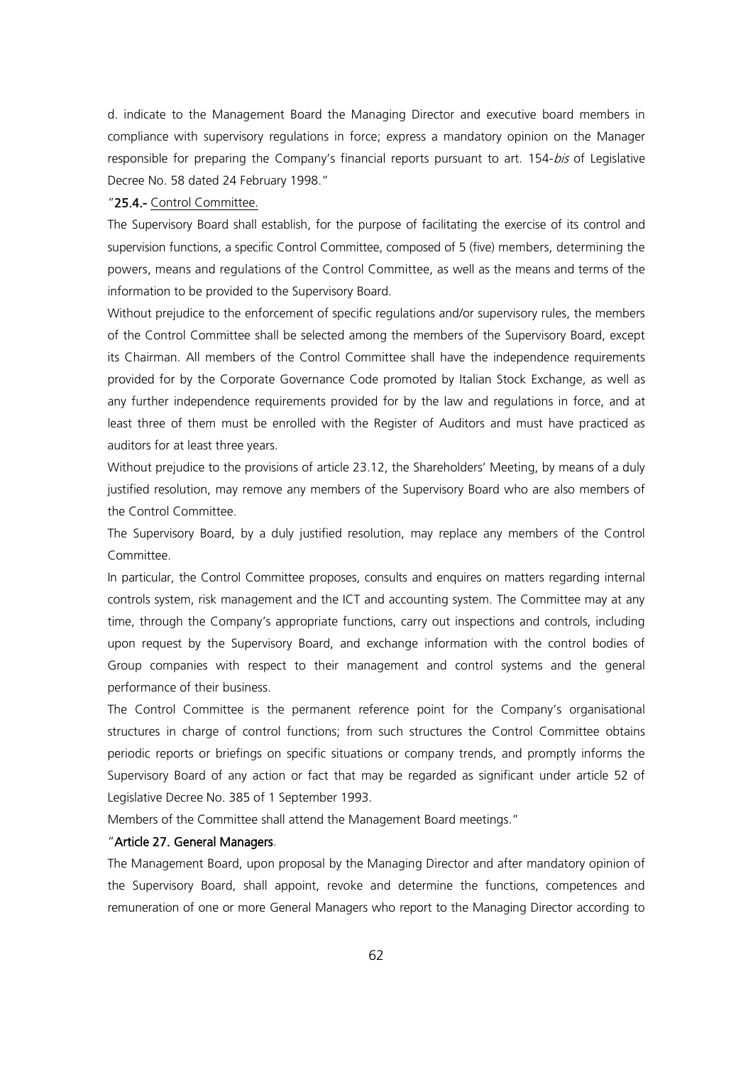d. indicate to the Management Board the Managing Director and executive board members in compliance with supervisory regulations in force; express a mandatory opinion on the Manager responsible for preparing the Company's financial reports pursuant to art. 154-*bis* of Legislative Decree No. 58 dated 24 February 1998."

"**25.4.-** Control Committee.

The Supervisory Board shall establish, for the purpose of facilitating the exercise of its control and supervision functions, a specific Control Committee, composed of 5 (five) members, determining the powers, means and regulations of the Control Committee, as well as the means and terms of the information to be provided to the Supervisory Board.

Without prejudice to the enforcement of specific regulations and/or supervisory rules, the members of the Control Committee shall be selected among the members of the Supervisory Board, except its Chairman. All members of the Control Committee shall have the independence requirements provided for by the Corporate Governance Code promoted by Italian Stock Exchange, as well as any further independence requirements provided for by the law and regulations in force, and at least three of them must be enrolled with the Register of Auditors and must have practiced as auditors for at least three years.

Without prejudice to the provisions of article 23.12, the Shareholders' Meeting, by means of a duly justified resolution, may remove any members of the Supervisory Board who are also members of the Control Committee.

The Supervisory Board, by a duly justified resolution, may replace any members of the Control Committee.

In particular, the Control Committee proposes, consults and enquires on matters regarding internal controls system, risk management and the ICT and accounting system. The Committee may at any time, through the Company's appropriate functions, carry out inspections and controls, including upon request by the Supervisory Board, and exchange information with the control bodies of Group companies with respect to their management and control systems and the general performance of their business.

The Control Committee is the permanent reference point for the Company's organisational structures in charge of control functions; from such structures the Control Committee obtains periodic reports or briefings on specific situations or company trends, and promptly informs the Supervisory Board of any action or fact that may be regarded as significant under article 52 of Legislative Decree No. 385 of 1 September 1993.

Members of the Committee shall attend the Management Board meetings."

"**Article 27. General Managers**.

The Management Board, upon proposal by the Managing Director and after mandatory opinion of the Supervisory Board, shall appoint, revoke and determine the functions, competences and remuneration of one or more General Managers who report to the Managing Director according to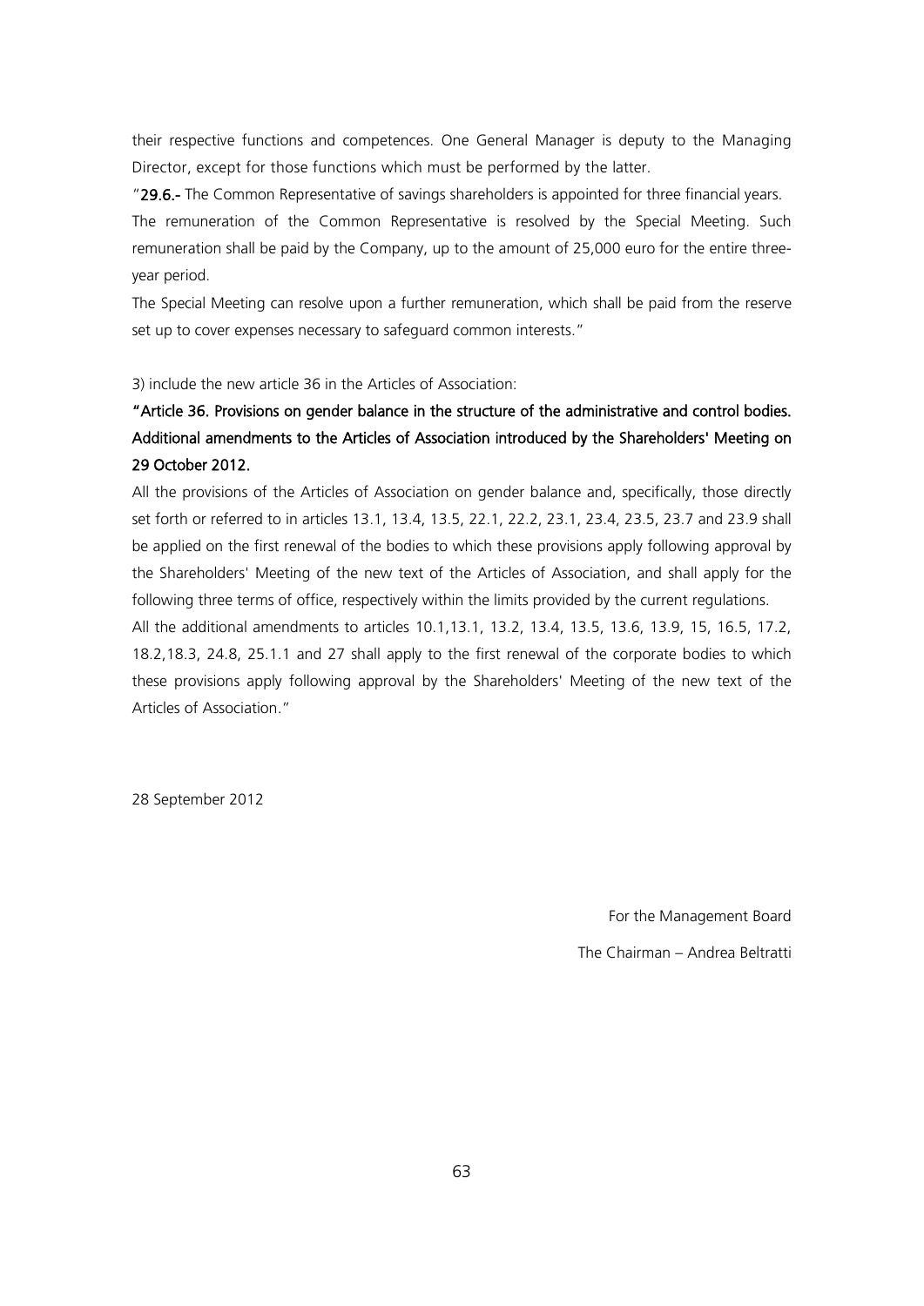their respective functions and competences. One General Manager is deputy to the Managing Director, except for those functions which must be performed by the latter.

"**29.6.-** The Common Representative of savings shareholders is appointed for three financial years.

The remuneration of the Common Representative is resolved by the Special Meeting. Such remuneration shall be paid by the Company, up to the amount of 25,000 euro for the entire three-year period.

The Special Meeting can resolve upon a further remuneration, which shall be paid from the reserve set up to cover expenses necessary to safeguard common interests."

3) include the new article 36 in the Articles of Association:

**"Article 36. Provisions on gender balance in the structure of the administrative and control bodies. Additional amendments to the Articles of Association introduced by the Shareholders' Meeting on 29 October 2012.**

All the provisions of the Articles of Association on gender balance and, specifically, those directly set forth or referred to in articles 13.1, 13.4, 13.5, 22.1, 22.2, 23.1, 23.4, 23.5, 23.7 and 23.9 shall be applied on the first renewal of the bodies to which these provisions apply following approval by the Shareholders' Meeting of the new text of the Articles of Association, and shall apply for the following three terms of office, respectively within the limits provided by the current regulations.

All the additional amendments to articles 10.1,13.1, 13.2, 13.4, 13.5, 13.6, 13.9, 15, 16.5, 17.2, 18.2,18.3, 24.8, 25.1.1 and 27 shall apply to the first renewal of the corporate bodies to which these provisions apply following approval by the Shareholders' Meeting of the new text of the Articles of Association."

28 September 2012

For the Management Board

The Chairman – Andrea Beltratti